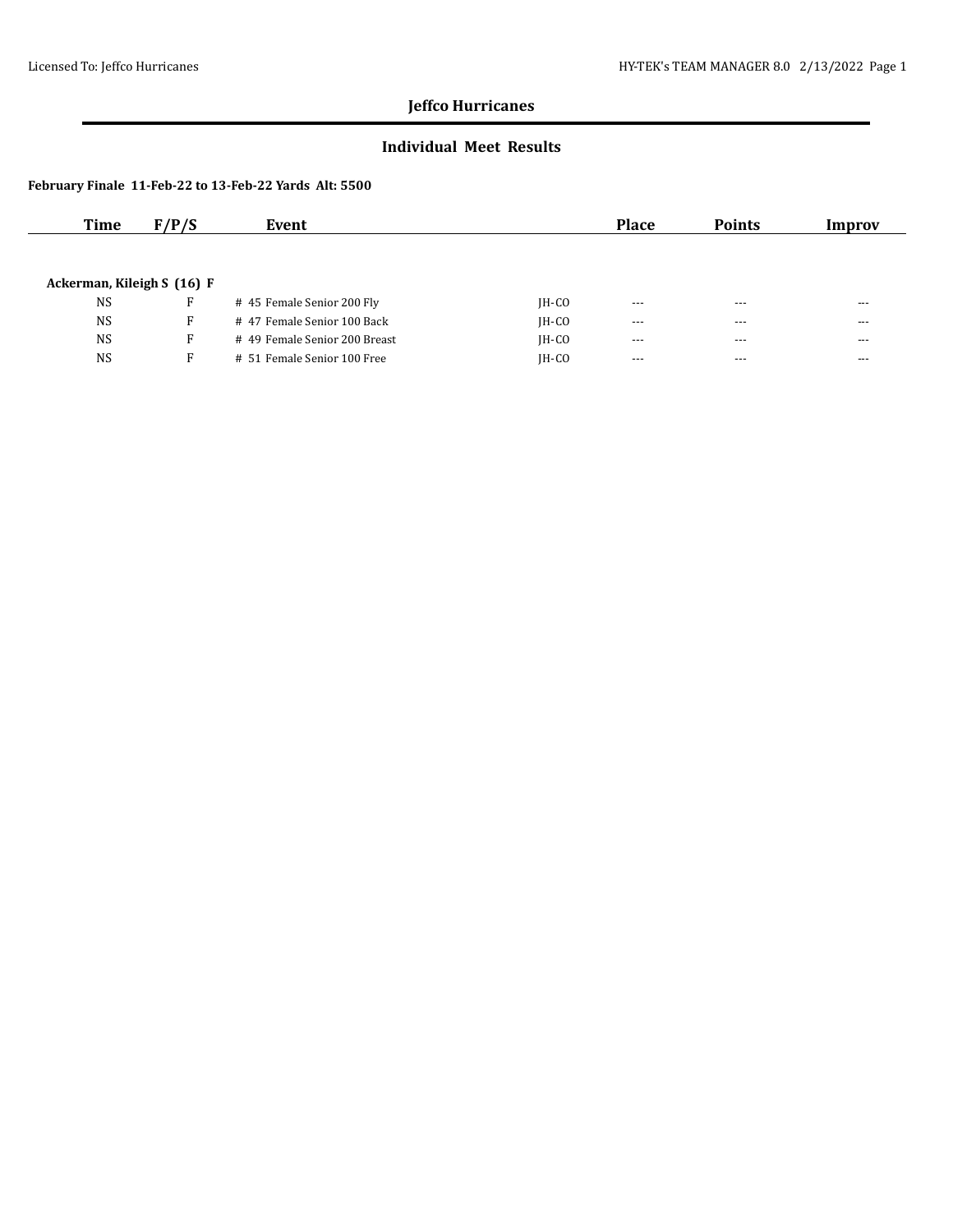# Jeffco Hurricanes

## Individual Meet Results

**February Finale 11-Feb-22 to 13-Feb-22 Yards Alt: 5500**

| Time | F/P/S | Event | | Place | Points | Improv |
|---|---|---|---|---|---|---|
| **Ackerman, Kileigh S (16) F** | | | | | | |
| NS | F | # 45 Female Senior 200 Fly | JH-CO | --- | --- | --- |
| NS | F | # 47 Female Senior 100 Back | JH-CO | --- | --- | --- |
| NS | F | # 49 Female Senior 200 Breast | JH-CO | --- | --- | --- |
| NS | F | # 51 Female Senior 100 Free | JH-CO | --- | --- | --- |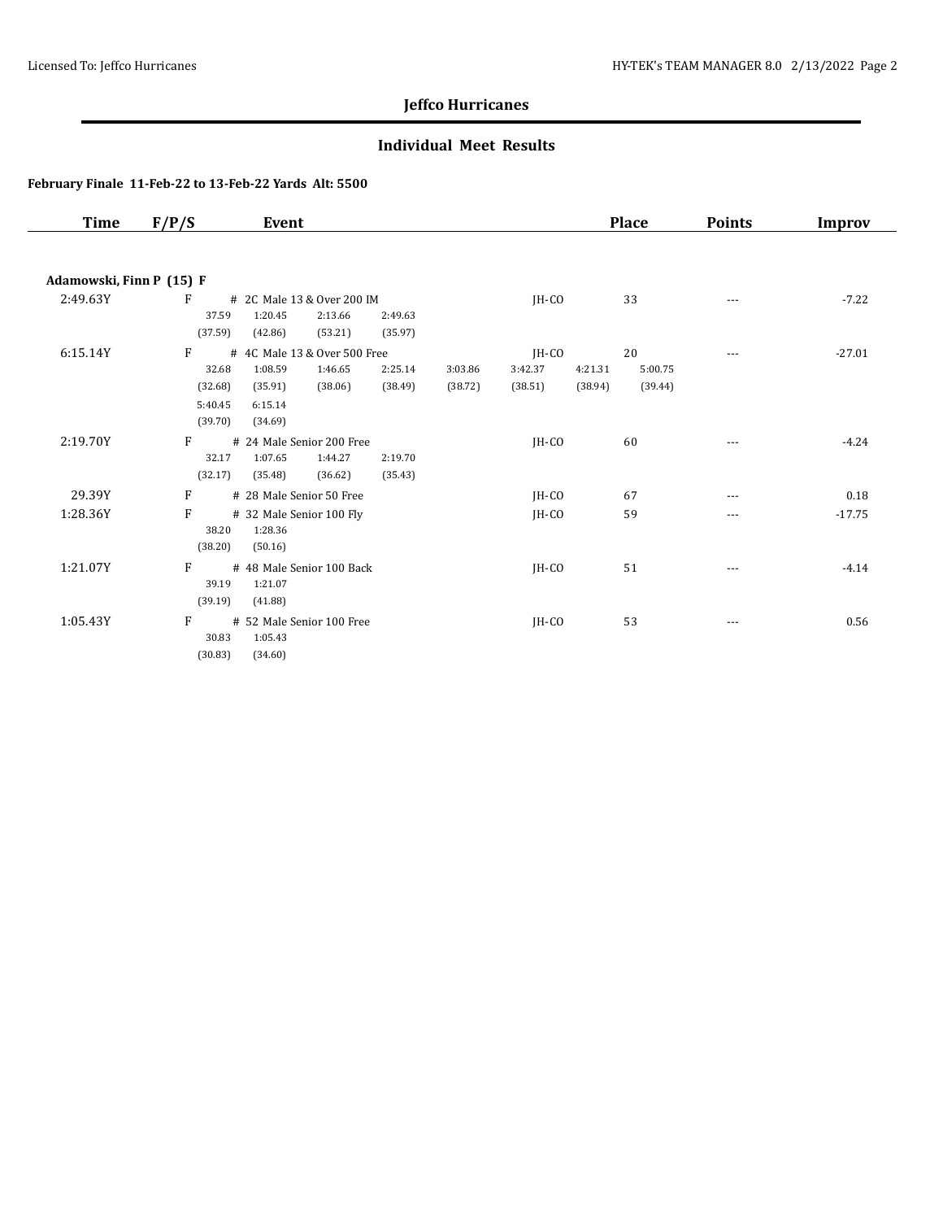## Jeffco Hurricanes

### Individual Meet Results

**February Finale 11-Feb-22 to 13-Feb-22 Yards Alt: 5500**

| Time | F/P/S | Event | | Place | Points | Improv |
|---|---|---|---|---|---|---|
| **Adamowski, Finn P (15) F** | | | | | | |
| 2:49.63Y | F | # 2C Male 13 & Over 200 IM<br>37.59 1:20.45 2:13.66 2:49.63<br>(37.59) (42.86) (53.21) (35.97) | JH-CO | 33 | --- | -7.22 |
| 6:15.14Y | F | # 4C Male 13 & Over 500 Free<br>32.68 1:08.59 1:46.65 2:25.14 3:03.86 3:42.37 4:21.31 5:00.75<br>(32.68) (35.91) (38.06) (38.49) (38.72) (38.51) (38.94) (39.44)<br>5:40.45 6:15.14<br>(39.70) (34.69) | JH-CO | 20 | --- | -27.01 |
| 2:19.70Y | F | # 24 Male Senior 200 Free<br>32.17 1:07.65 1:44.27 2:19.70<br>(32.17) (35.48) (36.62) (35.43) | JH-CO | 60 | --- | -4.24 |
| 29.39Y | F | # 28 Male Senior 50 Free | JH-CO | 67 | --- | 0.18 |
| 1:28.36Y | F | # 32 Male Senior 100 Fly<br>38.20 1:28.36<br>(38.20) (50.16) | JH-CO | 59 | --- | -17.75 |
| 1:21.07Y | F | # 48 Male Senior 100 Back<br>39.19 1:21.07<br>(39.19) (41.88) | JH-CO | 51 | --- | -4.14 |
| 1:05.43Y | F | # 52 Male Senior 100 Free<br>30.83 1:05.43<br>(30.83) (34.60) | JH-CO | 53 | --- | 0.56 |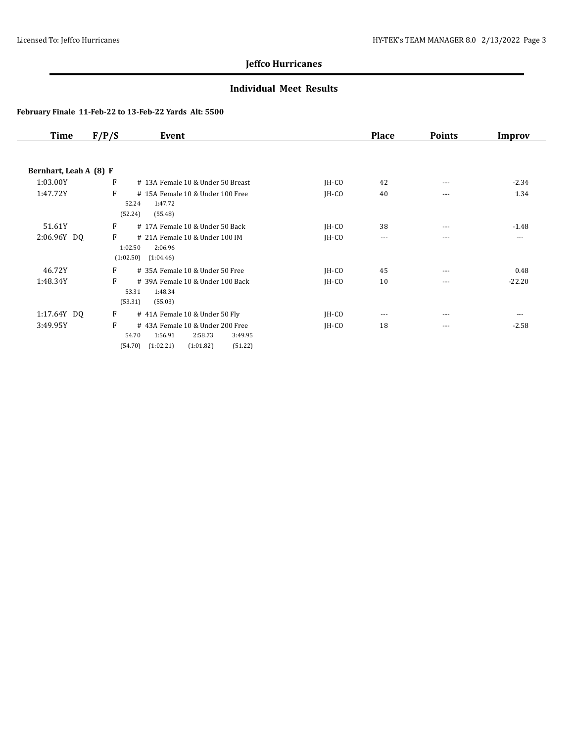## Jeffco Hurricanes

### Individual Meet Results

**February Finale 11-Feb-22 to 13-Feb-22 Yards Alt: 5500**

| Time | F/P/S | Event | | Place | Points | Improv |
|---|---|---|---|---|---|---|
| **Bernhart, Leah A (8) F** | | | | | | |
| 1:03.00Y | F | # 13A Female 10 & Under 50 Breast | JH-CO | 42 | --- | -2.34 |
| 1:47.72Y | F | # 15A Female 10 & Under 100 Free<br>52.24 1:47.72<br>(52.24) (55.48) | JH-CO | 40 | --- | 1.34 |
| 51.61Y | F | # 17A Female 10 & Under 50 Back | JH-CO | 38 | --- | -1.48 |
| 2:06.96Y DQ | F | # 21A Female 10 & Under 100 IM<br>1:02.50 2:06.96<br>(1:02.50) (1:04.46) | JH-CO | --- | --- | --- |
| 46.72Y | F | # 35A Female 10 & Under 50 Free | JH-CO | 45 | --- | 0.48 |
| 1:48.34Y | F | # 39A Female 10 & Under 100 Back<br>53.31 1:48.34<br>(53.31) (55.03) | JH-CO | 10 | --- | -22.20 |
| 1:17.64Y DQ | F | # 41A Female 10 & Under 50 Fly | JH-CO | --- | --- | --- |
| 3:49.95Y | F | # 43A Female 10 & Under 200 Free<br>54.70 1:56.91 2:58.73 3:49.95<br>(54.70) (1:02.21) (1:01.82) (51.22) | JH-CO | 18 | --- | -2.58 |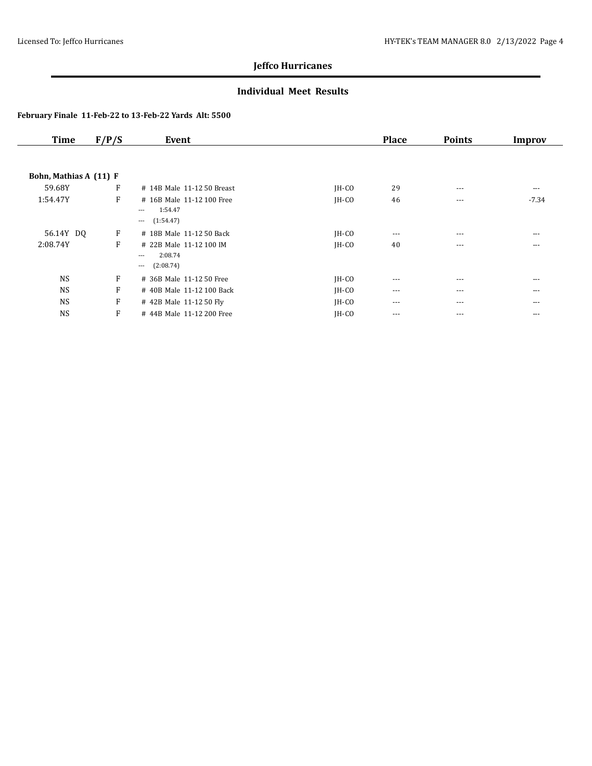## Jeffco Hurricanes

### Individual Meet Results

**February Finale 11-Feb-22 to 13-Feb-22 Yards Alt: 5500**

| Time | F/P/S | Event | | Place | Points | Improv |
|---|---|---|---|---|---|---|
| **Bohn, Mathias A (11) F** | | | | | | |
| 59.68Y | F | # 14B Male 11-12 50 Breast | JH-CO | 29 | --- | --- |
| 1:54.47Y | F | # 16B Male 11-12 100 Free<br>--- 1:54.47<br>--- (1:54.47) | JH-CO | 46 | --- | -7.34 |
| 56.14Y DQ | F | # 18B Male 11-12 50 Back | JH-CO | --- | --- | --- |
| 2:08.74Y | F | # 22B Male 11-12 100 IM<br>--- 2:08.74<br>--- (2:08.74) | JH-CO | 40 | --- | --- |
| NS | F | # 36B Male 11-12 50 Free | JH-CO | --- | --- | --- |
| NS | F | # 40B Male 11-12 100 Back | JH-CO | --- | --- | --- |
| NS | F | # 42B Male 11-12 50 Fly | JH-CO | --- | --- | --- |
| NS | F | # 44B Male 11-12 200 Free | JH-CO | --- | --- | --- |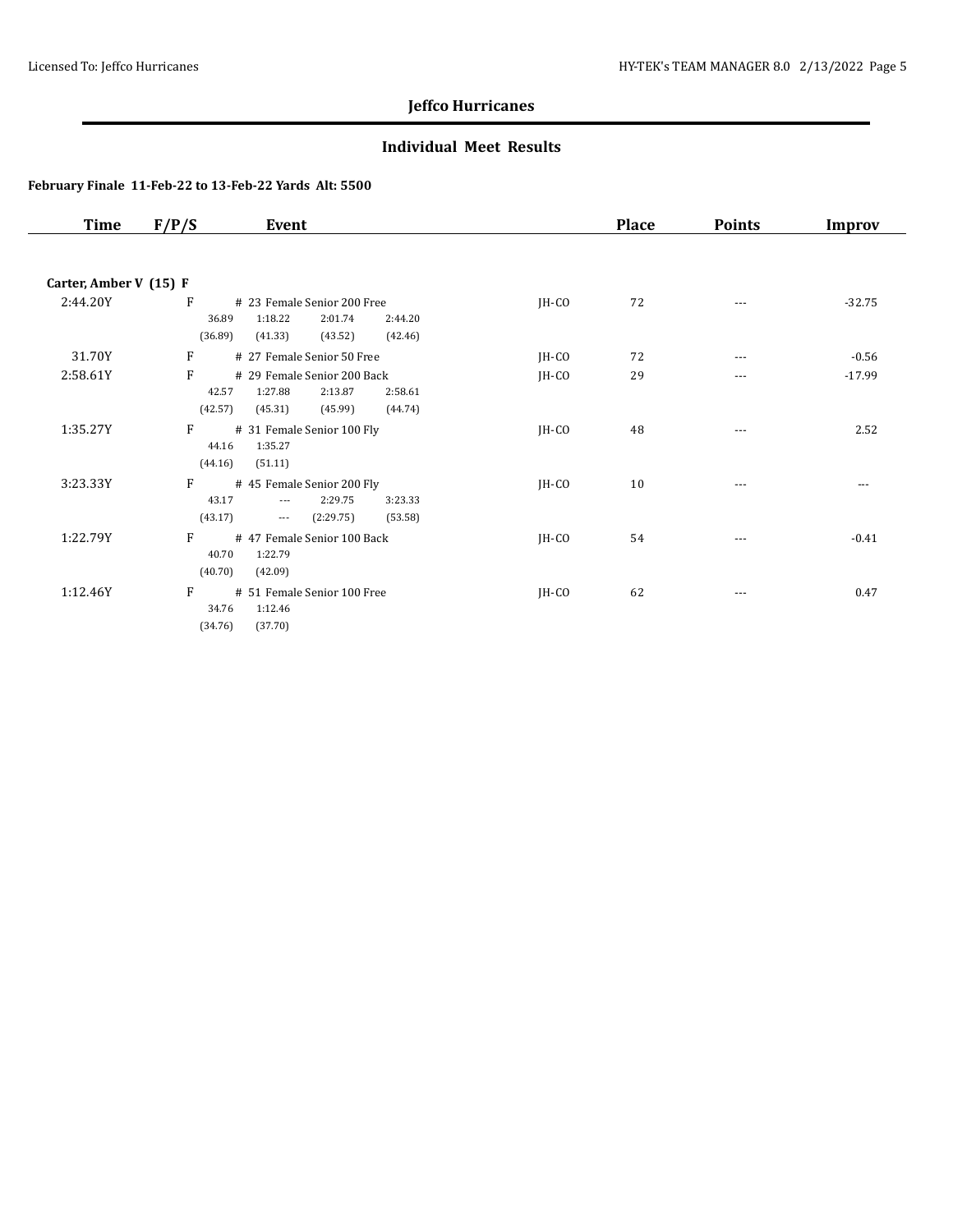## Jeffco Hurricanes

### Individual Meet Results

**February Finale 11-Feb-22 to 13-Feb-22 Yards Alt: 5500**

| Time | F/P/S | Event | | Place | Points | Improv |
|---|---|---|---|---|---|---|
| **Carter, Amber V (15) F** | | | | | | |
| 2:44.20Y | F | # 23 Female Senior 200 Free<br>36.89 1:18.22 2:01.74 2:44.20<br>(36.89) (41.33) (43.52) (42.46) | JH-CO | 72 | --- | -32.75 |
| 31.70Y | F | # 27 Female Senior 50 Free | JH-CO | 72 | --- | -0.56 |
| 2:58.61Y | F | # 29 Female Senior 200 Back<br>42.57 1:27.88 2:13.87 2:58.61<br>(42.57) (45.31) (45.99) (44.74) | JH-CO | 29 | --- | -17.99 |
| 1:35.27Y | F | # 31 Female Senior 100 Fly<br>44.16 1:35.27<br>(44.16) (51.11) | JH-CO | 48 | --- | 2.52 |
| 3:23.33Y | F | # 45 Female Senior 200 Fly<br>43.17 --- 2:29.75 3:23.33<br>(43.17) --- (2:29.75) (53.58) | JH-CO | 10 | --- | --- |
| 1:22.79Y | F | # 47 Female Senior 100 Back<br>40.70 1:22.79<br>(40.70) (42.09) | JH-CO | 54 | --- | -0.41 |
| 1:12.46Y | F | # 51 Female Senior 100 Free<br>34.76 1:12.46<br>(34.76) (37.70) | JH-CO | 62 | --- | 0.47 |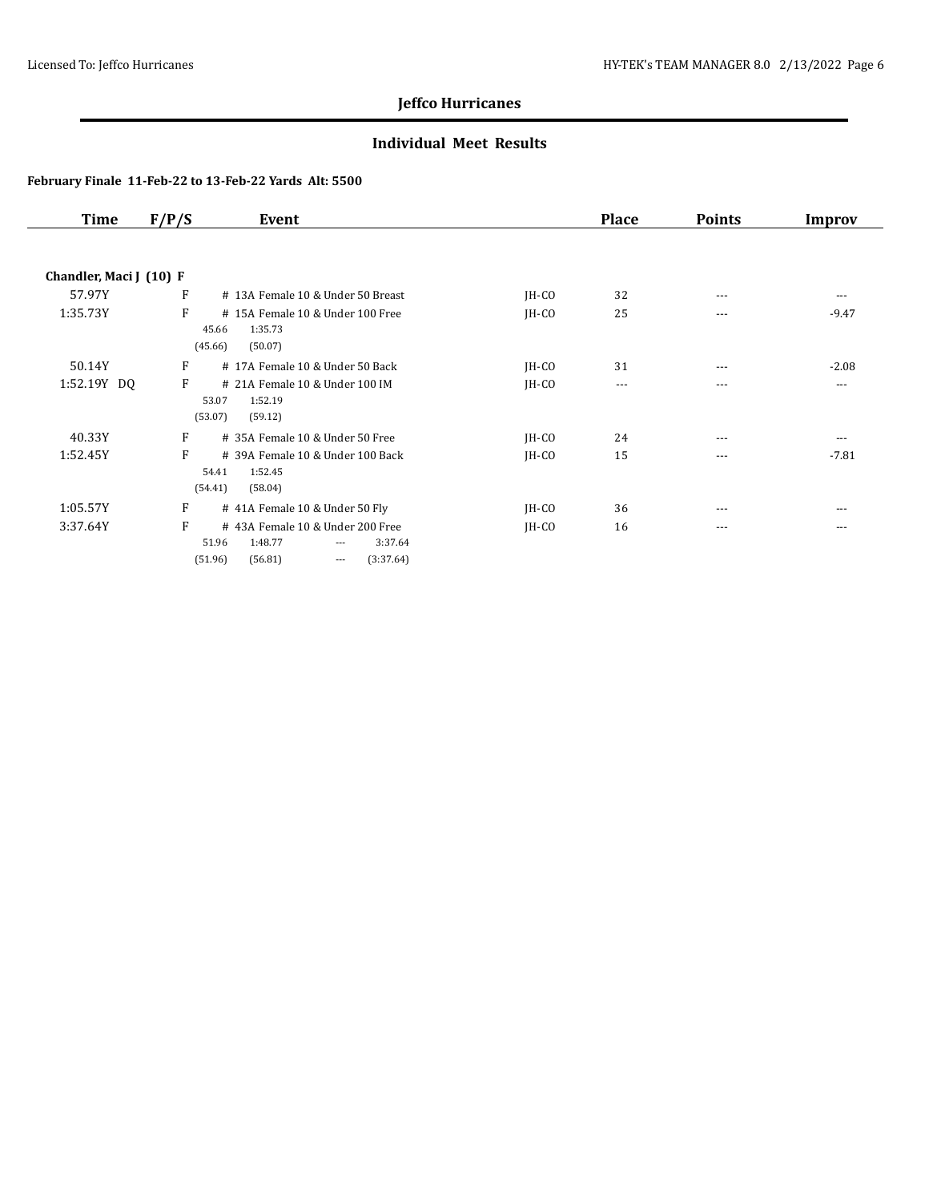## Jeffco Hurricanes

### Individual Meet Results

**February Finale 11-Feb-22 to 13-Feb-22 Yards Alt: 5500**

| Time | F/P/S | Event | | Place | Points | Improv |
|---|---|---|---|---|---|---|
| **Chandler, Maci J (10) F** | | | | | | |
| 57.97Y | F | # 13A Female 10 & Under 50 Breast | JH-CO | 32 | --- | --- |
| 1:35.73Y | F | # 15A Female 10 & Under 100 Free | JH-CO | 25 | --- | -9.47 |
| | | 45.66 1:35.73 | | | | |
| | | (45.66) (50.07) | | | | |
| 50.14Y | F | # 17A Female 10 & Under 50 Back | JH-CO | 31 | --- | -2.08 |
| 1:52.19Y DQ | F | # 21A Female 10 & Under 100 IM | JH-CO | --- | --- | --- |
| | | 53.07 1:52.19 | | | | |
| | | (53.07) (59.12) | | | | |
| 40.33Y | F | # 35A Female 10 & Under 50 Free | JH-CO | 24 | --- | --- |
| 1:52.45Y | F | # 39A Female 10 & Under 100 Back | JH-CO | 15 | --- | -7.81 |
| | | 54.41 1:52.45 | | | | |
| | | (54.41) (58.04) | | | | |
| 1:05.57Y | F | # 41A Female 10 & Under 50 Fly | JH-CO | 36 | --- | --- |
| 3:37.64Y | F | # 43A Female 10 & Under 200 Free | JH-CO | 16 | --- | --- |
| | | 51.96 1:48.77 --- 3:37.64 | | | | |
| | | (51.96) (56.81) --- (3:37.64) | | | | |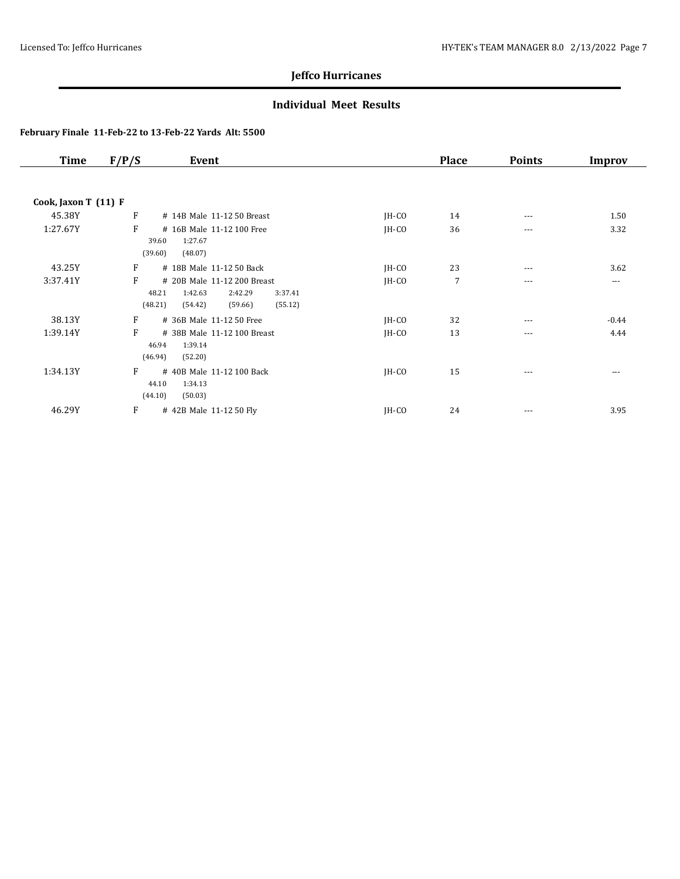## Jeffco Hurricanes

### Individual Meet Results

**February Finale 11-Feb-22 to 13-Feb-22 Yards Alt: 5500**

| Time | F/P/S | Event | | Place | Points | Improv |
|---|---|---|---|---|---|---|
| **Cook, Jaxon T (11) F** | | | | | | |
| 45.38Y | F | # 14B Male 11-12 50 Breast | JH-CO | 14 | --- | 1.50 |
| 1:27.67Y | F | # 16B Male 11-12 100 Free | JH-CO | 36 | --- | 3.32 |
| | | 39.60 1:27.67<br>(39.60) (48.07) | | | | |
| 43.25Y | F | # 18B Male 11-12 50 Back | JH-CO | 23 | --- | 3.62 |
| 3:37.41Y | F | # 20B Male 11-12 200 Breast | JH-CO | 7 | --- | --- |
| | | 48.21 1:42.63 2:42.29 3:37.41<br>(48.21) (54.42) (59.66) (55.12) | | | | |
| 38.13Y | F | # 36B Male 11-12 50 Free | JH-CO | 32 | --- | -0.44 |
| 1:39.14Y | F | # 38B Male 11-12 100 Breast | JH-CO | 13 | --- | 4.44 |
| | | 46.94 1:39.14<br>(46.94) (52.20) | | | | |
| 1:34.13Y | F | # 40B Male 11-12 100 Back | JH-CO | 15 | --- | --- |
| | | 44.10 1:34.13<br>(44.10) (50.03) | | | | |
| 46.29Y | F | # 42B Male 11-12 50 Fly | JH-CO | 24 | --- | 3.95 |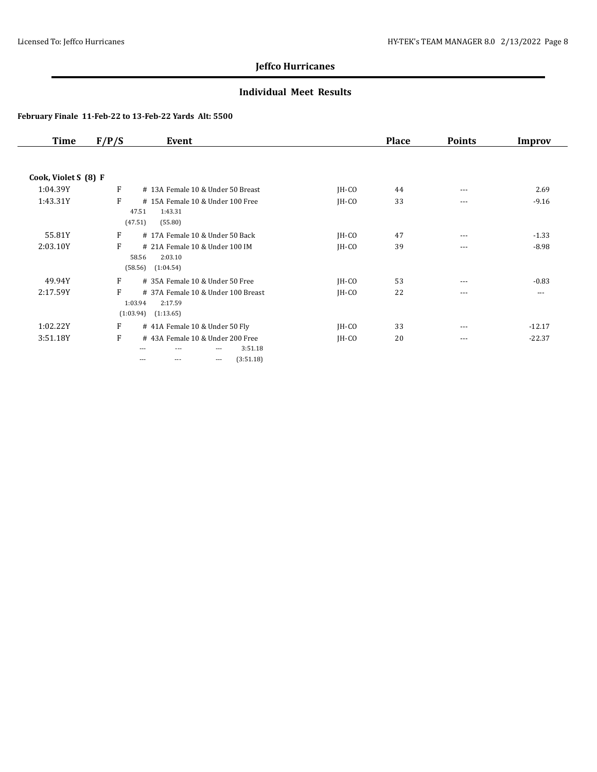## Jeffco Hurricanes

### Individual Meet Results

**February Finale 11-Feb-22 to 13-Feb-22 Yards Alt: 5500**

| Time | F/P/S | Event | | Place | Points | Improv |
|---|---|---|---|---|---|---|
| **Cook, Violet S (8) F** | | | | | | |
| 1:04.39Y | F | # 13A Female 10 & Under 50 Breast | JH-CO | 44 | --- | 2.69 |
| 1:43.31Y | F | # 15A Female 10 & Under 100 Free<br>47.51 1:43.31<br>(47.51) (55.80) | JH-CO | 33 | --- | -9.16 |
| 55.81Y | F | # 17A Female 10 & Under 50 Back | JH-CO | 47 | --- | -1.33 |
| 2:03.10Y | F | # 21A Female 10 & Under 100 IM<br>58.56 2:03.10<br>(58.56) (1:04.54) | JH-CO | 39 | --- | -8.98 |
| 49.94Y | F | # 35A Female 10 & Under 50 Free | JH-CO | 53 | --- | -0.83 |
| 2:17.59Y | F | # 37A Female 10 & Under 100 Breast<br>1:03.94 2:17.59<br>(1:03.94) (1:13.65) | JH-CO | 22 | --- | --- |
| 1:02.22Y | F | # 41A Female 10 & Under 50 Fly | JH-CO | 33 | --- | -12.17 |
| 3:51.18Y | F | # 43A Female 10 & Under 200 Free<br>--- --- --- 3:51.18<br>--- --- --- (3:51.18) | JH-CO | 20 | --- | -22.37 |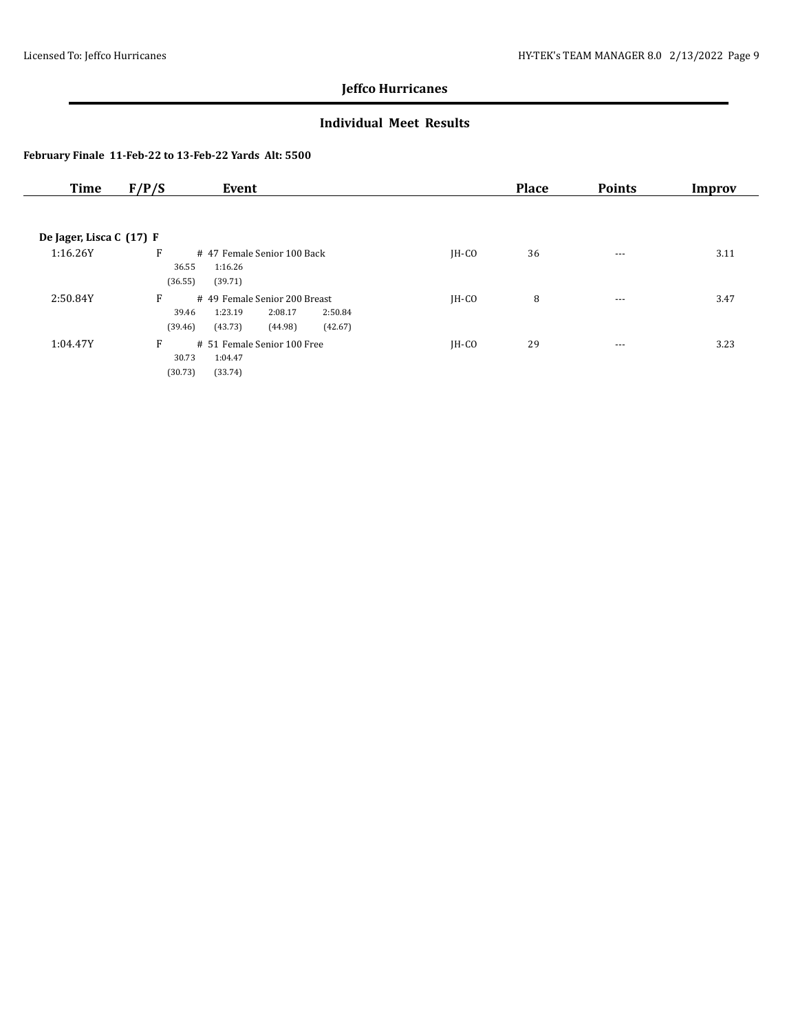## Jeffco Hurricanes

### Individual Meet Results

**February Finale 11-Feb-22 to 13-Feb-22 Yards Alt: 5500**

| Time | F/P/S | Event | | Place | Points | Improv |
|---|---|---|---|---|---|---|
| **De Jager, Lisca C (17) F** | | | | | | |
| 1:16.26Y | F | # 47 Female Senior 100 Back<br>36.55 1:16.26<br>(36.55) (39.71) | JH-CO | 36 | --- | 3.11 |
| 2:50.84Y | F | # 49 Female Senior 200 Breast<br>39.46 1:23.19 2:08.17 2:50.84<br>(39.46) (43.73) (44.98) (42.67) | JH-CO | 8 | --- | 3.47 |
| 1:04.47Y | F | # 51 Female Senior 100 Free<br>30.73 1:04.47<br>(30.73) (33.74) | JH-CO | 29 | --- | 3.23 |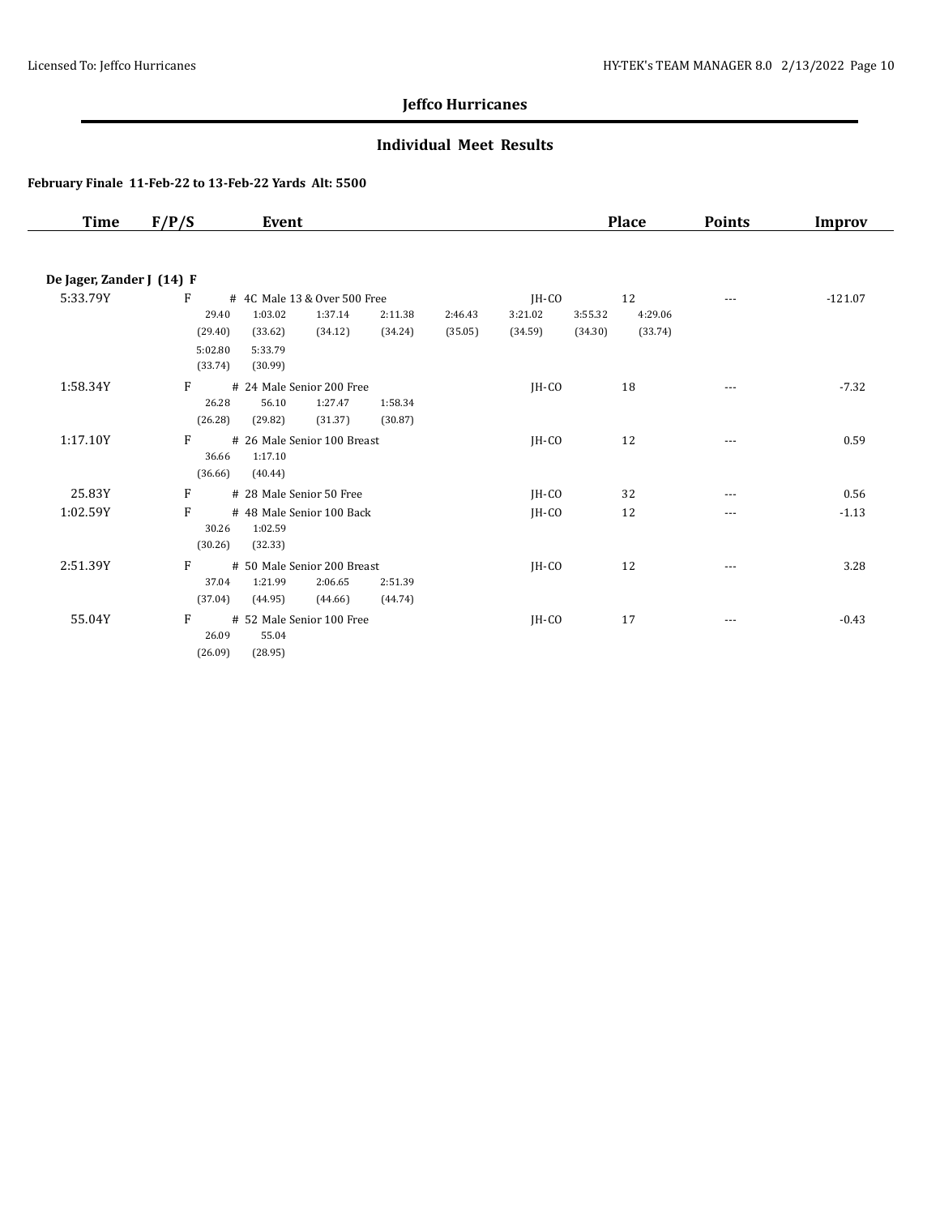## Jeffco Hurricanes

### Individual Meet Results

**February Finale 11-Feb-22 to 13-Feb-22 Yards Alt: 5500**

| Time | F/P/S | Event | | Place | Points | Improv |
|---|---|---|---|---|---|---|
| **De Jager, Zander J (14) F** | | | | | | |
| 5:33.79Y | F | # 4C Male 13 & Over 500 Free | JH-CO | 12 | --- | -121.07 |
| | | 29.40 1:03.02 1:37.14 2:11.38 2:46.43 3:21.02 3:55.32 4:29.06 | | | | |
| | | (29.40) (33.62) (34.12) (34.24) (35.05) (34.59) (34.30) (33.74) | | | | |
| | | 5:02.80 5:33.79 | | | | |
| | | (33.74) (30.99) | | | | |
| 1:58.34Y | F | # 24 Male Senior 200 Free | JH-CO | 18 | --- | -7.32 |
| | | 26.28 56.10 1:27.47 1:58.34 | | | | |
| | | (26.28) (29.82) (31.37) (30.87) | | | | |
| 1:17.10Y | F | # 26 Male Senior 100 Breast | JH-CO | 12 | --- | 0.59 |
| | | 36.66 1:17.10 | | | | |
| | | (36.66) (40.44) | | | | |
| 25.83Y | F | # 28 Male Senior 50 Free | JH-CO | 32 | --- | 0.56 |
| 1:02.59Y | F | # 48 Male Senior 100 Back | JH-CO | 12 | --- | -1.13 |
| | | 30.26 1:02.59 | | | | |
| | | (30.26) (32.33) | | | | |
| 2:51.39Y | F | # 50 Male Senior 200 Breast | JH-CO | 12 | --- | 3.28 |
| | | 37.04 1:21.99 2:06.65 2:51.39 | | | | |
| | | (37.04) (44.95) (44.66) (44.74) | | | | |
| 55.04Y | F | # 52 Male Senior 100 Free | JH-CO | 17 | --- | -0.43 |
| | | 26.09 55.04 | | | | |
| | | (26.09) (28.95) | | | | |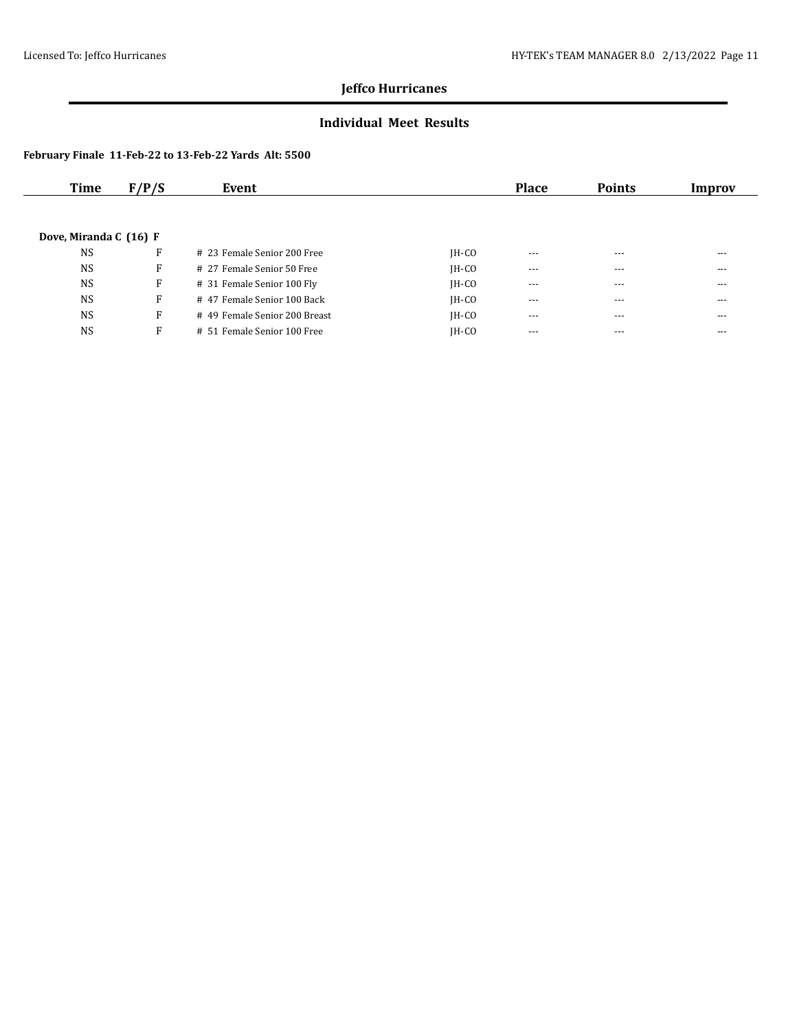## Jeffco Hurricanes

### Individual Meet Results

**February Finale 11-Feb-22 to 13-Feb-22 Yards Alt: 5500**

| Time | F/P/S | Event | | Place | Points | Improv |
|---|---|---|---|---|---|---|
| **Dove, Miranda C (16) F** | | | | | | |
| NS | F | # 23 Female Senior 200 Free | JH-CO | --- | --- | --- |
| NS | F | # 27 Female Senior 50 Free | JH-CO | --- | --- | --- |
| NS | F | # 31 Female Senior 100 Fly | JH-CO | --- | --- | --- |
| NS | F | # 47 Female Senior 100 Back | JH-CO | --- | --- | --- |
| NS | F | # 49 Female Senior 200 Breast | JH-CO | --- | --- | --- |
| NS | F | # 51 Female Senior 100 Free | JH-CO | --- | --- | --- |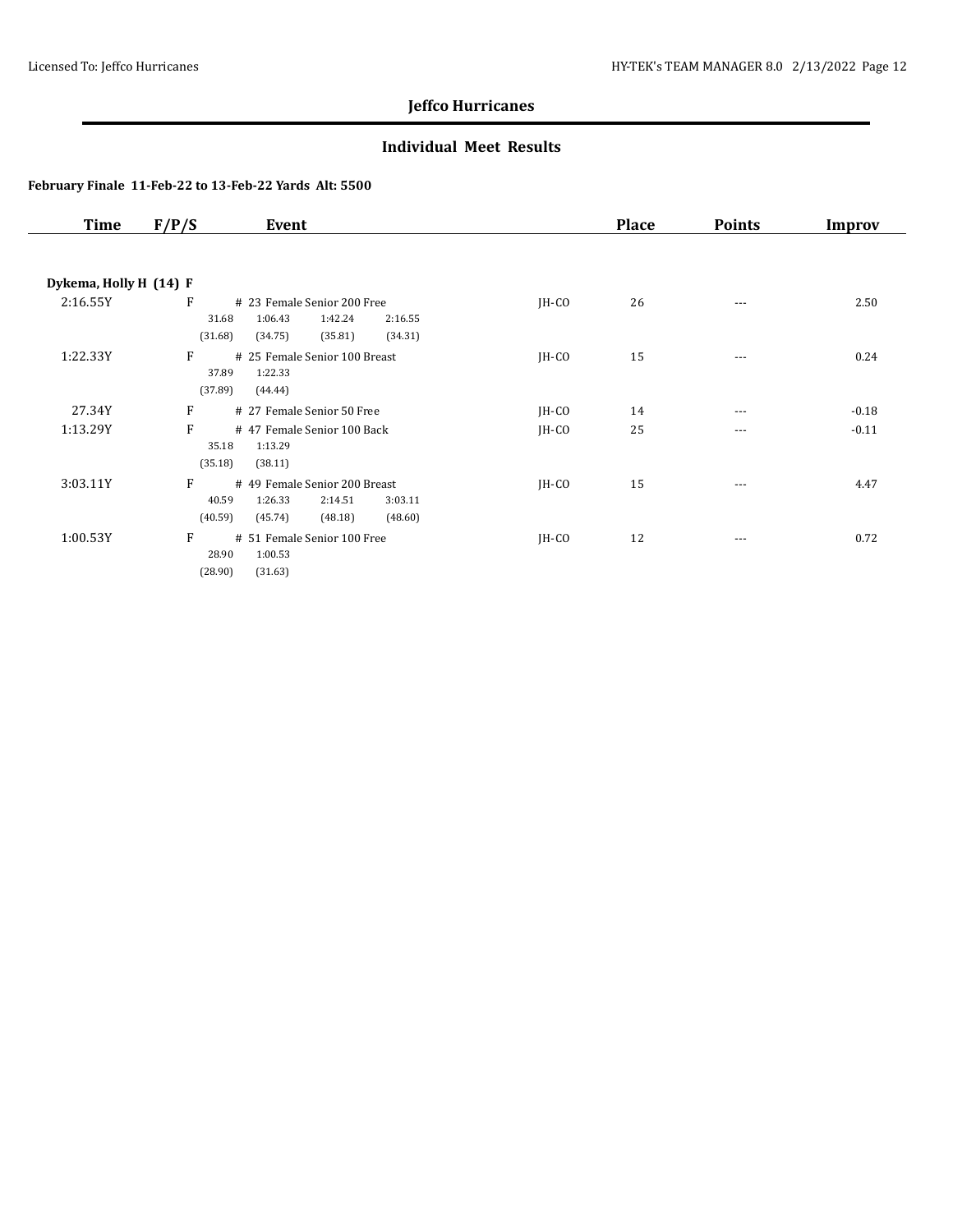## Jeffco Hurricanes

### Individual Meet Results

**February Finale 11-Feb-22 to 13-Feb-22 Yards Alt: 5500**

| Time | F/P/S | Event | | Place | Points | Improv |
|---|---|---|---|---|---|---|
| **Dykema, Holly H (14) F** | | | | | | |
| 2:16.55Y | F | # 23 Female Senior 200 Free | JH-CO | 26 | --- | 2.50 |
| | | 31.68 1:06.43 1:42.24 2:16.55 | | | | |
| | | (31.68) (34.75) (35.81) (34.31) | | | | |
| 1:22.33Y | F | # 25 Female Senior 100 Breast | JH-CO | 15 | --- | 0.24 |
| | | 37.89 1:22.33 | | | | |
| | | (37.89) (44.44) | | | | |
| 27.34Y | F | # 27 Female Senior 50 Free | JH-CO | 14 | --- | -0.18 |
| 1:13.29Y | F | # 47 Female Senior 100 Back | JH-CO | 25 | --- | -0.11 |
| | | 35.18 1:13.29 | | | | |
| | | (35.18) (38.11) | | | | |
| 3:03.11Y | F | # 49 Female Senior 200 Breast | JH-CO | 15 | --- | 4.47 |
| | | 40.59 1:26.33 2:14.51 3:03.11 | | | | |
| | | (40.59) (45.74) (48.18) (48.60) | | | | |
| 1:00.53Y | F | # 51 Female Senior 100 Free | JH-CO | 12 | --- | 0.72 |
| | | 28.90 1:00.53 | | | | |
| | | (28.90) (31.63) | | | | |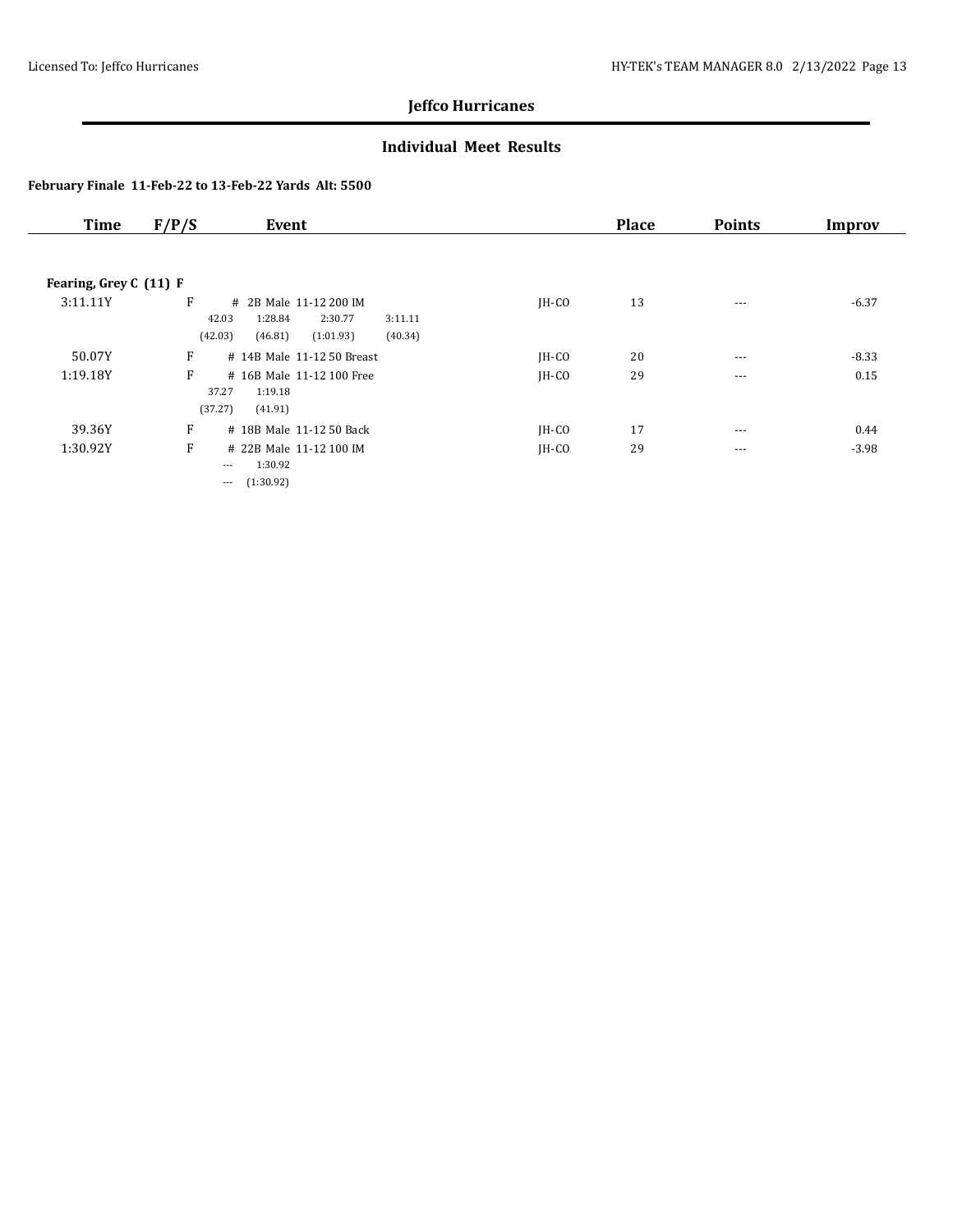## Jeffco Hurricanes

### Individual Meet Results

**February Finale 11-Feb-22 to 13-Feb-22 Yards Alt: 5500**

| Time | F/P/S | Event | | Place | Points | Improv |
|---|---|---|---|---|---|---|
| **Fearing, Grey C (11) F** | | | | | | |
| 3:11.11Y | F | # 2B Male 11-12 200 IM<br>42.03 1:28.84 2:30.77 3:11.11<br>(42.03) (46.81) (1:01.93) (40.34) | JH-CO | 13 | --- | -6.37 |
| 50.07Y | F | # 14B Male 11-12 50 Breast | JH-CO | 20 | --- | -8.33 |
| 1:19.18Y | F | # 16B Male 11-12 100 Free<br>37.27 1:19.18<br>(37.27) (41.91) | JH-CO | 29 | --- | 0.15 |
| 39.36Y | F | # 18B Male 11-12 50 Back | JH-CO | 17 | --- | 0.44 |
| 1:30.92Y | F | # 22B Male 11-12 100 IM<br>--- 1:30.92<br>--- (1:30.92) | JH-CO | 29 | --- | -3.98 |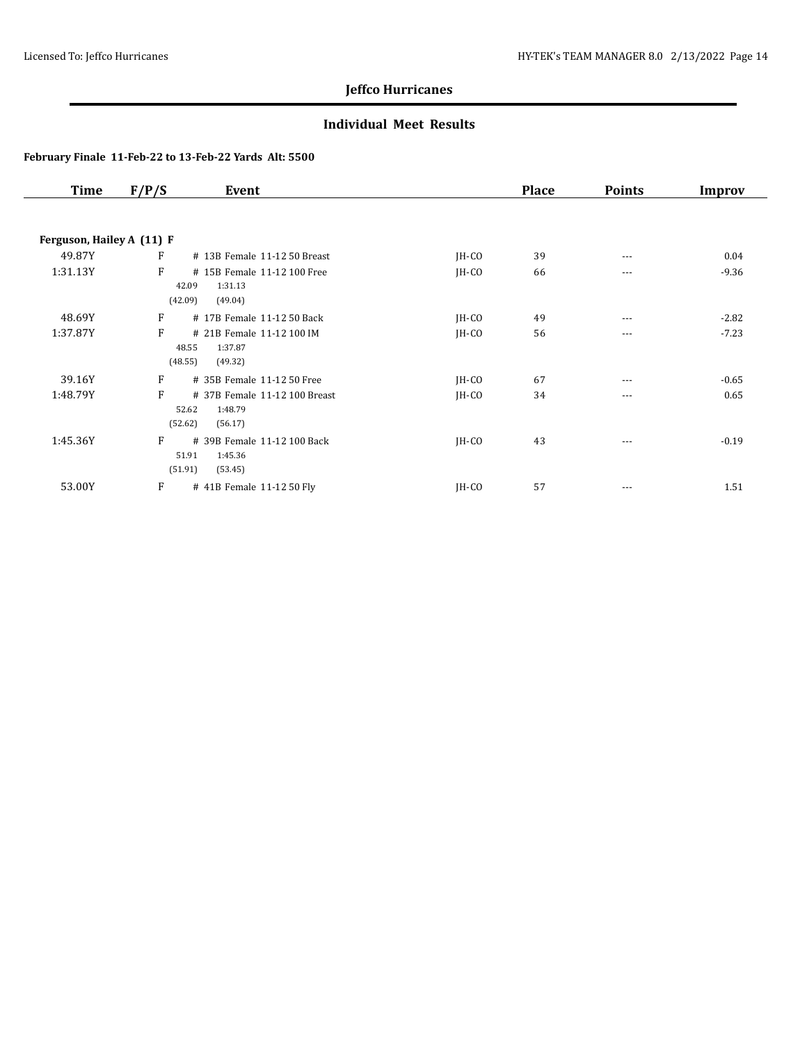# Jeffco Hurricanes

## Individual Meet Results

### February Finale 11-Feb-22 to 13-Feb-22 Yards Alt: 5500

| Time | F/P/S | Event | | Place | Points | Improv |
|---|---|---|---|---|---|---|
| **Ferguson, Hailey A (11) F** | | | | | | |
| 49.87Y | F | # 13B Female 11-12 50 Breast | JH-CO | 39 | --- | 0.04 |
| 1:31.13Y | F | # 15B Female 11-12 100 Free<br>42.09 1:31.13<br>(42.09) (49.04) | JH-CO | 66 | --- | -9.36 |
| 48.69Y | F | # 17B Female 11-12 50 Back | JH-CO | 49 | --- | -2.82 |
| 1:37.87Y | F | # 21B Female 11-12 100 IM<br>48.55 1:37.87<br>(48.55) (49.32) | JH-CO | 56 | --- | -7.23 |
| 39.16Y | F | # 35B Female 11-12 50 Free | JH-CO | 67 | --- | -0.65 |
| 1:48.79Y | F | # 37B Female 11-12 100 Breast<br>52.62 1:48.79<br>(52.62) (56.17) | JH-CO | 34 | --- | 0.65 |
| 1:45.36Y | F | # 39B Female 11-12 100 Back<br>51.91 1:45.36<br>(51.91) (53.45) | JH-CO | 43 | --- | -0.19 |
| 53.00Y | F | # 41B Female 11-12 50 Fly | JH-CO | 57 | --- | 1.51 |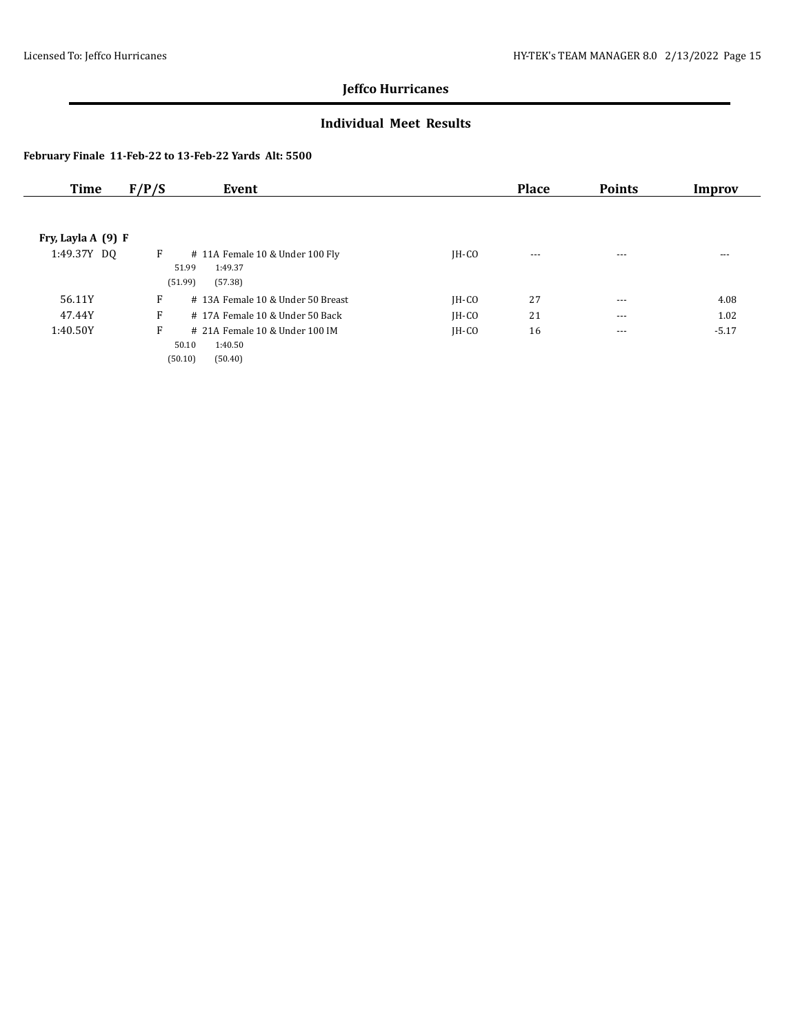## Jeffco Hurricanes

### Individual Meet Results

**February Finale 11-Feb-22 to 13-Feb-22 Yards Alt: 5500**

| Time | F/P/S | Event | | Place | Points | Improv |
|---|---|---|---|---|---|---|
| **Fry, Layla A (9) F** | | | | | | |
| 1:49.37Y DQ | F | # 11A Female 10 & Under 100 Fly | JH-CO | --- | --- | --- |
| | | 51.99 1:49.37 | | | | |
| | | (51.99) (57.38) | | | | |
| 56.11Y | F | # 13A Female 10 & Under 50 Breast | JH-CO | 27 | --- | 4.08 |
| 47.44Y | F | # 17A Female 10 & Under 50 Back | JH-CO | 21 | --- | 1.02 |
| 1:40.50Y | F | # 21A Female 10 & Under 100 IM | JH-CO | 16 | --- | -5.17 |
| | | 50.10 1:40.50 | | | | |
| | | (50.10) (50.40) | | | | |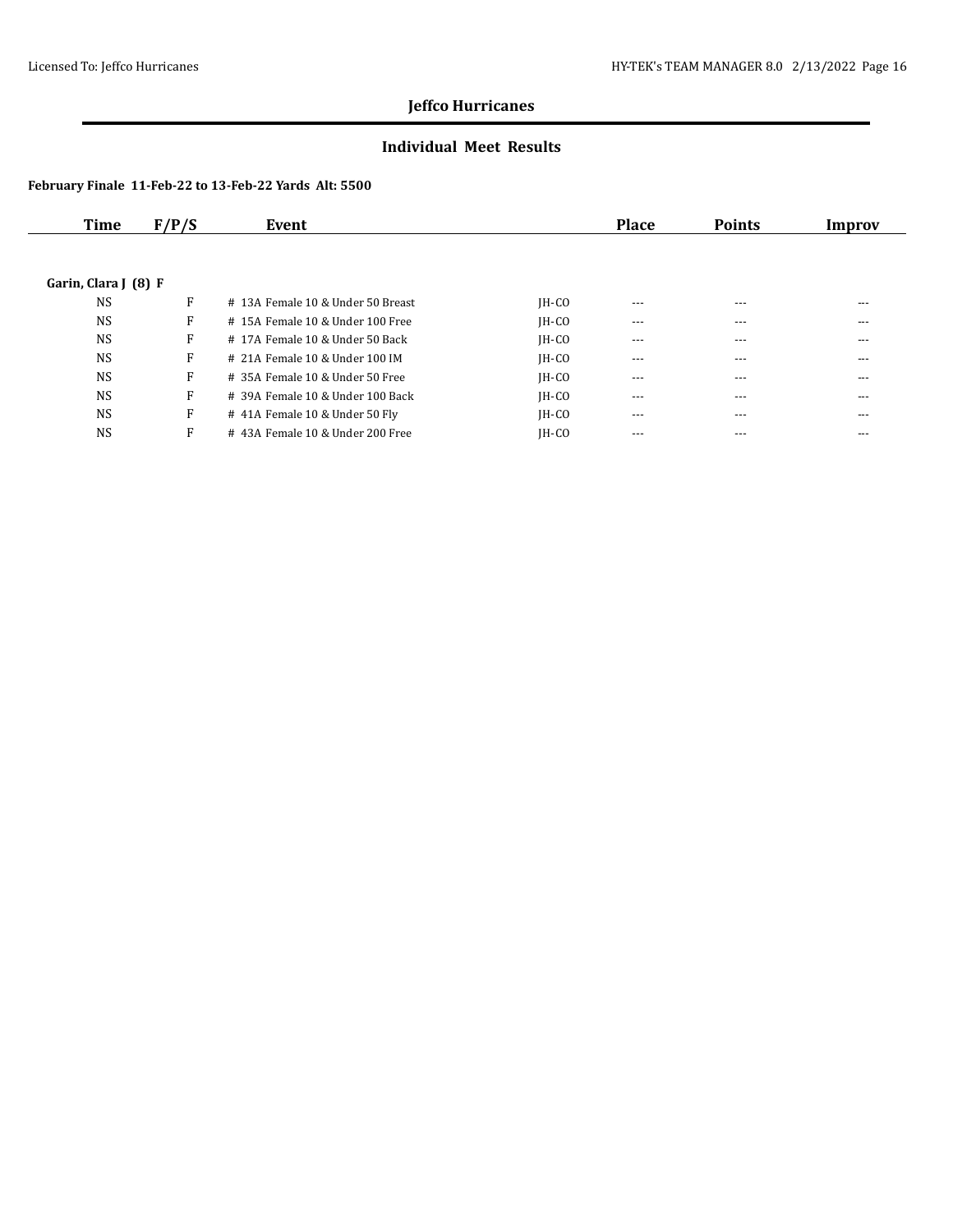## Jeffco Hurricanes

### Individual Meet Results

**February Finale 11-Feb-22 to 13-Feb-22 Yards Alt: 5500**

| Time | F/P/S | Event | | Place | Points | Improv |
|---|---|---|---|---|---|---|
| **Garin, Clara J (8) F** | | | | | | |
| NS | F | # 13A Female 10 & Under 50 Breast | JH-CO | --- | --- | --- |
| NS | F | # 15A Female 10 & Under 100 Free | JH-CO | --- | --- | --- |
| NS | F | # 17A Female 10 & Under 50 Back | JH-CO | --- | --- | --- |
| NS | F | # 21A Female 10 & Under 100 IM | JH-CO | --- | --- | --- |
| NS | F | # 35A Female 10 & Under 50 Free | JH-CO | --- | --- | --- |
| NS | F | # 39A Female 10 & Under 100 Back | JH-CO | --- | --- | --- |
| NS | F | # 41A Female 10 & Under 50 Fly | JH-CO | --- | --- | --- |
| NS | F | # 43A Female 10 & Under 200 Free | JH-CO | --- | --- | --- |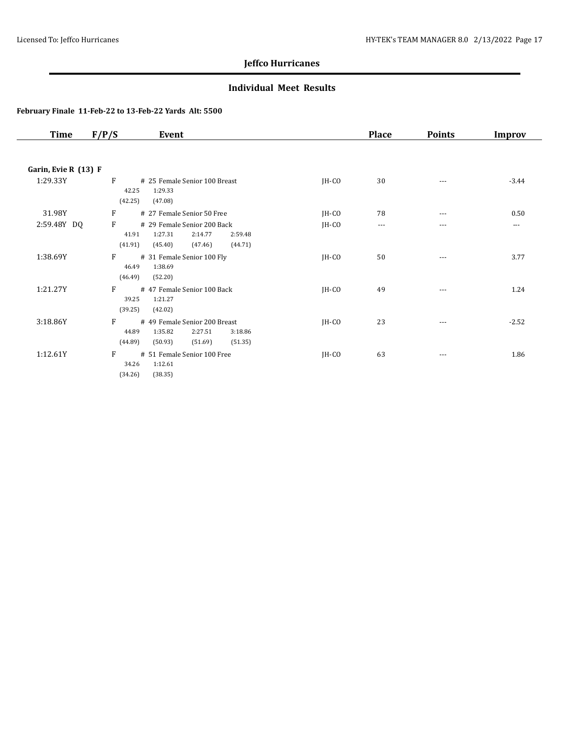## Jeffco Hurricanes

### Individual Meet Results

**February Finale 11-Feb-22 to 13-Feb-22 Yards Alt: 5500**

| Time | F/P/S | Event | | Place | Points | Improv |
|---|---|---|---|---|---|---|
| **Garin, Evie R (13) F** | | | | | | |
| 1:29.33Y | F | # 25 Female Senior 100 Breast<br>42.25 1:29.33<br>(42.25) (47.08) | JH-CO | 30 | --- | -3.44 |
| 31.98Y | F | # 27 Female Senior 50 Free | JH-CO | 78 | --- | 0.50 |
| 2:59.48Y DQ | F | # 29 Female Senior 200 Back<br>41.91 1:27.31 2:14.77 2:59.48<br>(41.91) (45.40) (47.46) (44.71) | JH-CO | --- | --- | --- |
| 1:38.69Y | F | # 31 Female Senior 100 Fly<br>46.49 1:38.69<br>(46.49) (52.20) | JH-CO | 50 | --- | 3.77 |
| 1:21.27Y | F | # 47 Female Senior 100 Back<br>39.25 1:21.27<br>(39.25) (42.02) | JH-CO | 49 | --- | 1.24 |
| 3:18.86Y | F | # 49 Female Senior 200 Breast<br>44.89 1:35.82 2:27.51 3:18.86<br>(44.89) (50.93) (51.69) (51.35) | JH-CO | 23 | --- | -2.52 |
| 1:12.61Y | F | # 51 Female Senior 100 Free<br>34.26 1:12.61<br>(34.26) (38.35) | JH-CO | 63 | --- | 1.86 |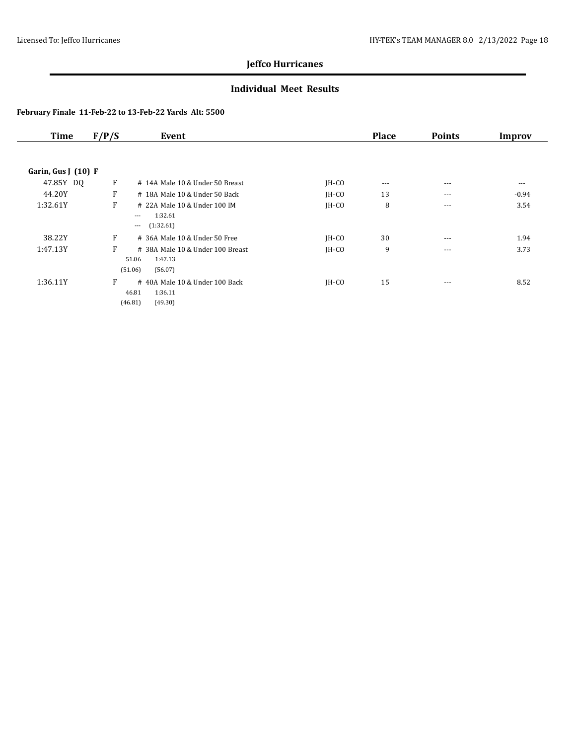## Jeffco Hurricanes

### Individual Meet Results

**February Finale 11-Feb-22 to 13-Feb-22 Yards Alt: 5500**

| Time | F/P/S | Event | | Place | Points | Improv |
|---|---|---|---|---|---|---|
| **Garin, Gus J (10) F** | | | | | | |
| 47.85Y DQ | F | # 14A Male 10 & Under 50 Breast | JH-CO | --- | --- | --- |
| 44.20Y | F | # 18A Male 10 & Under 50 Back | JH-CO | 13 | --- | -0.94 |
| 1:32.61Y | F | # 22A Male 10 & Under 100 IM<br>--- 1:32.61<br>--- (1:32.61) | JH-CO | 8 | --- | 3.54 |
| 38.22Y | F | # 36A Male 10 & Under 50 Free | JH-CO | 30 | --- | 1.94 |
| 1:47.13Y | F | # 38A Male 10 & Under 100 Breast<br>51.06 1:47.13<br>(51.06) (56.07) | JH-CO | 9 | --- | 3.73 |
| 1:36.11Y | F | # 40A Male 10 & Under 100 Back<br>46.81 1:36.11<br>(46.81) (49.30) | JH-CO | 15 | --- | 8.52 |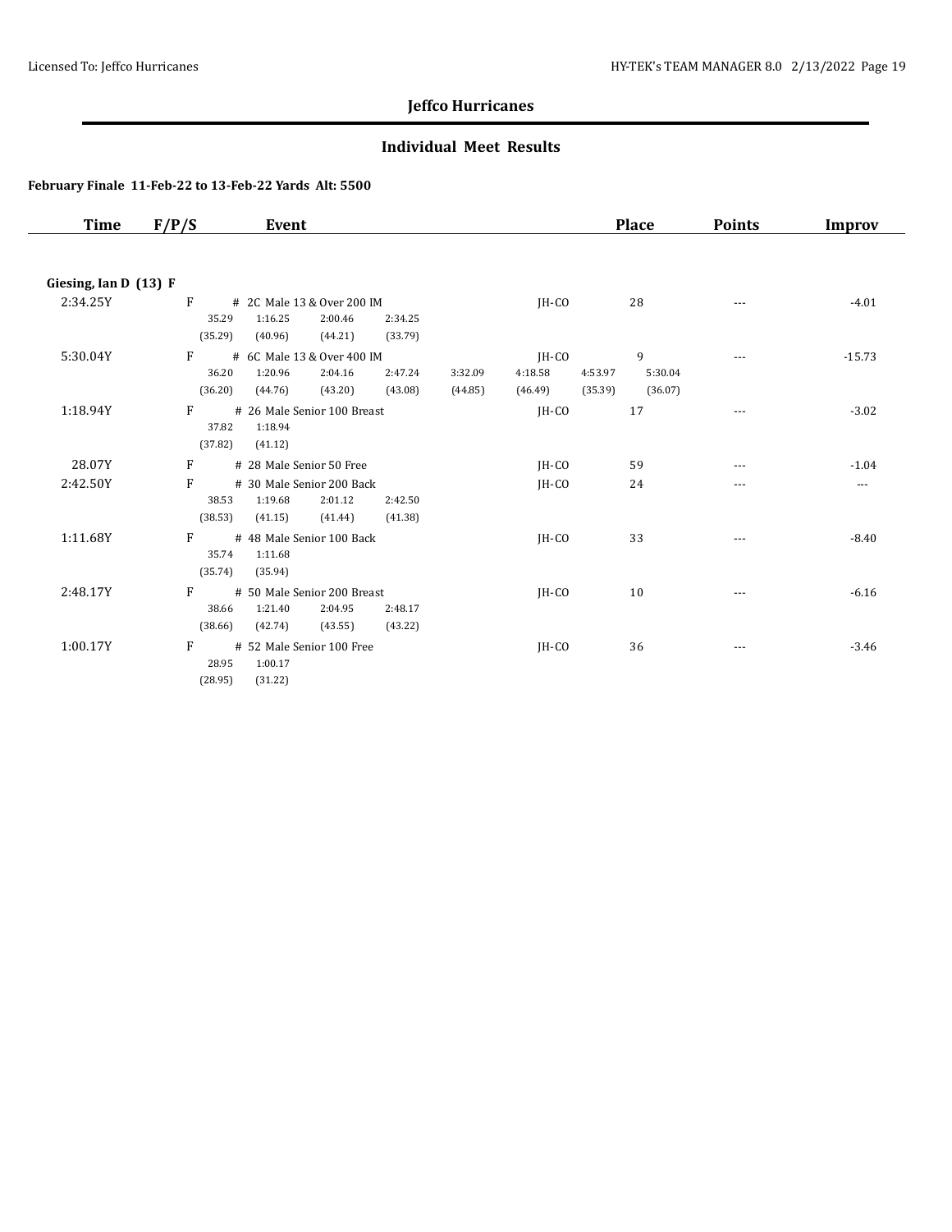# Jeffco Hurricanes

## Individual Meet Results

### February Finale 11-Feb-22 to 13-Feb-22 Yards Alt: 5500

| Time | F/P/S | Event | | Place | Points | Improv |
|---|---|---|---|---|---|---|
| **Giesing, Ian D (13) F** | | | | | | |
| 2:34.25Y | F | # 2C Male 13 & Over 200 IM<br>35.29 1:16.25 2:00.46 2:34.25<br>(35.29) (40.96) (44.21) (33.79) | JH-CO | 28 | --- | -4.01 |
| 5:30.04Y | F | # 6C Male 13 & Over 400 IM<br>36.20 1:20.96 2:04.16 2:47.24 3:32.09 4:18.58 4:53.97 5:30.04<br>(36.20) (44.76) (43.20) (43.08) (44.85) (46.49) (35.39) (36.07) | JH-CO | 9 | --- | -15.73 |
| 1:18.94Y | F | # 26 Male Senior 100 Breast<br>37.82 1:18.94<br>(37.82) (41.12) | JH-CO | 17 | --- | -3.02 |
| 28.07Y | F | # 28 Male Senior 50 Free | JH-CO | 59 | --- | -1.04 |
| 2:42.50Y | F | # 30 Male Senior 200 Back<br>38.53 1:19.68 2:01.12 2:42.50<br>(38.53) (41.15) (41.44) (41.38) | JH-CO | 24 | --- | --- |
| 1:11.68Y | F | # 48 Male Senior 100 Back<br>35.74 1:11.68<br>(35.74) (35.94) | JH-CO | 33 | --- | -8.40 |
| 2:48.17Y | F | # 50 Male Senior 200 Breast<br>38.66 1:21.40 2:04.95 2:48.17<br>(38.66) (42.74) (43.55) (43.22) | JH-CO | 10 | --- | -6.16 |
| 1:00.17Y | F | # 52 Male Senior 100 Free<br>28.95 1:00.17<br>(28.95) (31.22) | JH-CO | 36 | --- | -3.46 |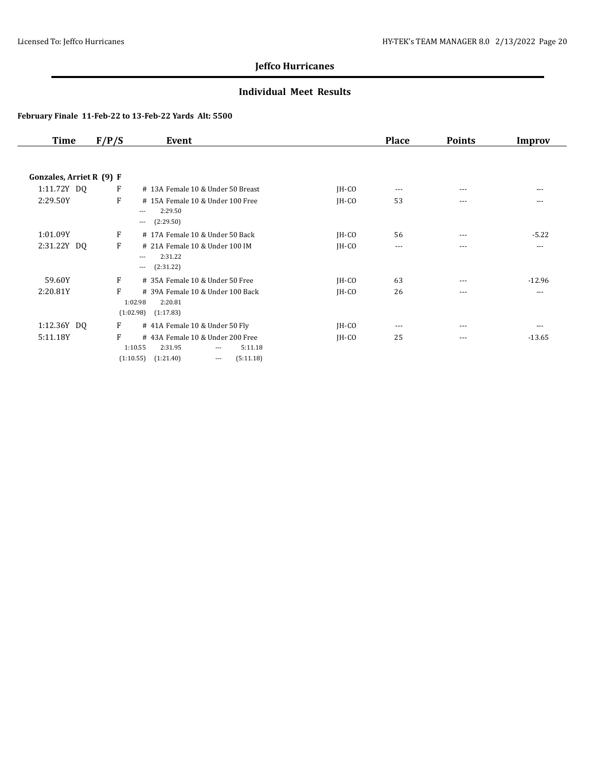## Jeffco Hurricanes

### Individual Meet Results

**February Finale 11-Feb-22 to 13-Feb-22 Yards Alt: 5500**

| Time | F/P/S | Event | | Place | Points | Improv |
|---|---|---|---|---|---|---|
| **Gonzales, Arriet R (9) F** | | | | | | |
| 1:11.72Y DQ | F | # 13A Female 10 & Under 50 Breast | JH-CO | --- | --- | --- |
| 2:29.50Y | F | # 15A Female 10 & Under 100 Free<br>--- 2:29.50<br>--- (2:29.50) | JH-CO | 53 | --- | --- |
| 1:01.09Y | F | # 17A Female 10 & Under 50 Back | JH-CO | 56 | --- | -5.22 |
| 2:31.22Y DQ | F | # 21A Female 10 & Under 100 IM<br>--- 2:31.22<br>--- (2:31.22) | JH-CO | --- | --- | --- |
| 59.60Y | F | # 35A Female 10 & Under 50 Free | JH-CO | 63 | --- | -12.96 |
| 2:20.81Y | F | # 39A Female 10 & Under 100 Back<br>1:02.98 2:20.81<br>(1:02.98) (1:17.83) | JH-CO | 26 | --- | --- |
| 1:12.36Y DQ | F | # 41A Female 10 & Under 50 Fly | JH-CO | --- | --- | --- |
| 5:11.18Y | F | # 43A Female 10 & Under 200 Free<br>1:10.55 2:31.95 --- 5:11.18<br>(1:10.55) (1:21.40) --- (5:11.18) | JH-CO | 25 | --- | -13.65 |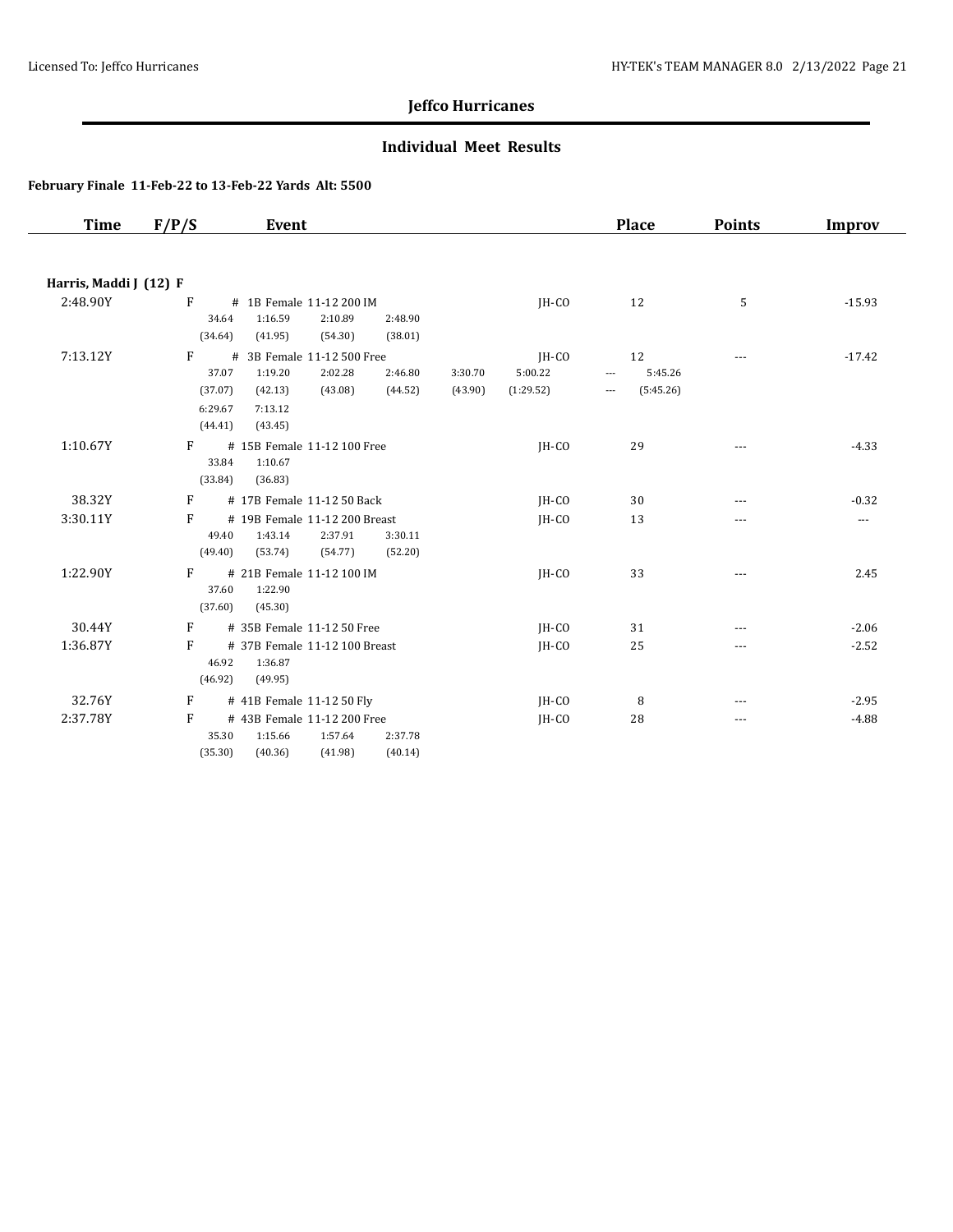## Jeffco Hurricanes

### Individual Meet Results

**February Finale 11-Feb-22 to 13-Feb-22 Yards Alt: 5500**

| Time | F/P/S | Event | | Place | Points | Improv |
|---|---|---|---|---|---|---|
| **Harris, Maddi J (12) F** | | | | | | |
| 2:48.90Y | F | # 1B Female 11-12 200 IM | JH-CO | 12 | 5 | -15.93 |
| | | 34.64 1:16.59 2:10.89 2:48.90 | | | | |
| | | (34.64) (41.95) (54.30) (38.01) | | | | |
| 7:13.12Y | F | # 3B Female 11-12 500 Free | JH-CO | 12 | --- | -17.42 |
| | | 37.07 1:19.20 2:02.28 2:46.80 3:30.70 5:00.22 --- 5:45.26 | | | | |
| | | (37.07) (42.13) (43.08) (44.52) (43.90) (1:29.52) --- (5:45.26) | | | | |
| | | 6:29.67 7:13.12 | | | | |
| | | (44.41) (43.45) | | | | |
| 1:10.67Y | F | # 15B Female 11-12 100 Free | JH-CO | 29 | --- | -4.33 |
| | | 33.84 1:10.67 | | | | |
| | | (33.84) (36.83) | | | | |
| 38.32Y | F | # 17B Female 11-12 50 Back | JH-CO | 30 | --- | -0.32 |
| 3:30.11Y | F | # 19B Female 11-12 200 Breast | JH-CO | 13 | --- | --- |
| | | 49.40 1:43.14 2:37.91 3:30.11 | | | | |
| | | (49.40) (53.74) (54.77) (52.20) | | | | |
| 1:22.90Y | F | # 21B Female 11-12 100 IM | JH-CO | 33 | --- | 2.45 |
| | | 37.60 1:22.90 | | | | |
| | | (37.60) (45.30) | | | | |
| 30.44Y | F | # 35B Female 11-12 50 Free | JH-CO | 31 | --- | -2.06 |
| 1:36.87Y | F | # 37B Female 11-12 100 Breast | JH-CO | 25 | --- | -2.52 |
| | | 46.92 1:36.87 | | | | |
| | | (46.92) (49.95) | | | | |
| 32.76Y | F | # 41B Female 11-12 50 Fly | JH-CO | 8 | --- | -2.95 |
| 2:37.78Y | F | # 43B Female 11-12 200 Free | JH-CO | 28 | --- | -4.88 |
| | | 35.30 1:15.66 1:57.64 2:37.78 | | | | |
| | | (35.30) (40.36) (41.98) (40.14) | | | | |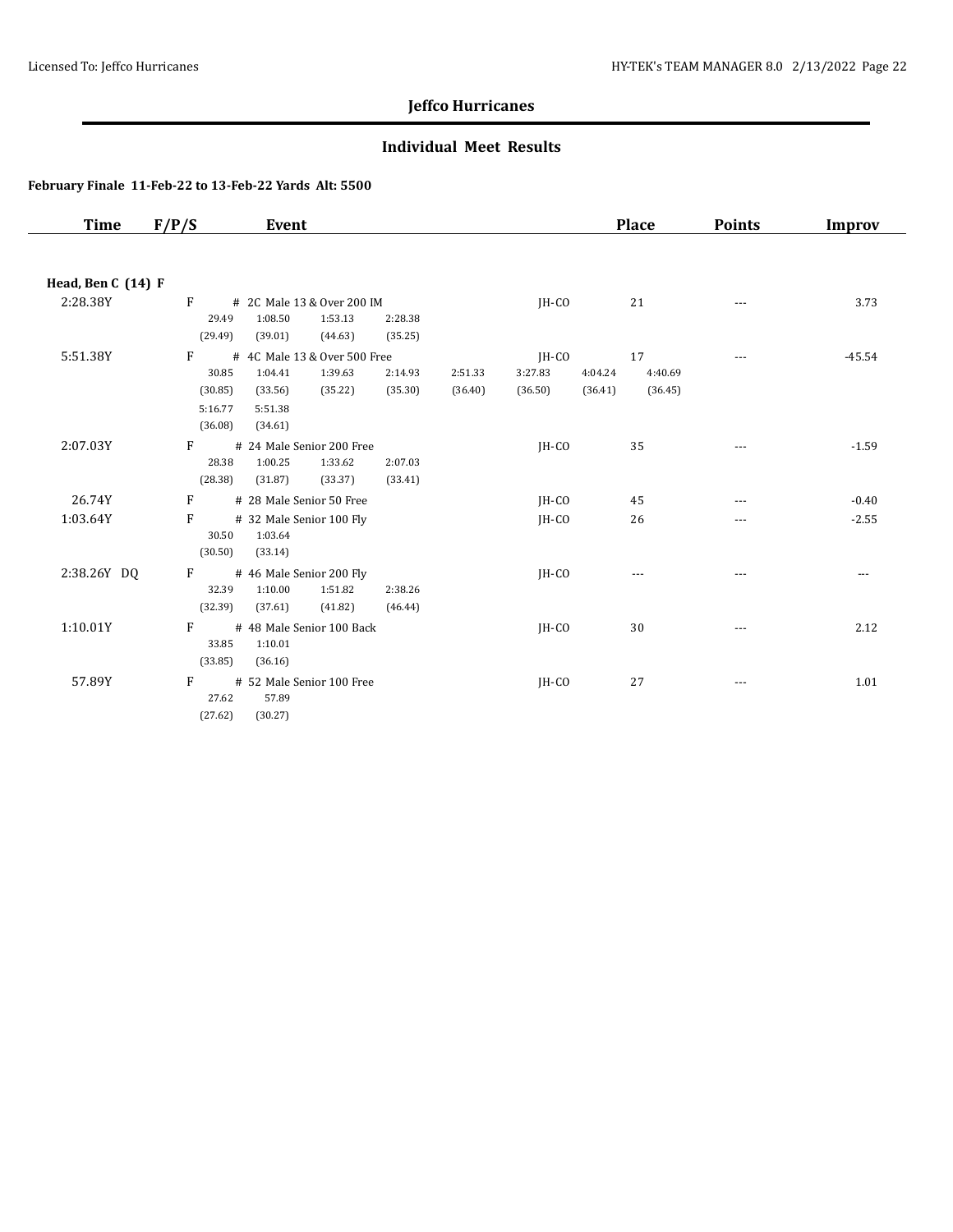## Jeffco Hurricanes

### Individual Meet Results

**February Finale 11-Feb-22 to 13-Feb-22 Yards Alt: 5500**

| Time | F/P/S | Event | | Place | Points | Improv |
|---|---|---|---|---|---|---|
| **Head, Ben C (14) F** | | | | | | |
| 2:28.38Y | F | # 2C Male 13 & Over 200 IM | JH-CO | 21 | --- | 3.73 |
| | | 29.49 1:08.50 1:53.13 2:28.38 | | | | |
| | | (29.49) (39.01) (44.63) (35.25) | | | | |
| 5:51.38Y | F | # 4C Male 13 & Over 500 Free | JH-CO | 17 | --- | -45.54 |
| | | 30.85 1:04.41 1:39.63 2:14.93 2:51.33 3:27.83 4:04.24 4:40.69 | | | | |
| | | (30.85) (33.56) (35.22) (35.30) (36.40) (36.50) (36.41) (36.45) | | | | |
| | | 5:16.77 5:51.38 | | | | |
| | | (36.08) (34.61) | | | | |
| 2:07.03Y | F | # 24 Male Senior 200 Free | JH-CO | 35 | --- | -1.59 |
| | | 28.38 1:00.25 1:33.62 2:07.03 | | | | |
| | | (28.38) (31.87) (33.37) (33.41) | | | | |
| 26.74Y | F | # 28 Male Senior 50 Free | JH-CO | 45 | --- | -0.40 |
| 1:03.64Y | F | # 32 Male Senior 100 Fly | JH-CO | 26 | --- | -2.55 |
| | | 30.50 1:03.64 | | | | |
| | | (30.50) (33.14) | | | | |
| 2:38.26Y DQ | F | # 46 Male Senior 200 Fly | JH-CO | --- | --- | --- |
| | | 32.39 1:10.00 1:51.82 2:38.26 | | | | |
| | | (32.39) (37.61) (41.82) (46.44) | | | | |
| 1:10.01Y | F | # 48 Male Senior 100 Back | JH-CO | 30 | --- | 2.12 |
| | | 33.85 1:10.01 | | | | |
| | | (33.85) (36.16) | | | | |
| 57.89Y | F | # 52 Male Senior 100 Free | JH-CO | 27 | --- | 1.01 |
| | | 27.62 57.89 | | | | |
| | | (27.62) (30.27) | | | | |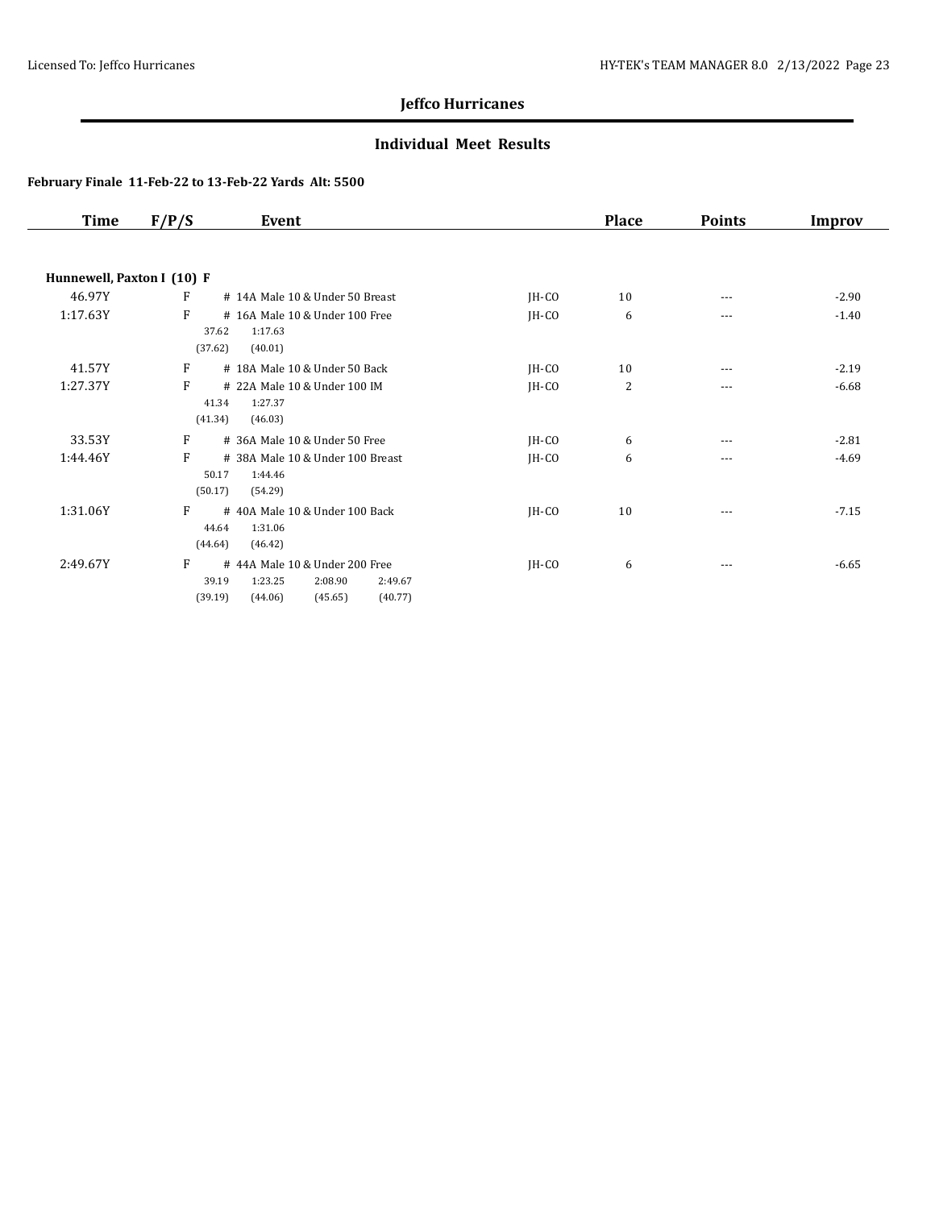## Jeffco Hurricanes

### Individual Meet Results

**February Finale 11-Feb-22 to 13-Feb-22 Yards Alt: 5500**

| Time | F/P/S | Event | | Place | Points | Improv |
|---|---|---|---|---|---|---|
| **Hunnewell, Paxton I (10) F** | | | | | | |
| 46.97Y | F | # 14A Male 10 & Under 50 Breast | JH-CO | 10 | --- | -2.90 |
| 1:17.63Y | F | # 16A Male 10 & Under 100 Free<br>37.62 1:17.63<br>(37.62) (40.01) | JH-CO | 6 | --- | -1.40 |
| 41.57Y | F | # 18A Male 10 & Under 50 Back | JH-CO | 10 | --- | -2.19 |
| 1:27.37Y | F | # 22A Male 10 & Under 100 IM<br>41.34 1:27.37<br>(41.34) (46.03) | JH-CO | 2 | --- | -6.68 |
| 33.53Y | F | # 36A Male 10 & Under 50 Free | JH-CO | 6 | --- | -2.81 |
| 1:44.46Y | F | # 38A Male 10 & Under 100 Breast<br>50.17 1:44.46<br>(50.17) (54.29) | JH-CO | 6 | --- | -4.69 |
| 1:31.06Y | F | # 40A Male 10 & Under 100 Back<br>44.64 1:31.06<br>(44.64) (46.42) | JH-CO | 10 | --- | -7.15 |
| 2:49.67Y | F | # 44A Male 10 & Under 200 Free<br>39.19 1:23.25 2:08.90 2:49.67<br>(39.19) (44.06) (45.65) (40.77) | JH-CO | 6 | --- | -6.65 |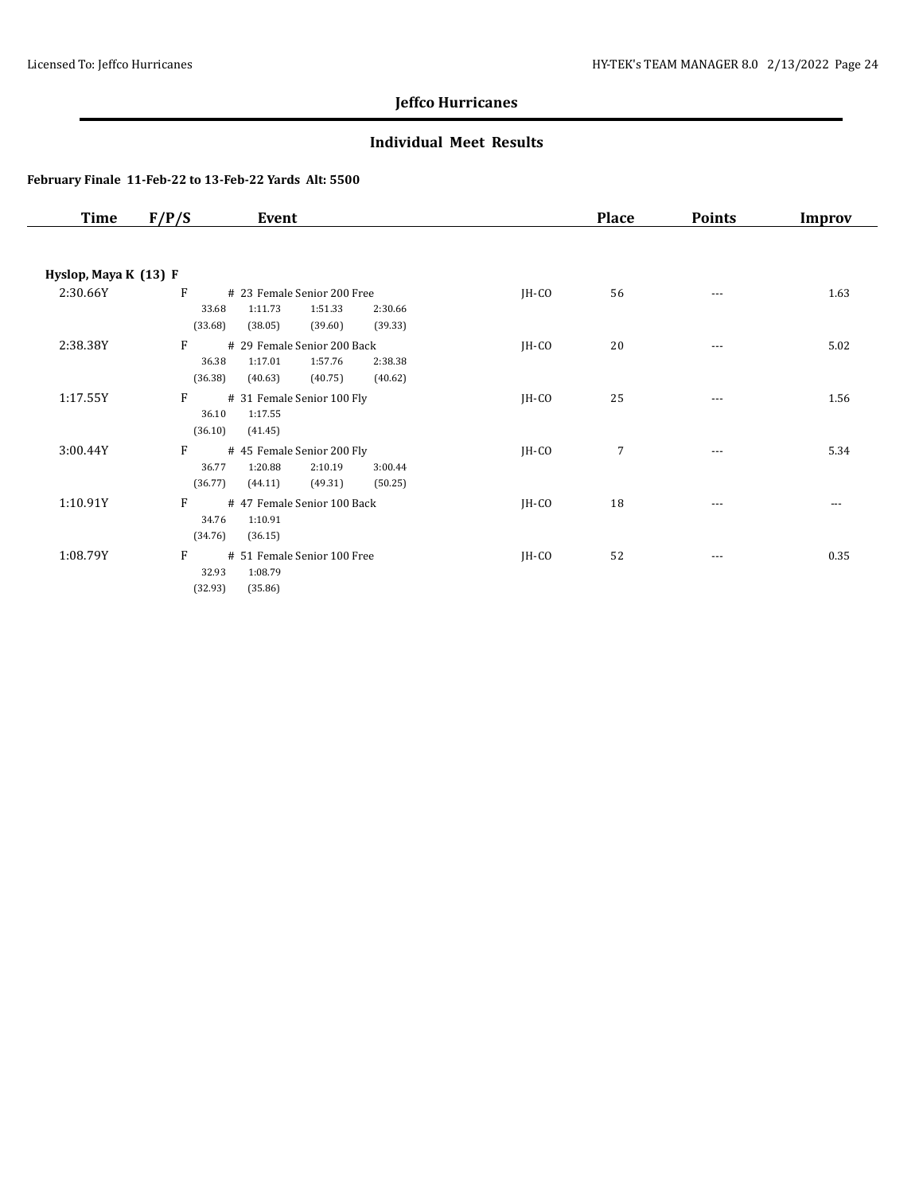## Jeffco Hurricanes

### Individual Meet Results

**February Finale 11-Feb-22 to 13-Feb-22 Yards Alt: 5500**

| Time | F/P/S | Event | | Place | Points | Improv |
|---|---|---|---|---|---|---|
| **Hyslop, Maya K (13) F** | | | | | | |
| 2:30.66Y | F | # 23 Female Senior 200 Free<br>33.68 1:11.73 1:51.33 2:30.66<br>(33.68) (38.05) (39.60) (39.33) | JH-CO | 56 | --- | 1.63 |
| 2:38.38Y | F | # 29 Female Senior 200 Back<br>36.38 1:17.01 1:57.76 2:38.38<br>(36.38) (40.63) (40.75) (40.62) | JH-CO | 20 | --- | 5.02 |
| 1:17.55Y | F | # 31 Female Senior 100 Fly<br>36.10 1:17.55<br>(36.10) (41.45) | JH-CO | 25 | --- | 1.56 |
| 3:00.44Y | F | # 45 Female Senior 200 Fly<br>36.77 1:20.88 2:10.19 3:00.44<br>(36.77) (44.11) (49.31) (50.25) | JH-CO | 7 | --- | 5.34 |
| 1:10.91Y | F | # 47 Female Senior 100 Back<br>34.76 1:10.91<br>(34.76) (36.15) | JH-CO | 18 | --- | --- |
| 1:08.79Y | F | # 51 Female Senior 100 Free<br>32.93 1:08.79<br>(32.93) (35.86) | JH-CO | 52 | --- | 0.35 |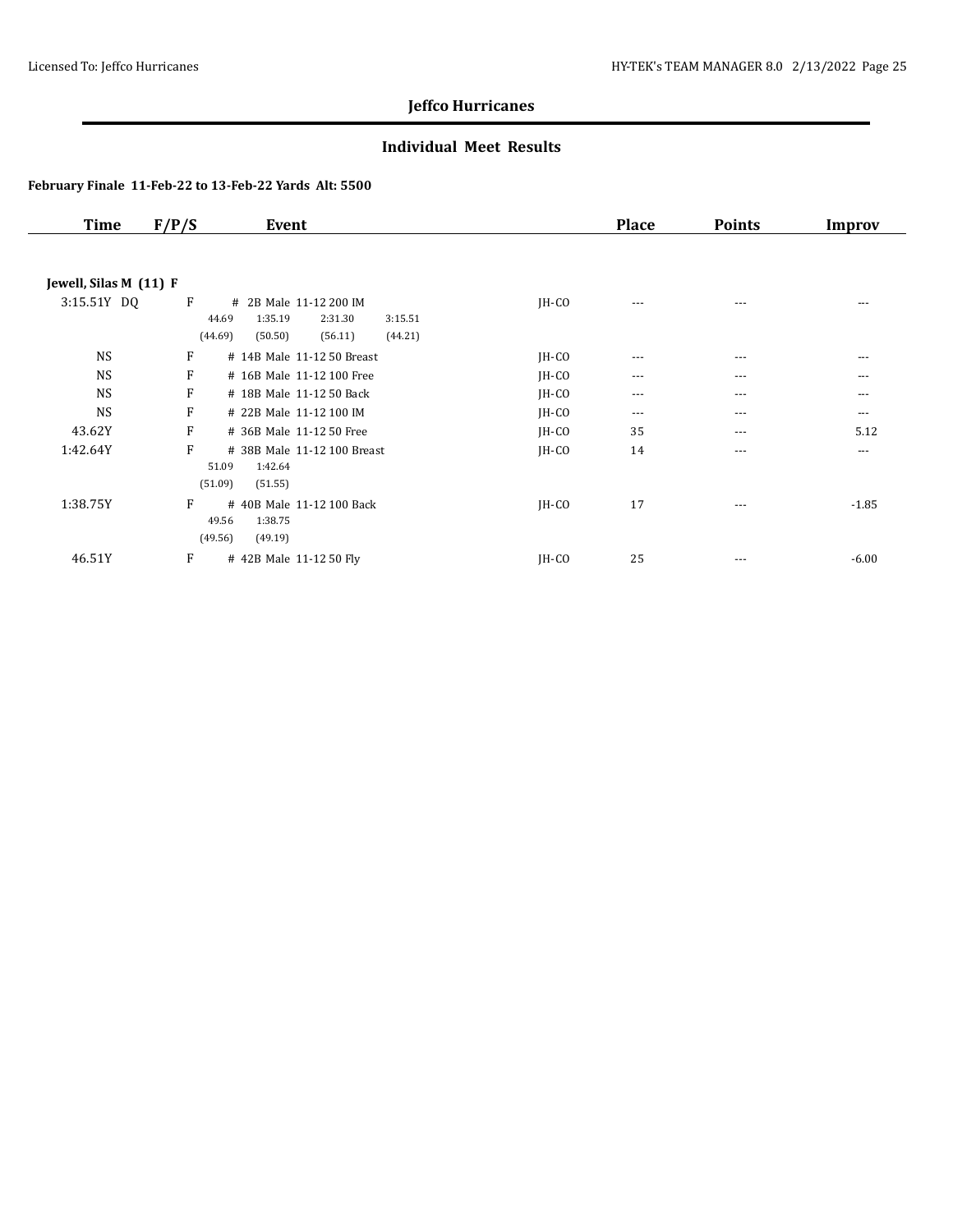## Jeffco Hurricanes

### Individual Meet Results

**February Finale 11-Feb-22 to 13-Feb-22 Yards Alt: 5500**

| Time | F/P/S | Event | | Place | Points | Improv |
|---|---|---|---|---|---|---|
| **Jewell, Silas M (11) F** | | | | | | |
| 3:15.51Y DQ | F | # 2B Male 11-12 200 IM<br>44.69 1:35.19 2:31.30 3:15.51<br>(44.69) (50.50) (56.11) (44.21) | JH-CO | --- | --- | --- |
| NS | F | # 14B Male 11-12 50 Breast | JH-CO | --- | --- | --- |
| NS | F | # 16B Male 11-12 100 Free | JH-CO | --- | --- | --- |
| NS | F | # 18B Male 11-12 50 Back | JH-CO | --- | --- | --- |
| NS | F | # 22B Male 11-12 100 IM | JH-CO | --- | --- | --- |
| 43.62Y | F | # 36B Male 11-12 50 Free | JH-CO | 35 | --- | 5.12 |
| 1:42.64Y | F | # 38B Male 11-12 100 Breast<br>51.09 1:42.64<br>(51.09) (51.55) | JH-CO | 14 | --- | --- |
| 1:38.75Y | F | # 40B Male 11-12 100 Back<br>49.56 1:38.75<br>(49.56) (49.19) | JH-CO | 17 | --- | -1.85 |
| 46.51Y | F | # 42B Male 11-12 50 Fly | JH-CO | 25 | --- | -6.00 |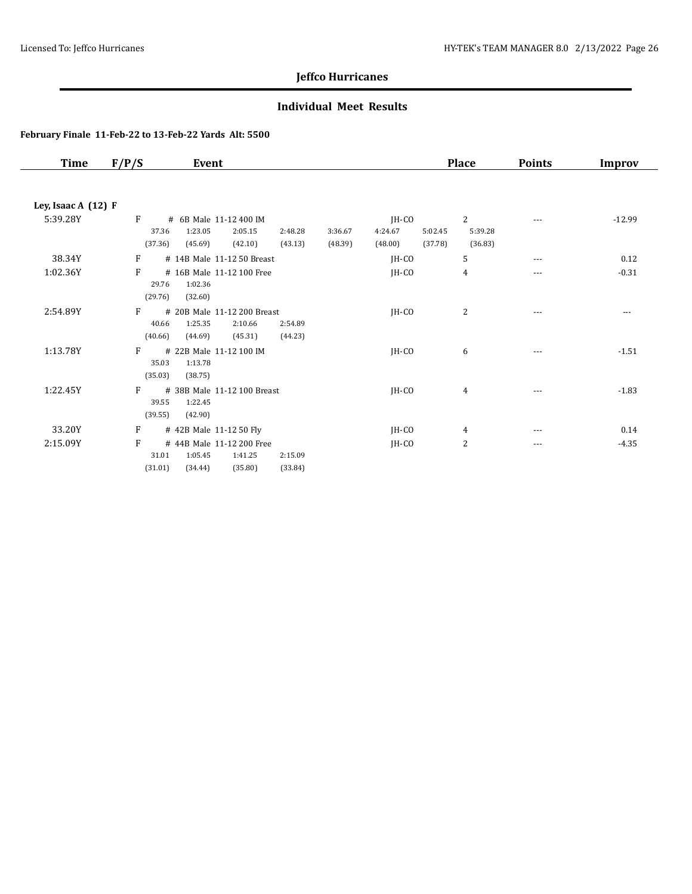## Jeffco Hurricanes

### Individual Meet Results

**February Finale 11-Feb-22 to 13-Feb-22 Yards Alt: 5500**

| Time | F/P/S | Event | | Place | Points | Improv |
|---|---|---|---|---|---|---|
| **Ley, Isaac A (12) F** | | | | | | |
| 5:39.28Y | F | # 6B Male 11-12 400 IM | JH-CO | 2 | --- | -12.99 |
| | | 37.36 1:23.05 2:05.15 2:48.28 3:36.67 4:24.67 5:02.45 5:39.28 | | | | |
| | | (37.36) (45.69) (42.10) (43.13) (48.39) (48.00) (37.78) (36.83) | | | | |
| 38.34Y | F | # 14B Male 11-12 50 Breast | JH-CO | 5 | --- | 0.12 |
| 1:02.36Y | F | # 16B Male 11-12 100 Free | JH-CO | 4 | --- | -0.31 |
| | | 29.76 1:02.36 | | | | |
| | | (29.76) (32.60) | | | | |
| 2:54.89Y | F | # 20B Male 11-12 200 Breast | JH-CO | 2 | --- | --- |
| | | 40.66 1:25.35 2:10.66 2:54.89 | | | | |
| | | (40.66) (44.69) (45.31) (44.23) | | | | |
| 1:13.78Y | F | # 22B Male 11-12 100 IM | JH-CO | 6 | --- | -1.51 |
| | | 35.03 1:13.78 | | | | |
| | | (35.03) (38.75) | | | | |
| 1:22.45Y | F | # 38B Male 11-12 100 Breast | JH-CO | 4 | --- | -1.83 |
| | | 39.55 1:22.45 | | | | |
| | | (39.55) (42.90) | | | | |
| 33.20Y | F | # 42B Male 11-12 50 Fly | JH-CO | 4 | --- | 0.14 |
| 2:15.09Y | F | # 44B Male 11-12 200 Free | JH-CO | 2 | --- | -4.35 |
| | | 31.01 1:05.45 1:41.25 2:15.09 | | | | |
| | | (31.01) (34.44) (35.80) (33.84) | | | | |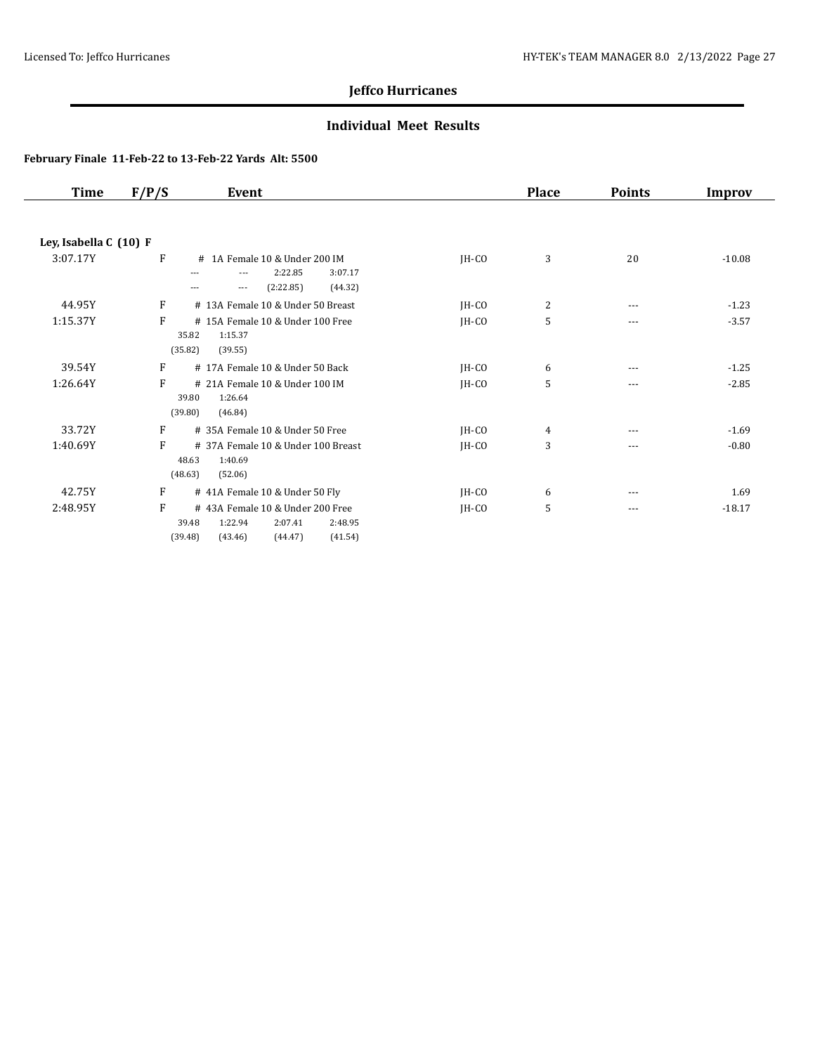## Jeffco Hurricanes

### Individual Meet Results

**February Finale 11-Feb-22 to 13-Feb-22 Yards Alt: 5500**

| Time | F/P/S | Event | | Place | Points | Improv |
|---|---|---|---|---|---|---|
| **Ley, Isabella C (10) F** | | | | | | |
| 3:07.17Y | F | # 1A Female 10 & Under 200 IM<br>--- --- 2:22.85 3:07.17<br>--- --- (2:22.85) (44.32) | JH-CO | 3 | 20 | -10.08 |
| 44.95Y | F | # 13A Female 10 & Under 50 Breast | JH-CO | 2 | --- | -1.23 |
| 1:15.37Y | F | # 15A Female 10 & Under 100 Free<br>35.82 1:15.37<br>(35.82) (39.55) | JH-CO | 5 | --- | -3.57 |
| 39.54Y | F | # 17A Female 10 & Under 50 Back | JH-CO | 6 | --- | -1.25 |
| 1:26.64Y | F | # 21A Female 10 & Under 100 IM<br>39.80 1:26.64<br>(39.80) (46.84) | JH-CO | 5 | --- | -2.85 |
| 33.72Y | F | # 35A Female 10 & Under 50 Free | JH-CO | 4 | --- | -1.69 |
| 1:40.69Y | F | # 37A Female 10 & Under 100 Breast<br>48.63 1:40.69<br>(48.63) (52.06) | JH-CO | 3 | --- | -0.80 |
| 42.75Y | F | # 41A Female 10 & Under 50 Fly | JH-CO | 6 | --- | 1.69 |
| 2:48.95Y | F | # 43A Female 10 & Under 200 Free<br>39.48 1:22.94 2:07.41 2:48.95<br>(39.48) (43.46) (44.47) (41.54) | JH-CO | 5 | --- | -18.17 |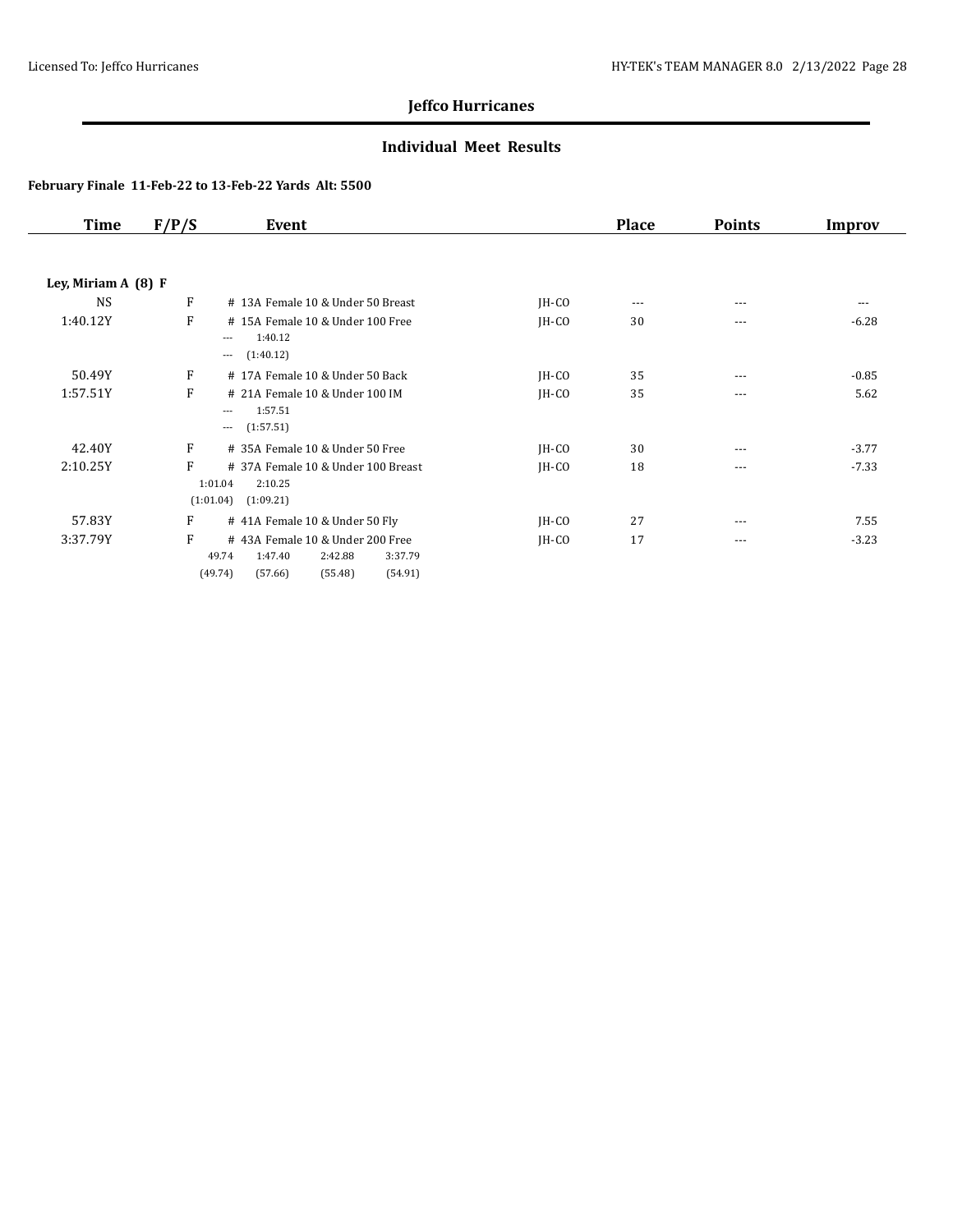# Jeffco Hurricanes

## Individual Meet Results

### February Finale 11-Feb-22 to 13-Feb-22 Yards Alt: 5500

| Time | F/P/S | Event | | Place | Points | Improv |
|---|---|---|---|---|---|---|
| **Ley, Miriam A (8) F** | | | | | | |
| NS | F | # 13A Female 10 & Under 50 Breast | JH-CO | --- | --- | --- |
| 1:40.12Y | F | # 15A Female 10 & Under 100 Free<br>--- 1:40.12<br>--- (1:40.12) | JH-CO | 30 | --- | -6.28 |
| 50.49Y | F | # 17A Female 10 & Under 50 Back | JH-CO | 35 | --- | -0.85 |
| 1:57.51Y | F | # 21A Female 10 & Under 100 IM<br>--- 1:57.51<br>--- (1:57.51) | JH-CO | 35 | --- | 5.62 |
| 42.40Y | F | # 35A Female 10 & Under 50 Free | JH-CO | 30 | --- | -3.77 |
| 2:10.25Y | F | # 37A Female 10 & Under 100 Breast<br>1:01.04 2:10.25<br>(1:01.04) (1:09.21) | JH-CO | 18 | --- | -7.33 |
| 57.83Y | F | # 41A Female 10 & Under 50 Fly | JH-CO | 27 | --- | 7.55 |
| 3:37.79Y | F | # 43A Female 10 & Under 200 Free<br>49.74 1:47.40 2:42.88 3:37.79<br>(49.74) (57.66) (55.48) (54.91) | JH-CO | 17 | --- | -3.23 |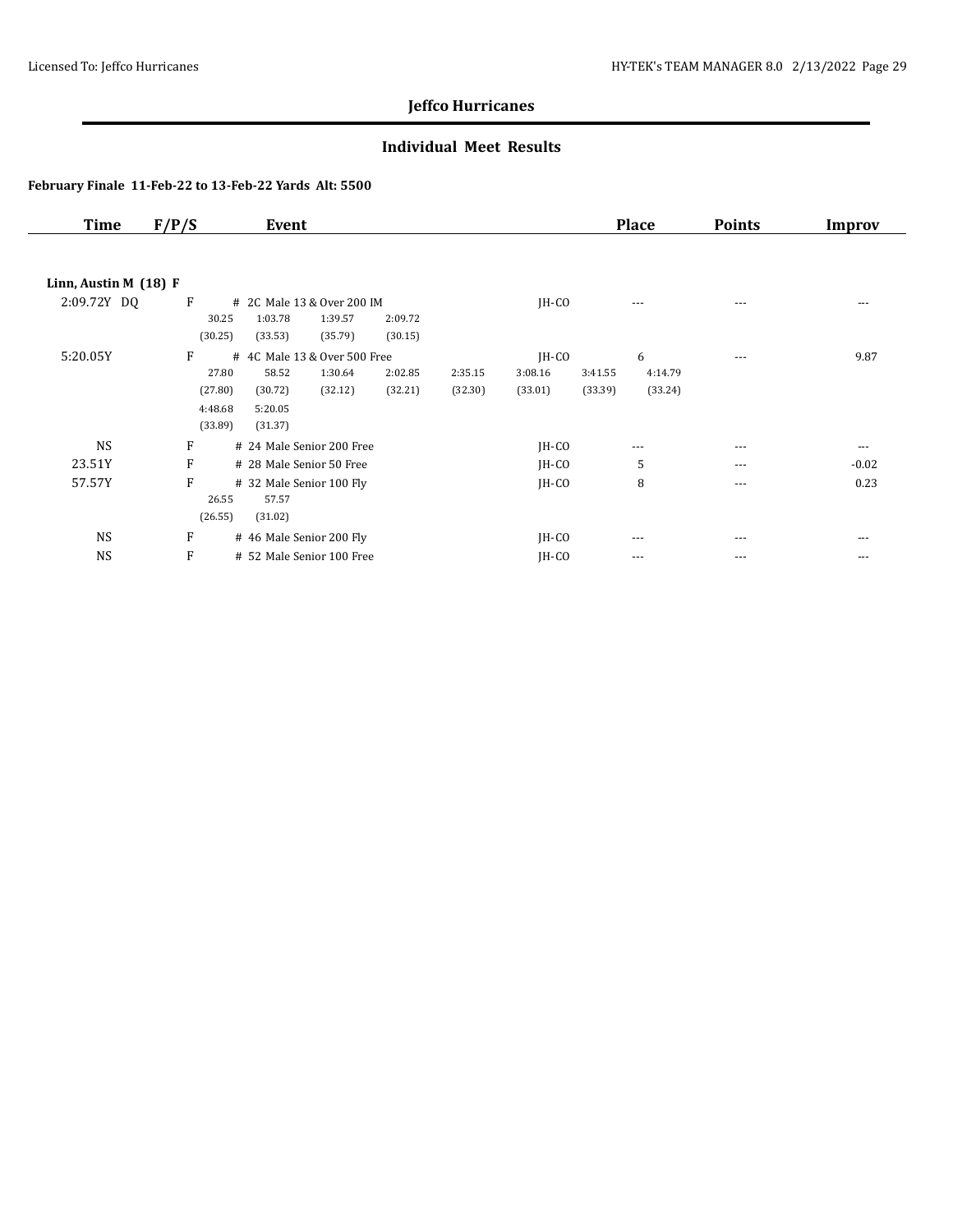## Jeffco Hurricanes

### Individual Meet Results

**February Finale 11-Feb-22 to 13-Feb-22 Yards Alt: 5500**

| Time | F/P/S | Event | | Place | Points | Improv |
|---|---|---|---|---|---|---|
| **Linn, Austin M (18) F** | | | | | | |
| 2:09.72Y DQ | F | # 2C Male 13 & Over 200 IM | JH-CO | --- | --- | --- |
| | | 30.25 1:03.78 1:39.57 2:09.72 | | | | |
| | | (30.25) (33.53) (35.79) (30.15) | | | | |
| 5:20.05Y | F | # 4C Male 13 & Over 500 Free | JH-CO | 6 | --- | 9.87 |
| | | 27.80 58.52 1:30.64 2:02.85 2:35.15 3:08.16 3:41.55 4:14.79 | | | | |
| | | (27.80) (30.72) (32.12) (32.21) (32.30) (33.01) (33.39) (33.24) | | | | |
| | | 4:48.68 5:20.05 | | | | |
| | | (33.89) (31.37) | | | | |
| NS | F | # 24 Male Senior 200 Free | JH-CO | --- | --- | --- |
| 23.51Y | F | # 28 Male Senior 50 Free | JH-CO | 5 | --- | -0.02 |
| 57.57Y | F | # 32 Male Senior 100 Fly | JH-CO | 8 | --- | 0.23 |
| | | 26.55 57.57 | | | | |
| | | (26.55) (31.02) | | | | |
| NS | F | # 46 Male Senior 200 Fly | JH-CO | --- | --- | --- |
| NS | F | # 52 Male Senior 100 Free | JH-CO | --- | --- | --- |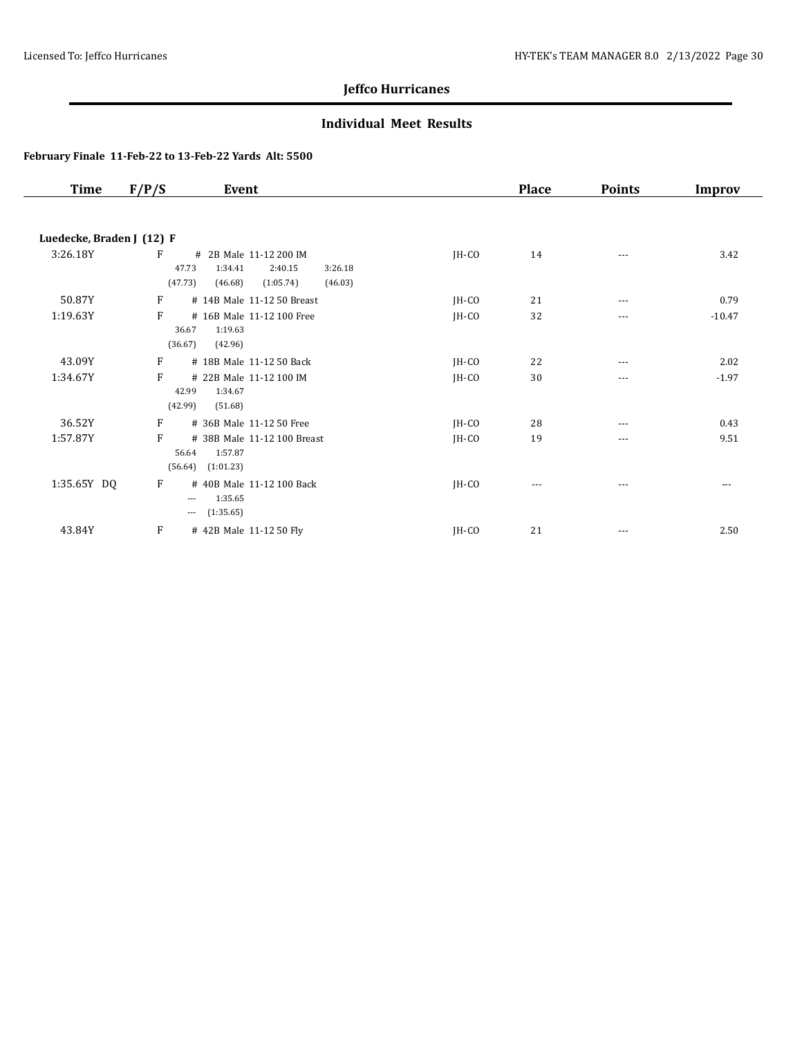# Jeffco Hurricanes

## Individual Meet Results

**February Finale 11-Feb-22 to 13-Feb-22 Yards Alt: 5500**

| Time | F/P/S | Event | | Place | Points | Improv |
|---|---|---|---|---|---|---|
| **Luedecke, Braden J (12) F** | | | | | | |
| 3:26.18Y | F | # 2B Male 11-12 200 IM<br>47.73 1:34.41 2:40.15 3:26.18<br>(47.73) (46.68) (1:05.74) (46.03) | JH-CO | 14 | --- | 3.42 |
| 50.87Y | F | # 14B Male 11-12 50 Breast | JH-CO | 21 | --- | 0.79 |
| 1:19.63Y | F | # 16B Male 11-12 100 Free<br>36.67 1:19.63<br>(36.67) (42.96) | JH-CO | 32 | --- | -10.47 |
| 43.09Y | F | # 18B Male 11-12 50 Back | JH-CO | 22 | --- | 2.02 |
| 1:34.67Y | F | # 22B Male 11-12 100 IM<br>42.99 1:34.67<br>(42.99) (51.68) | JH-CO | 30 | --- | -1.97 |
| 36.52Y | F | # 36B Male 11-12 50 Free | JH-CO | 28 | --- | 0.43 |
| 1:57.87Y | F | # 38B Male 11-12 100 Breast<br>56.64 1:57.87<br>(56.64) (1:01.23) | JH-CO | 19 | --- | 9.51 |
| 1:35.65Y DQ | F | # 40B Male 11-12 100 Back<br>--- 1:35.65<br>--- (1:35.65) | JH-CO | --- | --- | --- |
| 43.84Y | F | # 42B Male 11-12 50 Fly | JH-CO | 21 | --- | 2.50 |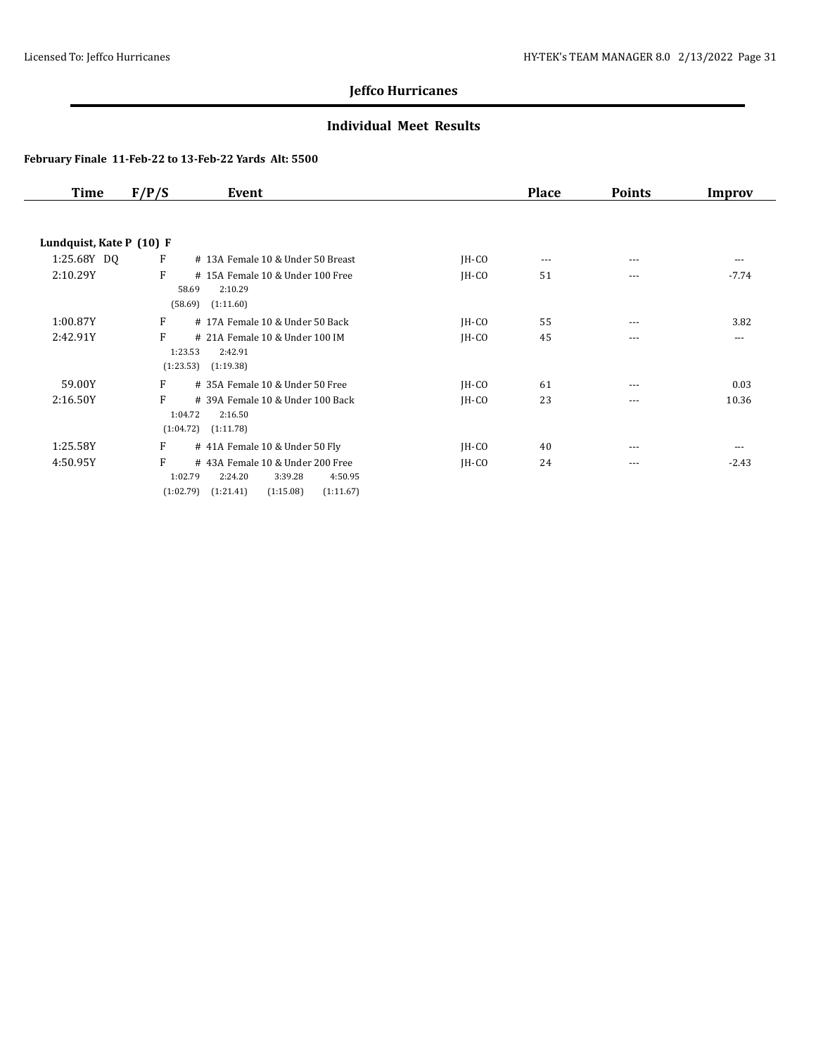# Jeffco Hurricanes

## Individual Meet Results

**February Finale 11-Feb-22 to 13-Feb-22 Yards Alt: 5500**

| Time | F/P/S | Event | | Place | Points | Improv |
|---|---|---|---|---|---|---|
| **Lundquist, Kate P (10) F** | | | | | | |
| 1:25.68Y DQ | F | # 13A Female 10 & Under 50 Breast | JH-CO | --- | --- | --- |
| 2:10.29Y | F | # 15A Female 10 & Under 100 Free<br>58.69 2:10.29<br>(58.69) (1:11.60) | JH-CO | 51 | --- | -7.74 |
| 1:00.87Y | F | # 17A Female 10 & Under 50 Back | JH-CO | 55 | --- | 3.82 |
| 2:42.91Y | F | # 21A Female 10 & Under 100 IM<br>1:23.53 2:42.91<br>(1:23.53) (1:19.38) | JH-CO | 45 | --- | --- |
| 59.00Y | F | # 35A Female 10 & Under 50 Free | JH-CO | 61 | --- | 0.03 |
| 2:16.50Y | F | # 39A Female 10 & Under 100 Back<br>1:04.72 2:16.50<br>(1:04.72) (1:11.78) | JH-CO | 23 | --- | 10.36 |
| 1:25.58Y | F | # 41A Female 10 & Under 50 Fly | JH-CO | 40 | --- | --- |
| 4:50.95Y | F | # 43A Female 10 & Under 200 Free<br>1:02.79 2:24.20 3:39.28 4:50.95<br>(1:02.79) (1:21.41) (1:15.08) (1:11.67) | JH-CO | 24 | --- | -2.43 |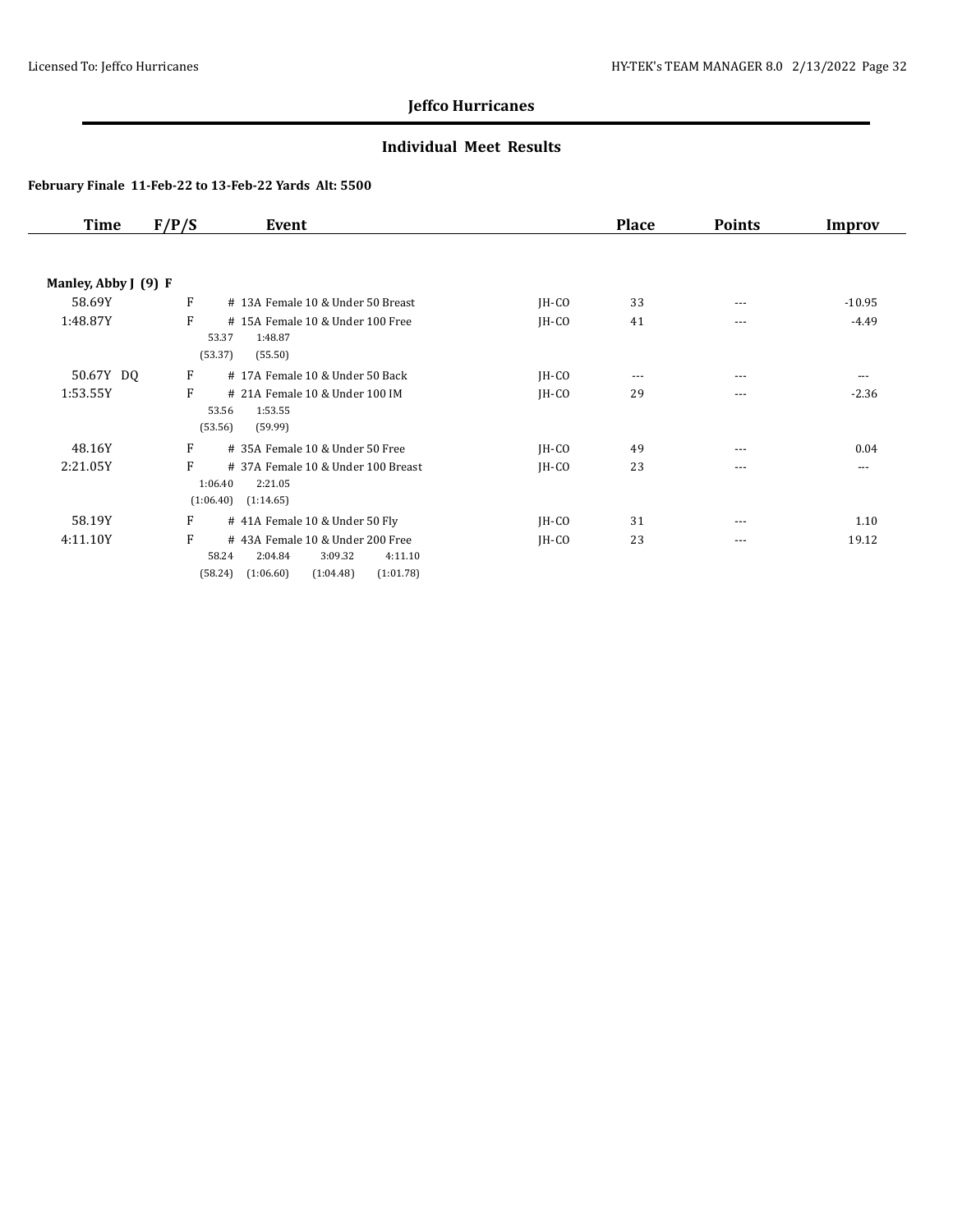# Jeffco Hurricanes

## Individual Meet Results

**February Finale 11-Feb-22 to 13-Feb-22 Yards Alt: 5500**

| Time | F/P/S | Event | | Place | Points | Improv |
|---|---|---|---|---|---|---|
| **Manley, Abby J (9) F** | | | | | | |
| 58.69Y | F | # 13A Female 10 & Under 50 Breast | JH-CO | 33 | --- | -10.95 |
| 1:48.87Y | F | # 15A Female 10 & Under 100 Free<br>53.37 1:48.87<br>(53.37) (55.50) | JH-CO | 41 | --- | -4.49 |
| 50.67Y DQ | F | # 17A Female 10 & Under 50 Back | JH-CO | --- | --- | --- |
| 1:53.55Y | F | # 21A Female 10 & Under 100 IM<br>53.56 1:53.55<br>(53.56) (59.99) | JH-CO | 29 | --- | -2.36 |
| 48.16Y | F | # 35A Female 10 & Under 50 Free | JH-CO | 49 | --- | 0.04 |
| 2:21.05Y | F | # 37A Female 10 & Under 100 Breast<br>1:06.40 2:21.05<br>(1:06.40) (1:14.65) | JH-CO | 23 | --- | --- |
| 58.19Y | F | # 41A Female 10 & Under 50 Fly | JH-CO | 31 | --- | 1.10 |
| 4:11.10Y | F | # 43A Female 10 & Under 200 Free<br>58.24 2:04.84 3:09.32 4:11.10<br>(58.24) (1:06.60) (1:04.48) (1:01.78) | JH-CO | 23 | --- | 19.12 |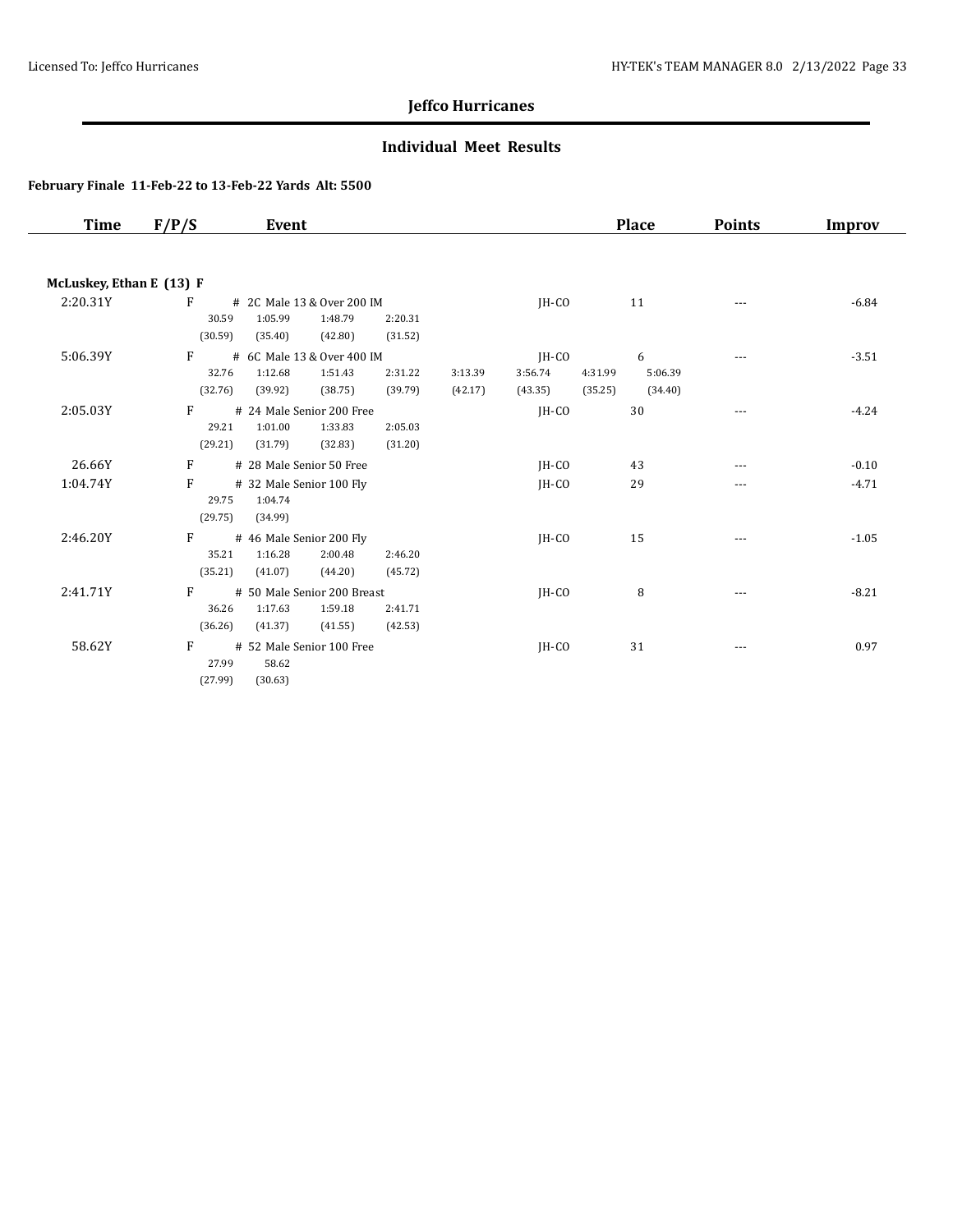## Jeffco Hurricanes

### Individual Meet Results

**February Finale 11-Feb-22 to 13-Feb-22 Yards Alt: 5500**

| Time | F/P/S | Event | | Place | Points | Improv |
|---|---|---|---|---|---|---|
| **McLuskey, Ethan E (13) F** | | | | | | |
| 2:20.31Y | F | # 2C Male 13 & Over 200 IM<br>30.59 1:05.99 1:48.79 2:20.31<br>(30.59) (35.40) (42.80) (31.52) | JH-CO | 11 | --- | -6.84 |
| 5:06.39Y | F | # 6C Male 13 & Over 400 IM<br>32.76 1:12.68 1:51.43 2:31.22 3:13.39 3:56.74 4:31.99 5:06.39<br>(32.76) (39.92) (38.75) (39.79) (42.17) (43.35) (35.25) (34.40) | JH-CO | 6 | --- | -3.51 |
| 2:05.03Y | F | # 24 Male Senior 200 Free<br>29.21 1:01.00 1:33.83 2:05.03<br>(29.21) (31.79) (32.83) (31.20) | JH-CO | 30 | --- | -4.24 |
| 26.66Y | F | # 28 Male Senior 50 Free | JH-CO | 43 | --- | -0.10 |
| 1:04.74Y | F | # 32 Male Senior 100 Fly<br>29.75 1:04.74<br>(29.75) (34.99) | JH-CO | 29 | --- | -4.71 |
| 2:46.20Y | F | # 46 Male Senior 200 Fly<br>35.21 1:16.28 2:00.48 2:46.20<br>(35.21) (41.07) (44.20) (45.72) | JH-CO | 15 | --- | -1.05 |
| 2:41.71Y | F | # 50 Male Senior 200 Breast<br>36.26 1:17.63 1:59.18 2:41.71<br>(36.26) (41.37) (41.55) (42.53) | JH-CO | 8 | --- | -8.21 |
| 58.62Y | F | # 52 Male Senior 100 Free<br>27.99 58.62<br>(27.99) (30.63) | JH-CO | 31 | --- | 0.97 |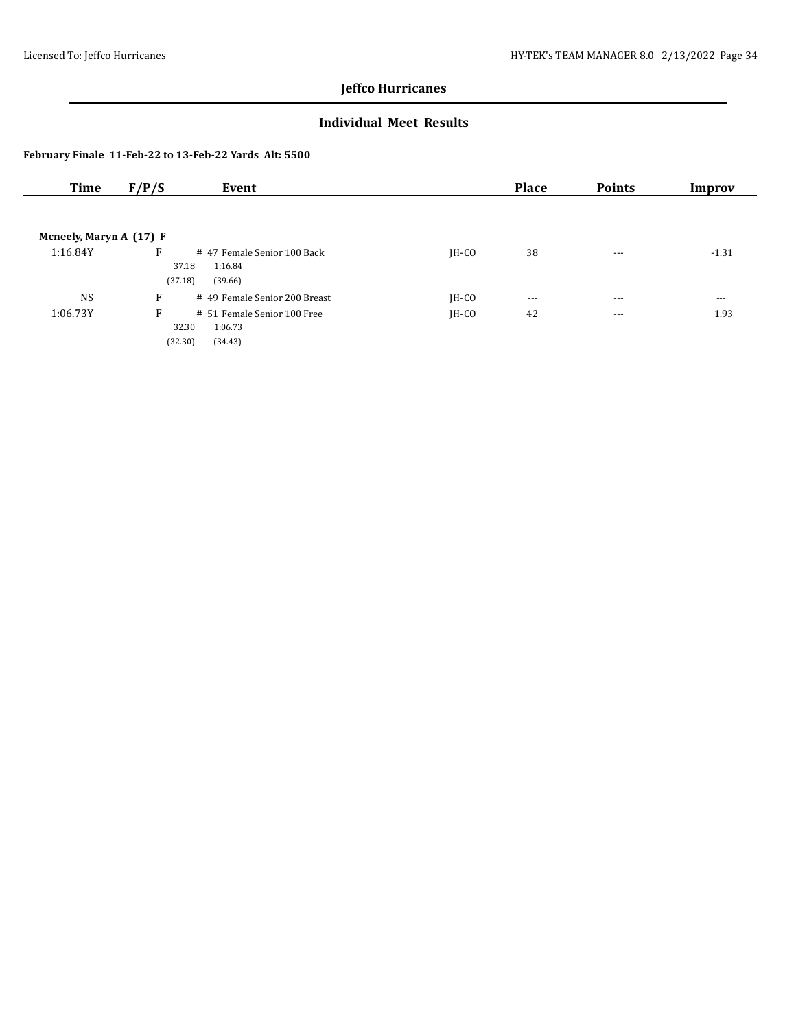## Jeffco Hurricanes

### Individual Meet Results

**February Finale 11-Feb-22 to 13-Feb-22 Yards Alt: 5500**

| Time | F/P/S | Event | | Place | Points | Improv |
|---|---|---|---|---|---|---|
| **Mcneely, Maryn A (17) F** | | | | | | |
| 1:16.84Y | F | # 47 Female Senior 100 Back | JH-CO | 38 | --- | -1.31 |
| | | 37.18 1:16.84 | | | | |
| | | (37.18) (39.66) | | | | |
| NS | F | # 49 Female Senior 200 Breast | JH-CO | --- | --- | --- |
| 1:06.73Y | F | # 51 Female Senior 100 Free | JH-CO | 42 | --- | 1.93 |
| | | 32.30 1:06.73 | | | | |
| | | (32.30) (34.43) | | | | |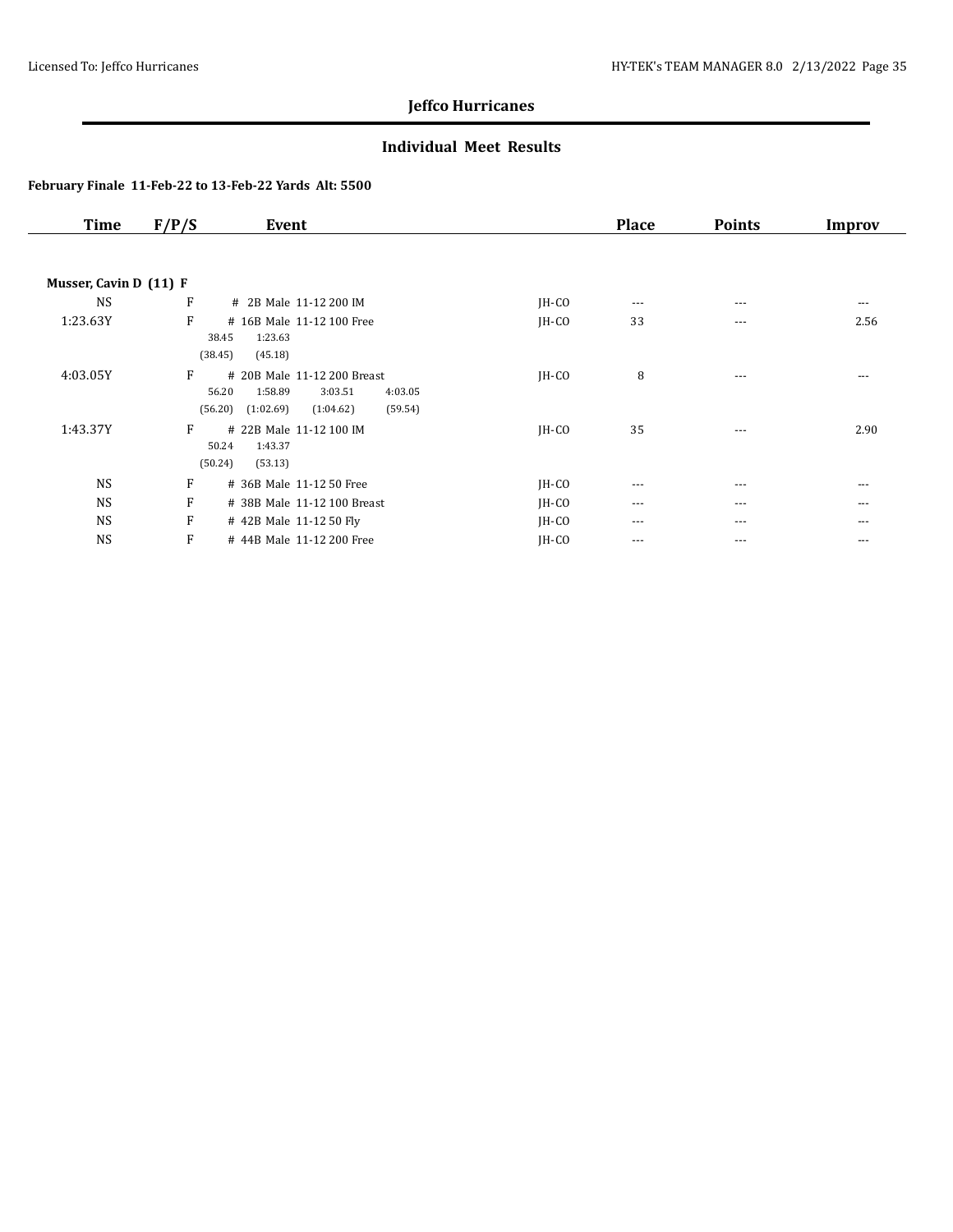## Jeffco Hurricanes

### Individual Meet Results

**February Finale 11-Feb-22 to 13-Feb-22 Yards Alt: 5500**

| Time | F/P/S | Event | | Place | Points | Improv |
|---|---|---|---|---|---|---|
| **Musser, Cavin D (11) F** | | | | | | |
| NS | F | # 2B Male 11-12 200 IM | JH-CO | --- | --- | --- |
| 1:23.63Y | F | # 16B Male 11-12 100 Free<br>38.45 1:23.63<br>(38.45) (45.18) | JH-CO | 33 | --- | 2.56 |
| 4:03.05Y | F | # 20B Male 11-12 200 Breast<br>56.20 1:58.89 3:03.51 4:03.05<br>(56.20) (1:02.69) (1:04.62) (59.54) | JH-CO | 8 | --- | --- |
| 1:43.37Y | F | # 22B Male 11-12 100 IM<br>50.24 1:43.37<br>(50.24) (53.13) | JH-CO | 35 | --- | 2.90 |
| NS | F | # 36B Male 11-12 50 Free | JH-CO | --- | --- | --- |
| NS | F | # 38B Male 11-12 100 Breast | JH-CO | --- | --- | --- |
| NS | F | # 42B Male 11-12 50 Fly | JH-CO | --- | --- | --- |
| NS | F | # 44B Male 11-12 200 Free | JH-CO | --- | --- | --- |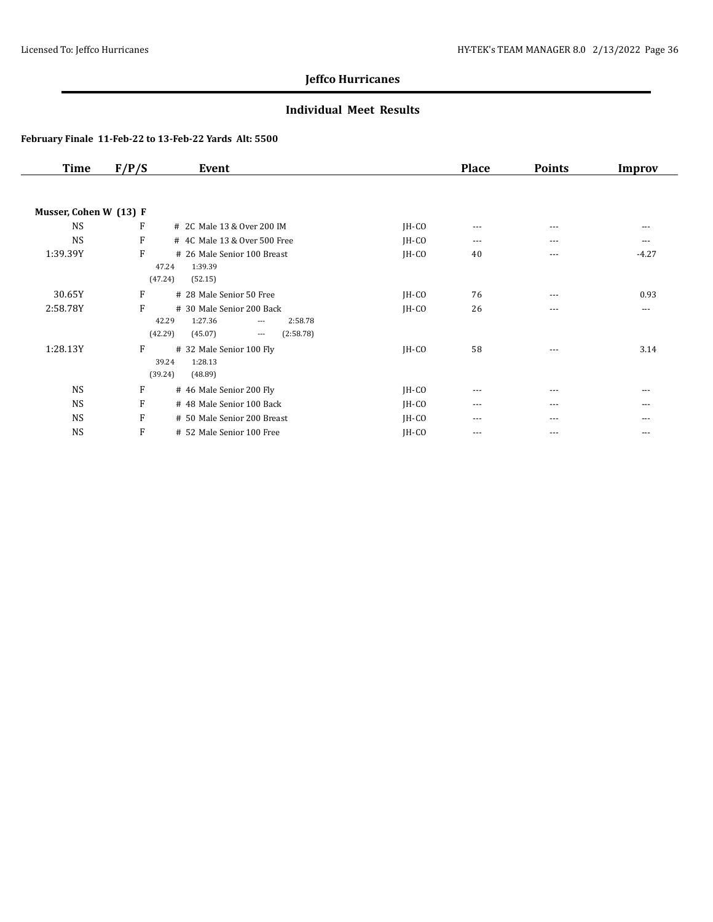## Jeffco Hurricanes

### Individual Meet Results

**February Finale 11-Feb-22 to 13-Feb-22 Yards Alt: 5500**

| Time | F/P/S | Event | | Place | Points | Improv |
|---|---|---|---|---|---|---|
| **Musser, Cohen W (13) F** | | | | | | |
| NS | F | # 2C Male 13 & Over 200 IM | JH-CO | --- | --- | --- |
| NS | F | # 4C Male 13 & Over 500 Free | JH-CO | --- | --- | --- |
| 1:39.39Y | F | # 26 Male Senior 100 Breast<br>47.24 1:39.39<br>(47.24) (52.15) | JH-CO | 40 | --- | -4.27 |
| 30.65Y | F | # 28 Male Senior 50 Free | JH-CO | 76 | --- | 0.93 |
| 2:58.78Y | F | # 30 Male Senior 200 Back<br>42.29 1:27.36 --- 2:58.78<br>(42.29) (45.07) --- (2:58.78) | JH-CO | 26 | --- | --- |
| 1:28.13Y | F | # 32 Male Senior 100 Fly<br>39.24 1:28.13<br>(39.24) (48.89) | JH-CO | 58 | --- | 3.14 |
| NS | F | # 46 Male Senior 200 Fly | JH-CO | --- | --- | --- |
| NS | F | # 48 Male Senior 100 Back | JH-CO | --- | --- | --- |
| NS | F | # 50 Male Senior 200 Breast | JH-CO | --- | --- | --- |
| NS | F | # 52 Male Senior 100 Free | JH-CO | --- | --- | --- |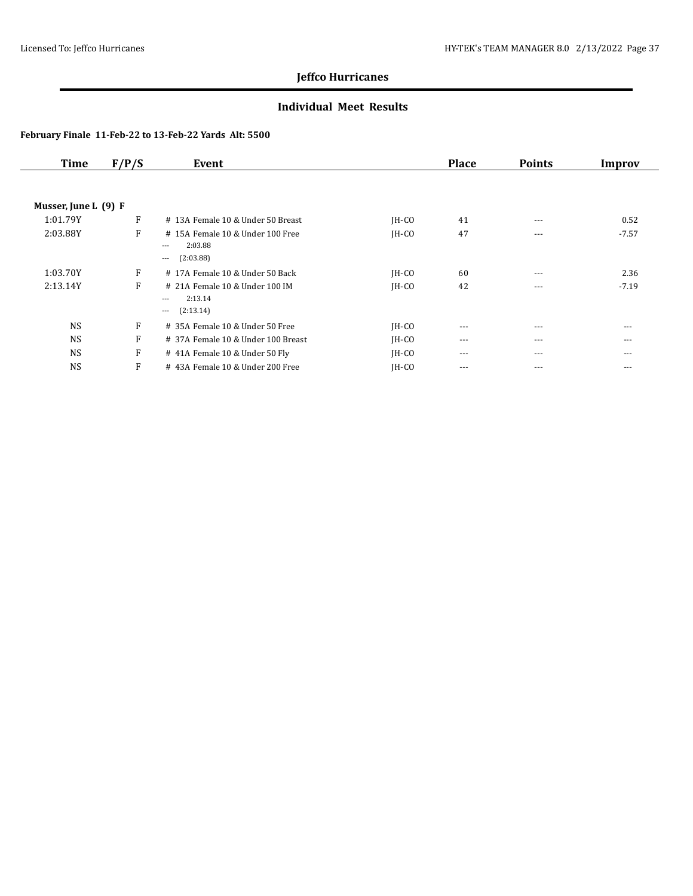## Jeffco Hurricanes

### Individual Meet Results

**February Finale 11-Feb-22 to 13-Feb-22 Yards Alt: 5500**

| Time | F/P/S | Event | | Place | Points | Improv |
|---|---|---|---|---|---|---|
| **Musser, June L (9) F** | | | | | | |
| 1:01.79Y | F | # 13A Female 10 & Under 50 Breast | JH-CO | 41 | --- | 0.52 |
| 2:03.88Y | F | # 15A Female 10 & Under 100 Free<br>--- 2:03.88<br>--- (2:03.88) | JH-CO | 47 | --- | -7.57 |
| 1:03.70Y | F | # 17A Female 10 & Under 50 Back | JH-CO | 60 | --- | 2.36 |
| 2:13.14Y | F | # 21A Female 10 & Under 100 IM<br>--- 2:13.14<br>--- (2:13.14) | JH-CO | 42 | --- | -7.19 |
| NS | F | # 35A Female 10 & Under 50 Free | JH-CO | --- | --- | --- |
| NS | F | # 37A Female 10 & Under 100 Breast | JH-CO | --- | --- | --- |
| NS | F | # 41A Female 10 & Under 50 Fly | JH-CO | --- | --- | --- |
| NS | F | # 43A Female 10 & Under 200 Free | JH-CO | --- | --- | --- |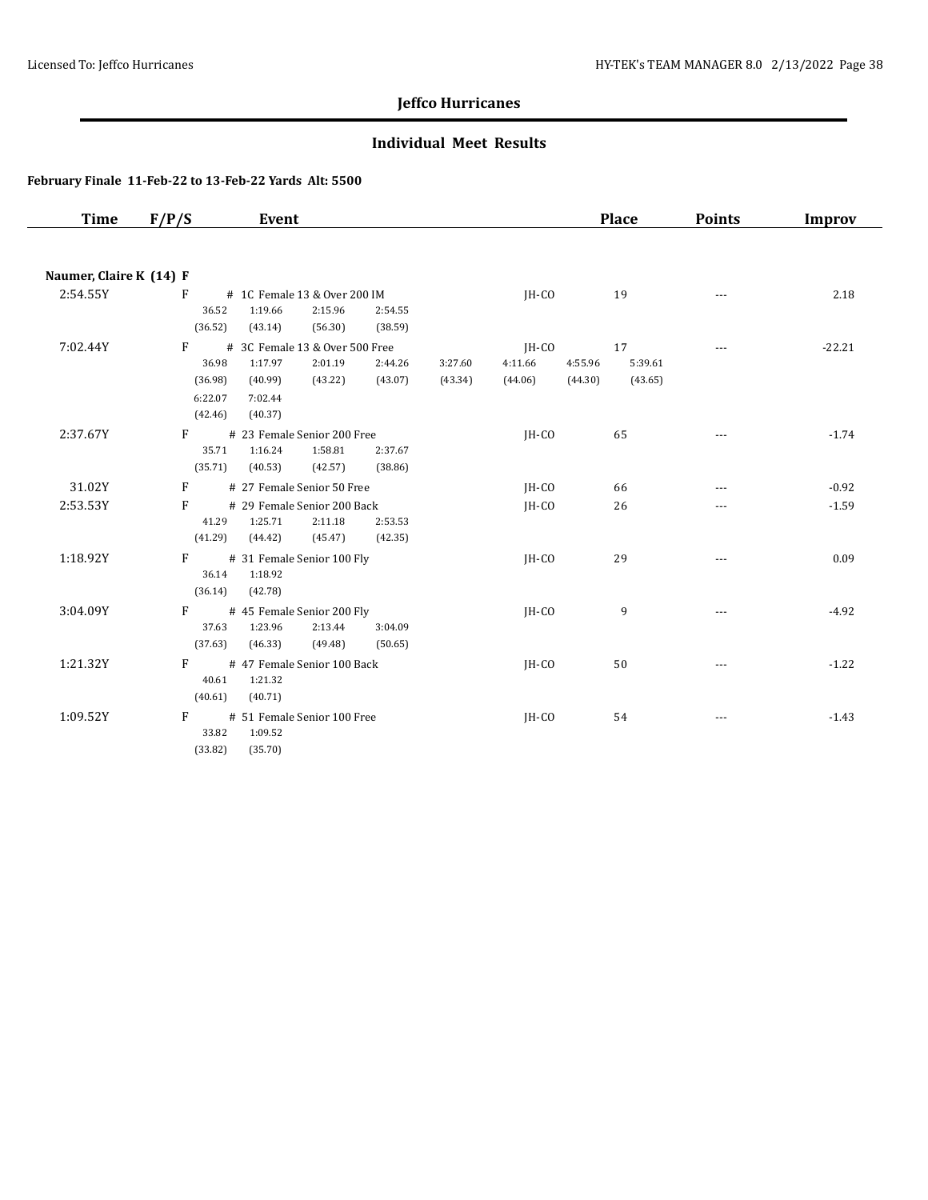## Jeffco Hurricanes

### Individual Meet Results

**February Finale 11-Feb-22 to 13-Feb-22 Yards Alt: 5500**

| Time | F/P/S | Event | | Place | Points | Improv |
|---|---|---|---|---|---|---|
| **Naumer, Claire K (14) F** | | | | | | |
| 2:54.55Y | F | # 1C Female 13 & Over 200 IM<br>36.52 1:19.66 2:15.96 2:54.55<br>(36.52) (43.14) (56.30) (38.59) | JH-CO | 19 | --- | 2.18 |
| 7:02.44Y | F | # 3C Female 13 & Over 500 Free<br>36.98 1:17.97 2:01.19 2:44.26 3:27.60 4:11.66 4:55.96 5:39.61<br>(36.98) (40.99) (43.22) (43.07) (43.34) (44.06) (44.30) (43.65)<br>6:22.07 7:02.44<br>(42.46) (40.37) | JH-CO | 17 | --- | -22.21 |
| 2:37.67Y | F | # 23 Female Senior 200 Free<br>35.71 1:16.24 1:58.81 2:37.67<br>(35.71) (40.53) (42.57) (38.86) | JH-CO | 65 | --- | -1.74 |
| 31.02Y | F | # 27 Female Senior 50 Free | JH-CO | 66 | --- | -0.92 |
| 2:53.53Y | F | # 29 Female Senior 200 Back<br>41.29 1:25.71 2:11.18 2:53.53<br>(41.29) (44.42) (45.47) (42.35) | JH-CO | 26 | --- | -1.59 |
| 1:18.92Y | F | # 31 Female Senior 100 Fly<br>36.14 1:18.92<br>(36.14) (42.78) | JH-CO | 29 | --- | 0.09 |
| 3:04.09Y | F | # 45 Female Senior 200 Fly<br>37.63 1:23.96 2:13.44 3:04.09<br>(37.63) (46.33) (49.48) (50.65) | JH-CO | 9 | --- | -4.92 |
| 1:21.32Y | F | # 47 Female Senior 100 Back<br>40.61 1:21.32<br>(40.61) (40.71) | JH-CO | 50 | --- | -1.22 |
| 1:09.52Y | F | # 51 Female Senior 100 Free<br>33.82 1:09.52<br>(33.82) (35.70) | JH-CO | 54 | --- | -1.43 |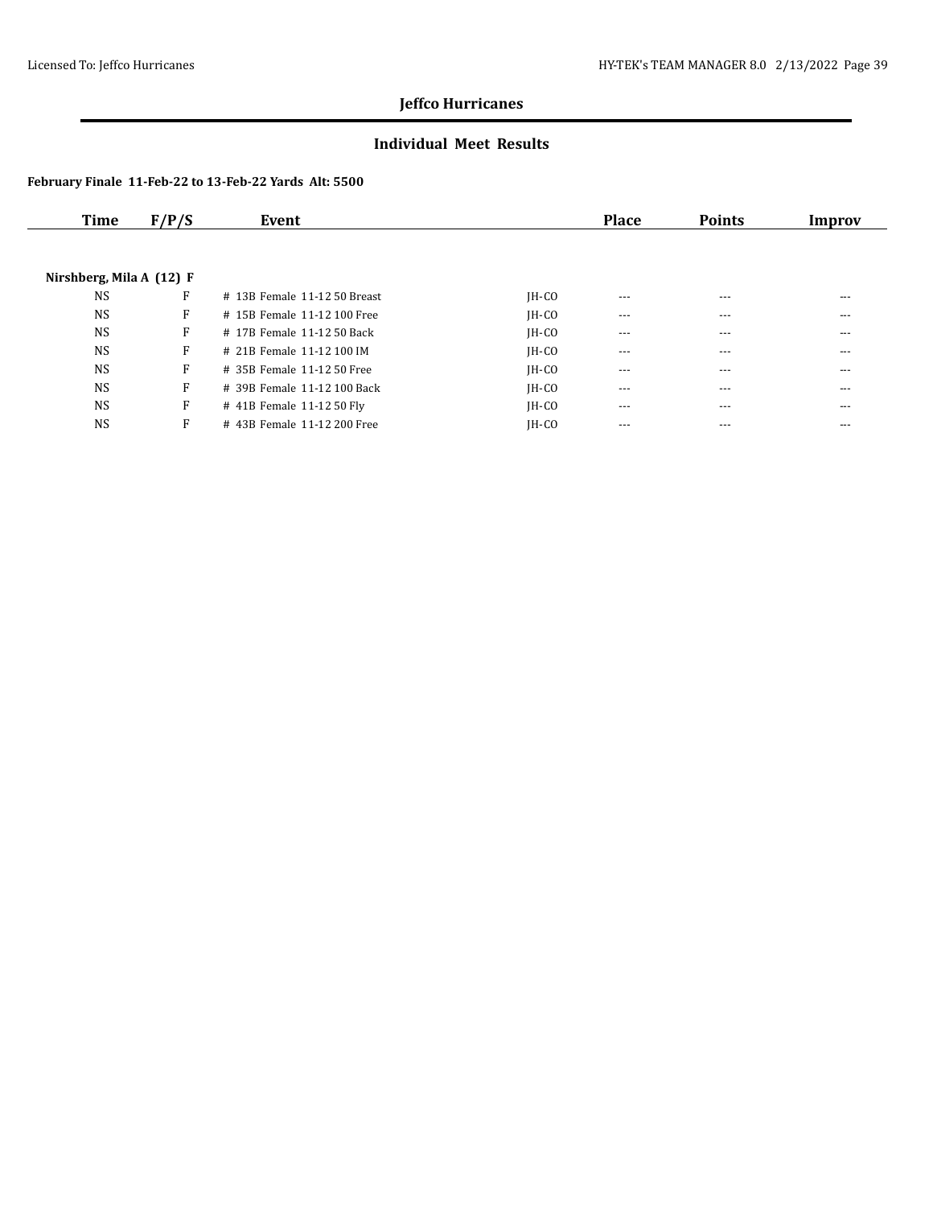## Jeffco Hurricanes

### Individual Meet Results

**February Finale 11-Feb-22 to 13-Feb-22 Yards Alt: 5500**

| Time | F/P/S | Event | | Place | Points | Improv |
|---|---|---|---|---|---|---|
| **Nirshberg, Mila A (12) F** | | | | | | |
| NS | F | # 13B Female 11-12 50 Breast | JH-CO | --- | --- | --- |
| NS | F | # 15B Female 11-12 100 Free | JH-CO | --- | --- | --- |
| NS | F | # 17B Female 11-12 50 Back | JH-CO | --- | --- | --- |
| NS | F | # 21B Female 11-12 100 IM | JH-CO | --- | --- | --- |
| NS | F | # 35B Female 11-12 50 Free | JH-CO | --- | --- | --- |
| NS | F | # 39B Female 11-12 100 Back | JH-CO | --- | --- | --- |
| NS | F | # 41B Female 11-12 50 Fly | JH-CO | --- | --- | --- |
| NS | F | # 43B Female 11-12 200 Free | JH-CO | --- | --- | --- |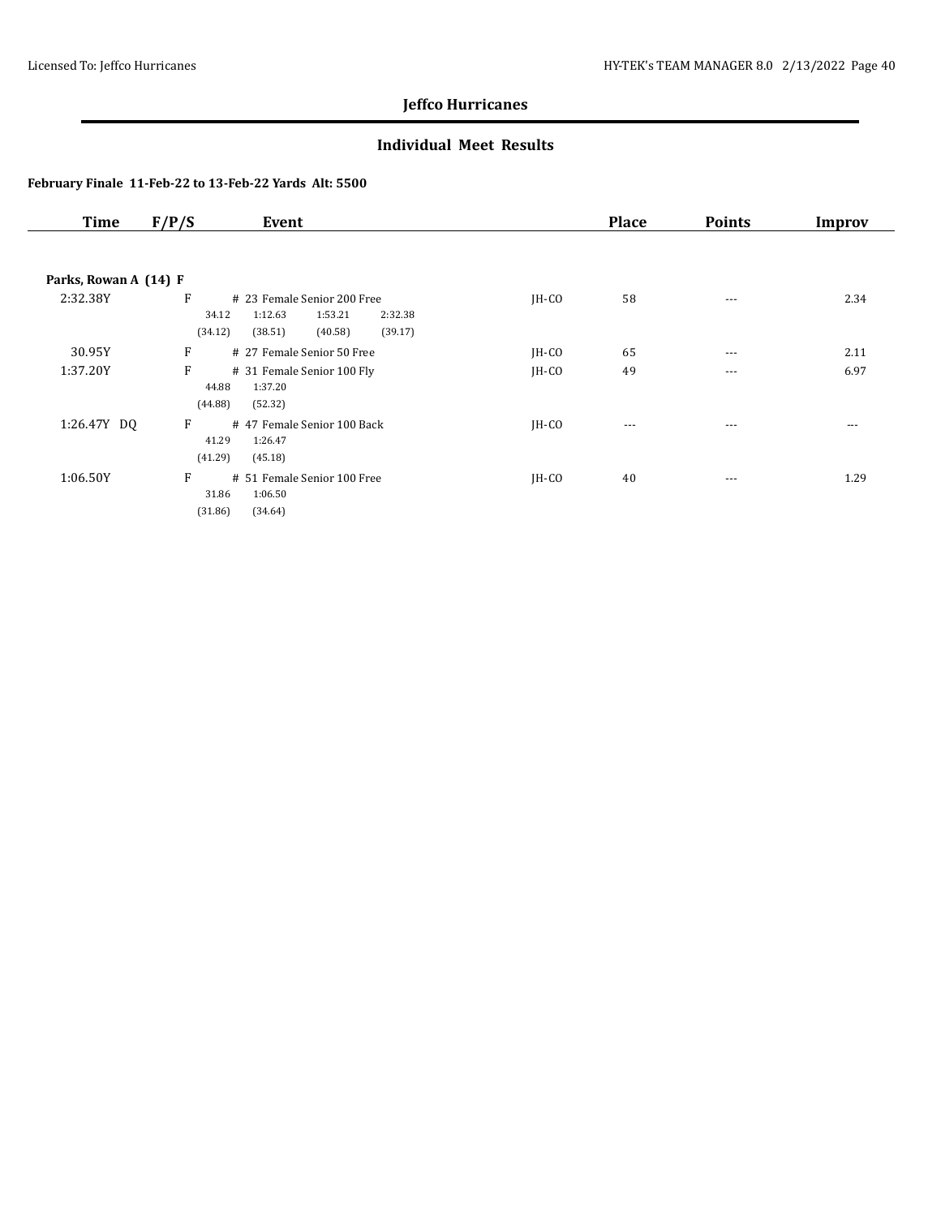## Jeffco Hurricanes

### Individual Meet Results

**February Finale 11-Feb-22 to 13-Feb-22 Yards Alt: 5500**

| Time | F/P/S | Event | | Place | Points | Improv |
|---|---|---|---|---|---|---|
| **Parks, Rowan A (14) F** | | | | | | |
| 2:32.38Y | F | # 23 Female Senior 200 Free<br>34.12 1:12.63 1:53.21 2:32.38<br>(34.12) (38.51) (40.58) (39.17) | JH-CO | 58 | --- | 2.34 |
| 30.95Y | F | # 27 Female Senior 50 Free | JH-CO | 65 | --- | 2.11 |
| 1:37.20Y | F | # 31 Female Senior 100 Fly<br>44.88 1:37.20<br>(44.88) (52.32) | JH-CO | 49 | --- | 6.97 |
| 1:26.47Y DQ | F | # 47 Female Senior 100 Back<br>41.29 1:26.47<br>(41.29) (45.18) | JH-CO | --- | --- | --- |
| 1:06.50Y | F | # 51 Female Senior 100 Free<br>31.86 1:06.50<br>(31.86) (34.64) | JH-CO | 40 | --- | 1.29 |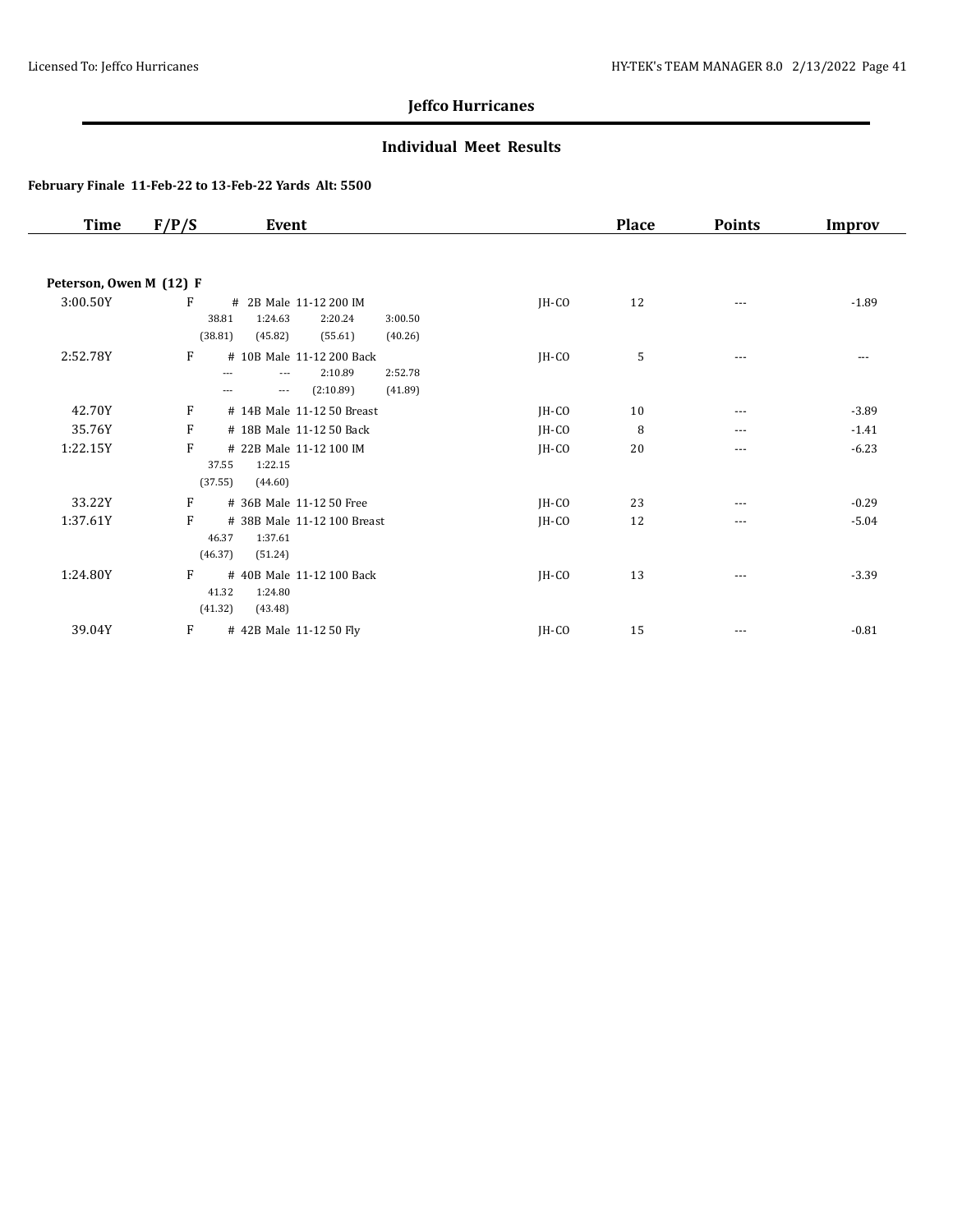## Jeffco Hurricanes

### Individual Meet Results

**February Finale 11-Feb-22 to 13-Feb-22 Yards Alt: 5500**

| Time | F/P/S | Event | | Place | Points | Improv |
|---|---|---|---|---|---|---|
| **Peterson, Owen M (12) F** | | | | | | |
| 3:00.50Y | F | # 2B Male 11-12 200 IM<br>38.81 1:24.63 2:20.24 3:00.50<br>(38.81) (45.82) (55.61) (40.26) | JH-CO | 12 | --- | -1.89 |
| 2:52.78Y | F | # 10B Male 11-12 200 Back<br>--- --- 2:10.89 2:52.78<br>--- --- (2:10.89) (41.89) | JH-CO | 5 | --- | --- |
| 42.70Y | F | # 14B Male 11-12 50 Breast | JH-CO | 10 | --- | -3.89 |
| 35.76Y | F | # 18B Male 11-12 50 Back | JH-CO | 8 | --- | -1.41 |
| 1:22.15Y | F | # 22B Male 11-12 100 IM<br>37.55 1:22.15<br>(37.55) (44.60) | JH-CO | 20 | --- | -6.23 |
| 33.22Y | F | # 36B Male 11-12 50 Free | JH-CO | 23 | --- | -0.29 |
| 1:37.61Y | F | # 38B Male 11-12 100 Breast<br>46.37 1:37.61<br>(46.37) (51.24) | JH-CO | 12 | --- | -5.04 |
| 1:24.80Y | F | # 40B Male 11-12 100 Back<br>41.32 1:24.80<br>(41.32) (43.48) | JH-CO | 13 | --- | -3.39 |
| 39.04Y | F | # 42B Male 11-12 50 Fly | JH-CO | 15 | --- | -0.81 |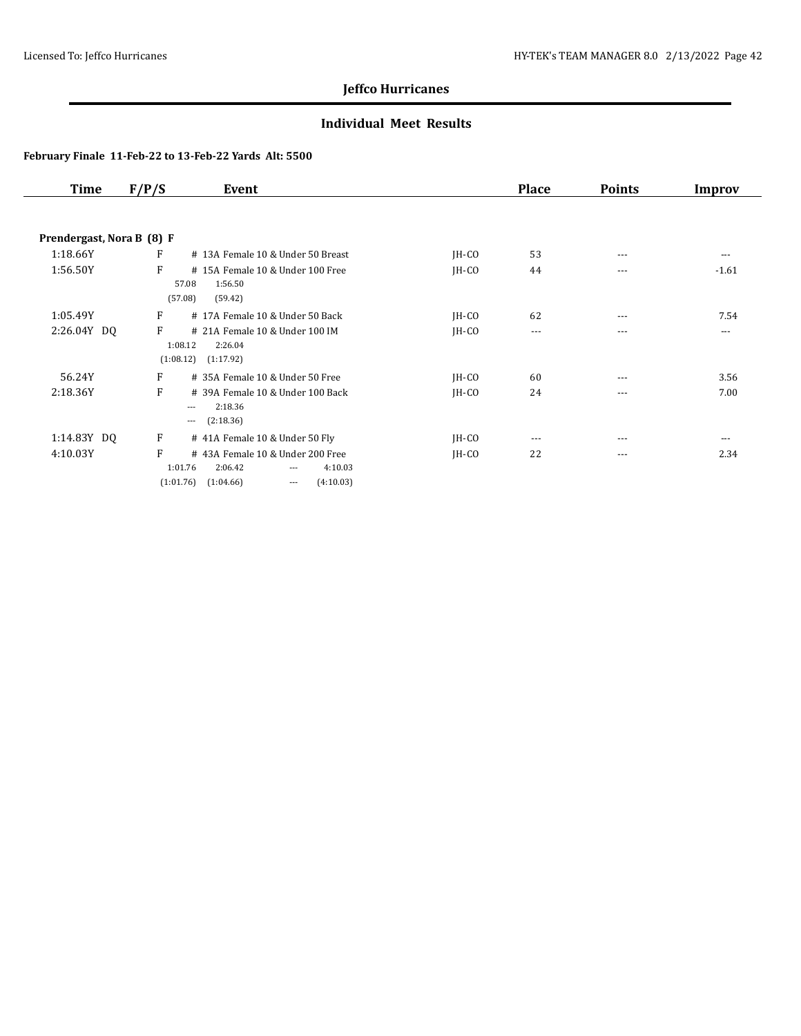## Jeffco Hurricanes

### Individual Meet Results

**February Finale 11-Feb-22 to 13-Feb-22 Yards Alt: 5500**

| Time | F/P/S | Event | | Place | Points | Improv |
|---|---|---|---|---|---|---|
| **Prendergast, Nora B (8) F** | | | | | | |
| 1:18.66Y | F | # 13A Female 10 & Under 50 Breast | JH-CO | 53 | --- | --- |
| 1:56.50Y | F | # 15A Female 10 & Under 100 Free<br>57.08 1:56.50<br>(57.08) (59.42) | JH-CO | 44 | --- | -1.61 |
| 1:05.49Y | F | # 17A Female 10 & Under 50 Back | JH-CO | 62 | --- | 7.54 |
| 2:26.04Y DQ | F | # 21A Female 10 & Under 100 IM<br>1:08.12 2:26.04<br>(1:08.12) (1:17.92) | JH-CO | --- | --- | --- |
| 56.24Y | F | # 35A Female 10 & Under 50 Free | JH-CO | 60 | --- | 3.56 |
| 2:18.36Y | F | # 39A Female 10 & Under 100 Back<br>--- 2:18.36<br>--- (2:18.36) | JH-CO | 24 | --- | 7.00 |
| 1:14.83Y DQ | F | # 41A Female 10 & Under 50 Fly | JH-CO | --- | --- | --- |
| 4:10.03Y | F | # 43A Female 10 & Under 200 Free<br>1:01.76 2:06.42 --- 4:10.03<br>(1:01.76) (1:04.66) --- (4:10.03) | JH-CO | 22 | --- | 2.34 |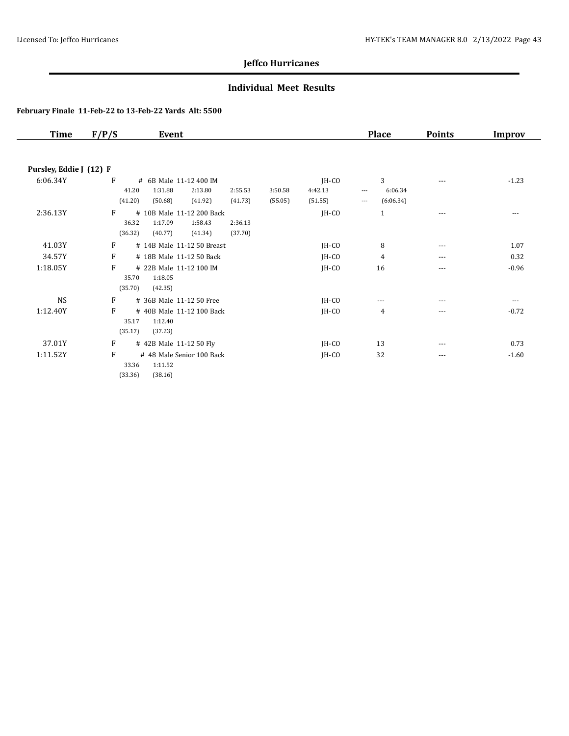## Jeffco Hurricanes

### Individual Meet Results

**February Finale 11-Feb-22 to 13-Feb-22 Yards Alt: 5500**

| Time | F/P/S | Event | | | | | | | Place | Points | Improv |
|---|---|---|---|---|---|---|---|---|---|---|---|
| **Pursley, Eddie J (12) F** | | | | | | | | | | | |
| 6:06.34Y | F | # 6B Male 11-12 400 IM | | | | | JH-CO | | 3 | --- | -1.23 |
| | | 41.20 | 1:31.88 | 2:13.80 | 2:55.53 | 3:50.58 | 4:42.13 | --- | 6:06.34 | | |
| | | (41.20) | (50.68) | (41.92) | (41.73) | (55.05) | (51.55) | --- | (6:06.34) | | |
| 2:36.13Y | F | # 10B Male 11-12 200 Back | | | | | JH-CO | | 1 | --- | --- |
| | | 36.32 | 1:17.09 | 1:58.43 | 2:36.13 | | | | | | |
| | | (36.32) | (40.77) | (41.34) | (37.70) | | | | | | |
| 41.03Y | F | # 14B Male 11-12 50 Breast | | | | | JH-CO | | 8 | --- | 1.07 |
| 34.57Y | F | # 18B Male 11-12 50 Back | | | | | JH-CO | | 4 | --- | 0.32 |
| 1:18.05Y | F | # 22B Male 11-12 100 IM | | | | | JH-CO | | 16 | --- | -0.96 |
| | | 35.70 | 1:18.05 | | | | | | | | |
| | | (35.70) | (42.35) | | | | | | | | |
| NS | F | # 36B Male 11-12 50 Free | | | | | JH-CO | | --- | --- | --- |
| 1:12.40Y | F | # 40B Male 11-12 100 Back | | | | | JH-CO | | 4 | --- | -0.72 |
| | | 35.17 | 1:12.40 | | | | | | | | |
| | | (35.17) | (37.23) | | | | | | | | |
| 37.01Y | F | # 42B Male 11-12 50 Fly | | | | | JH-CO | | 13 | --- | 0.73 |
| 1:11.52Y | F | # 48 Male Senior 100 Back | | | | | JH-CO | | 32 | --- | -1.60 |
| | | 33.36 | 1:11.52 | | | | | | | | |
| | | (33.36) | (38.16) | | | | | | | | |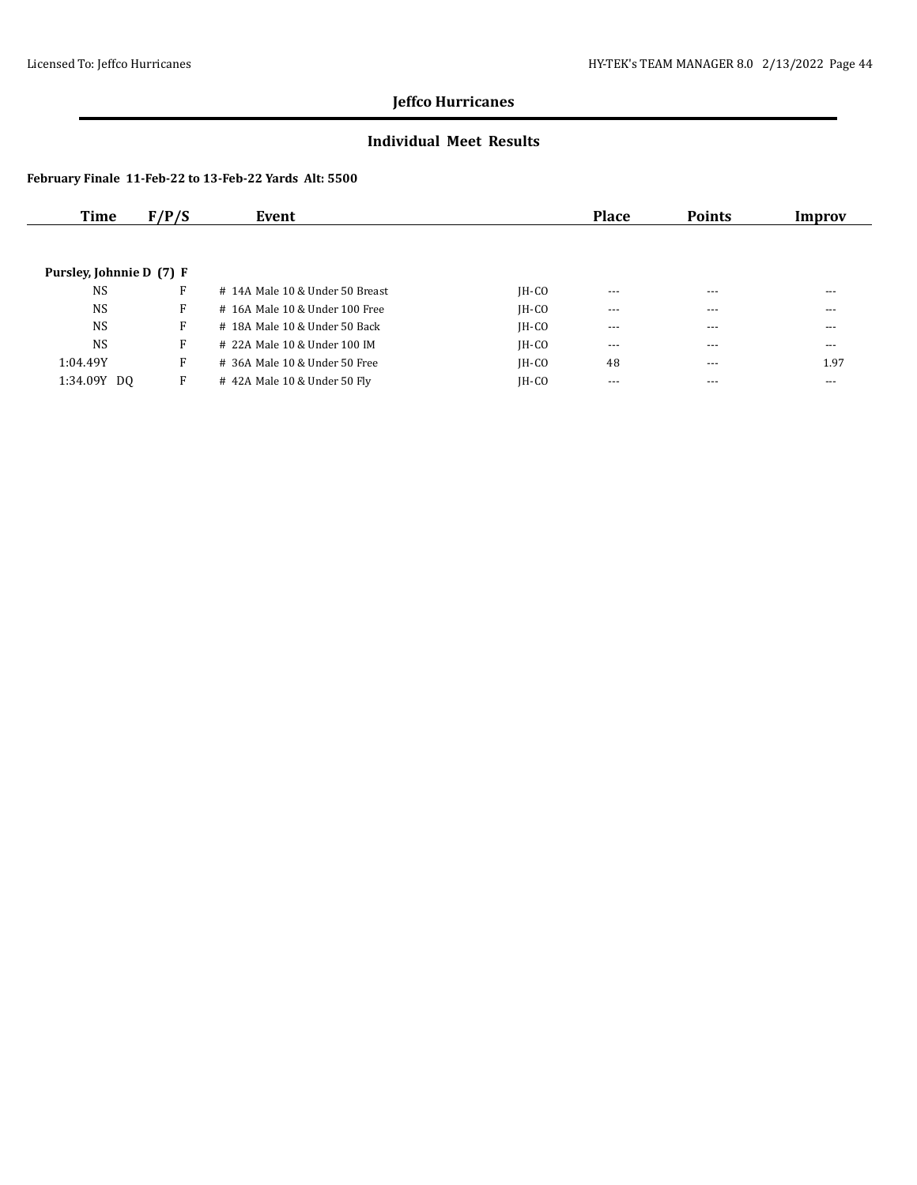## Jeffco Hurricanes

### Individual Meet Results

**February Finale 11-Feb-22 to 13-Feb-22 Yards Alt: 5500**

| Time | F/P/S | Event | | Place | Points | Improv |
|---|---|---|---|---|---|---|
| **Pursley, Johnnie D (7) F** | | | | | | |
| NS | F | # 14A Male 10 & Under 50 Breast | JH-CO | --- | --- | --- |
| NS | F | # 16A Male 10 & Under 100 Free | JH-CO | --- | --- | --- |
| NS | F | # 18A Male 10 & Under 50 Back | JH-CO | --- | --- | --- |
| NS | F | # 22A Male 10 & Under 100 IM | JH-CO | --- | --- | --- |
| 1:04.49Y | F | # 36A Male 10 & Under 50 Free | JH-CO | 48 | --- | 1.97 |
| 1:34.09Y DQ | F | # 42A Male 10 & Under 50 Fly | JH-CO | --- | --- | --- |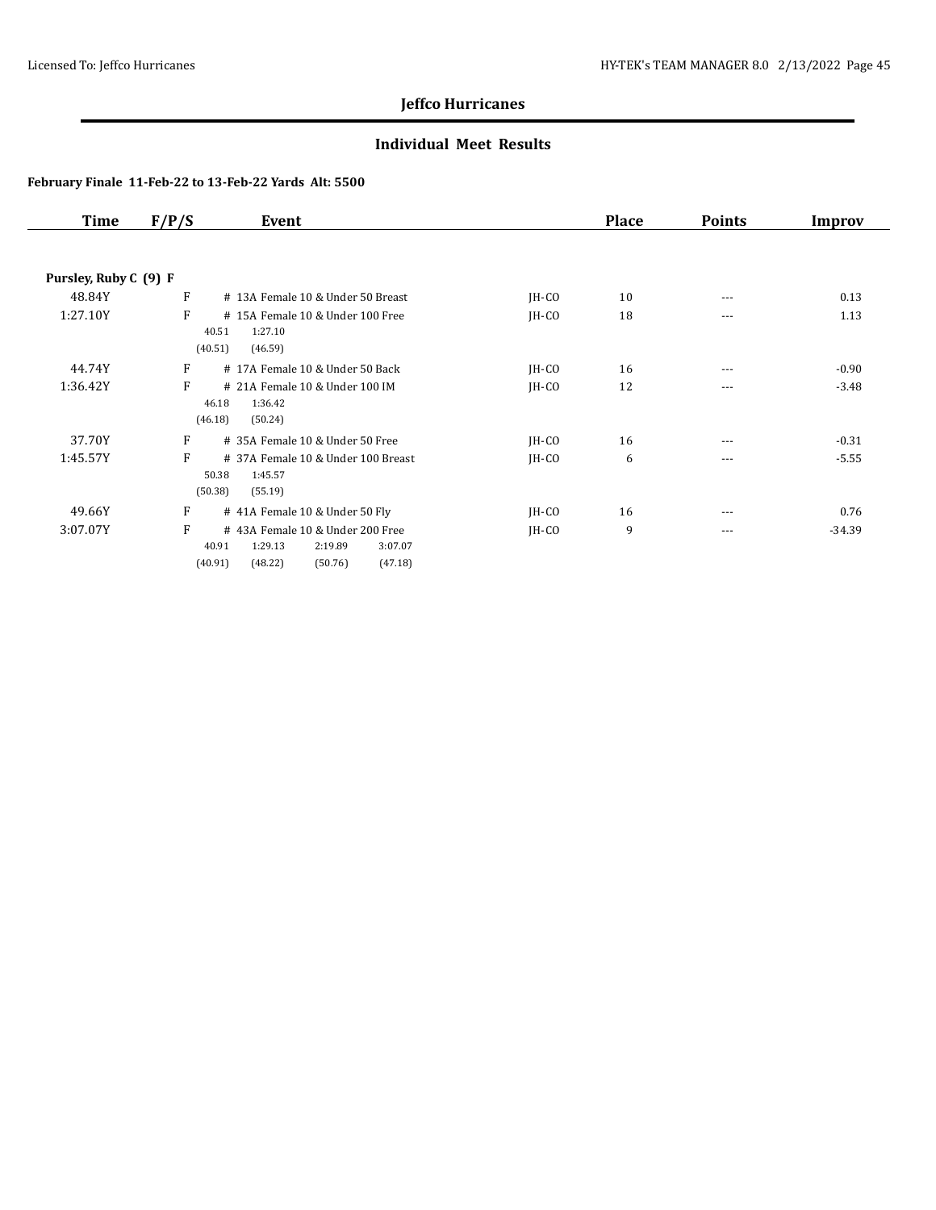## Jeffco Hurricanes

### Individual Meet Results

**February Finale 11-Feb-22 to 13-Feb-22 Yards Alt: 5500**

| Time | F/P/S | Event | | Place | Points | Improv |
|---|---|---|---|---|---|---|
| **Pursley, Ruby C (9) F** | | | | | | |
| 48.84Y | F | # 13A Female 10 & Under 50 Breast | JH-CO | 10 | --- | 0.13 |
| 1:27.10Y | F | # 15A Female 10 & Under 100 Free<br>40.51 1:27.10<br>(40.51) (46.59) | JH-CO | 18 | --- | 1.13 |
| 44.74Y | F | # 17A Female 10 & Under 50 Back | JH-CO | 16 | --- | -0.90 |
| 1:36.42Y | F | # 21A Female 10 & Under 100 IM<br>46.18 1:36.42<br>(46.18) (50.24) | JH-CO | 12 | --- | -3.48 |
| 37.70Y | F | # 35A Female 10 & Under 50 Free | JH-CO | 16 | --- | -0.31 |
| 1:45.57Y | F | # 37A Female 10 & Under 100 Breast<br>50.38 1:45.57<br>(50.38) (55.19) | JH-CO | 6 | --- | -5.55 |
| 49.66Y | F | # 41A Female 10 & Under 50 Fly | JH-CO | 16 | --- | 0.76 |
| 3:07.07Y | F | # 43A Female 10 & Under 200 Free<br>40.91 1:29.13 2:19.89 3:07.07<br>(40.91) (48.22) (50.76) (47.18) | JH-CO | 9 | --- | -34.39 |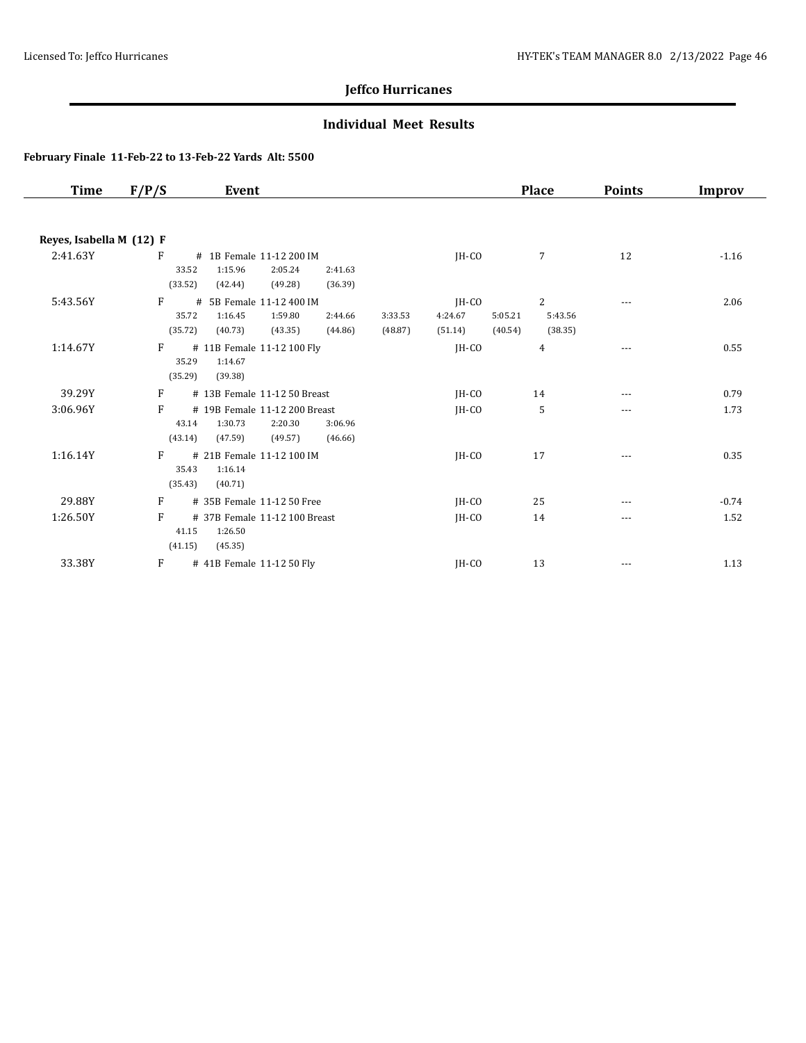# Jeffco Hurricanes

## Individual Meet Results

### February Finale 11-Feb-22 to 13-Feb-22 Yards Alt: 5500

| Time | F/P/S | Event | | Place | Points | Improv |
|---|---|---|---|---|---|---|
| **Reyes, Isabella M (12) F** | | | | | | |
| 2:41.63Y | F | # 1B Female 11-12 200 IM<br>33.52 1:15.96 2:05.24 2:41.63<br>(33.52) (42.44) (49.28) (36.39) | JH-CO | 7 | 12 | -1.16 |
| 5:43.56Y | F | # 5B Female 11-12 400 IM<br>35.72 1:16.45 1:59.80 2:44.66 3:33.53 4:24.67 5:05.21 5:43.56<br>(35.72) (40.73) (43.35) (44.86) (48.87) (51.14) (40.54) (38.35) | JH-CO | 2 | --- | 2.06 |
| 1:14.67Y | F | # 11B Female 11-12 100 Fly<br>35.29 1:14.67<br>(35.29) (39.38) | JH-CO | 4 | --- | 0.55 |
| 39.29Y | F | # 13B Female 11-12 50 Breast | JH-CO | 14 | --- | 0.79 |
| 3:06.96Y | F | # 19B Female 11-12 200 Breast<br>43.14 1:30.73 2:20.30 3:06.96<br>(43.14) (47.59) (49.57) (46.66) | JH-CO | 5 | --- | 1.73 |
| 1:16.14Y | F | # 21B Female 11-12 100 IM<br>35.43 1:16.14<br>(35.43) (40.71) | JH-CO | 17 | --- | 0.35 |
| 29.88Y | F | # 35B Female 11-12 50 Free | JH-CO | 25 | --- | -0.74 |
| 1:26.50Y | F | # 37B Female 11-12 100 Breast<br>41.15 1:26.50<br>(41.15) (45.35) | JH-CO | 14 | --- | 1.52 |
| 33.38Y | F | # 41B Female 11-12 50 Fly | JH-CO | 13 | --- | 1.13 |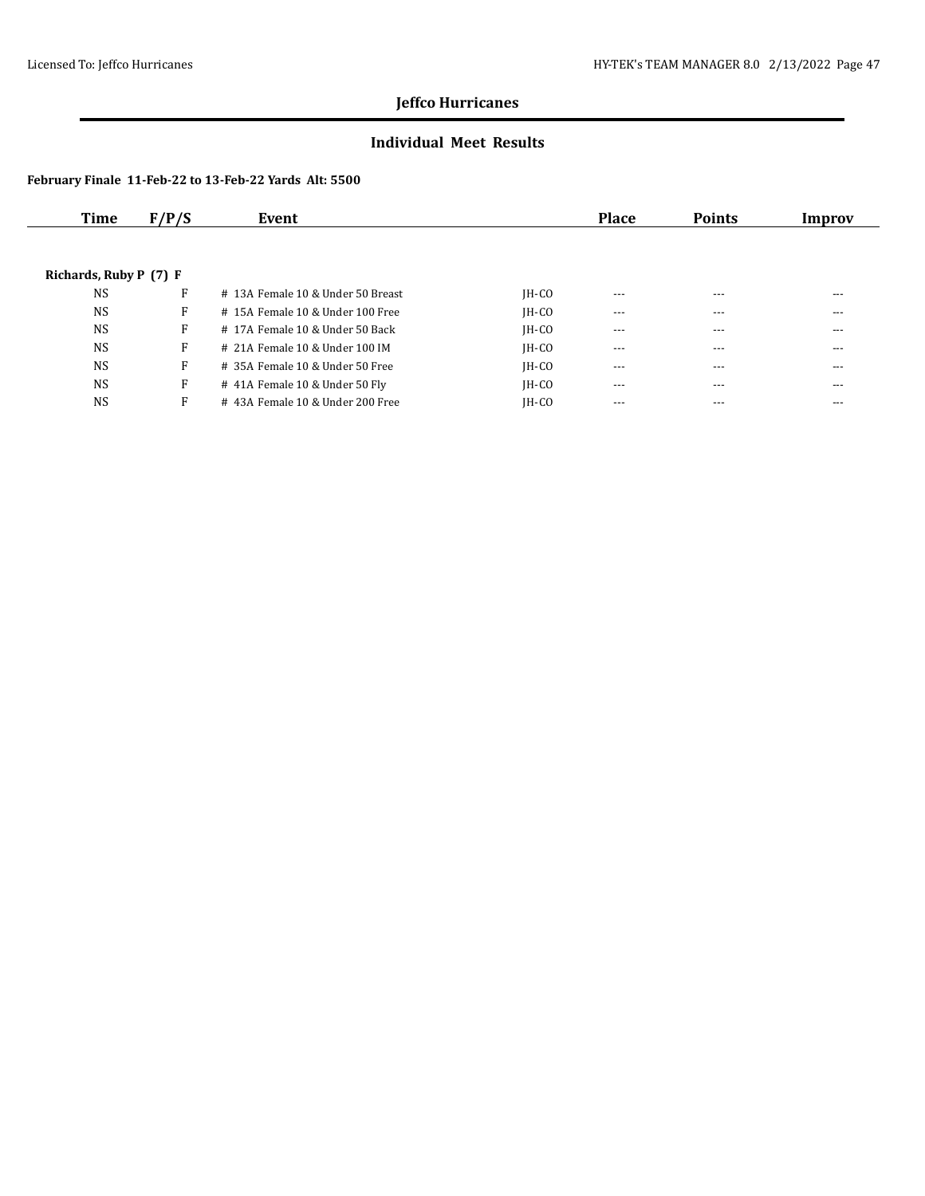## Jeffco Hurricanes

### Individual Meet Results

**February Finale 11-Feb-22 to 13-Feb-22 Yards Alt: 5500**

| Time | F/P/S | Event | | Place | Points | Improv |
|---|---|---|---|---|---|---|
| **Richards, Ruby P (7) F** | | | | | | |
| NS | F | # 13A Female 10 & Under 50 Breast | JH-CO | --- | --- | --- |
| NS | F | # 15A Female 10 & Under 100 Free | JH-CO | --- | --- | --- |
| NS | F | # 17A Female 10 & Under 50 Back | JH-CO | --- | --- | --- |
| NS | F | # 21A Female 10 & Under 100 IM | JH-CO | --- | --- | --- |
| NS | F | # 35A Female 10 & Under 50 Free | JH-CO | --- | --- | --- |
| NS | F | # 41A Female 10 & Under 50 Fly | JH-CO | --- | --- | --- |
| NS | F | # 43A Female 10 & Under 200 Free | JH-CO | --- | --- | --- |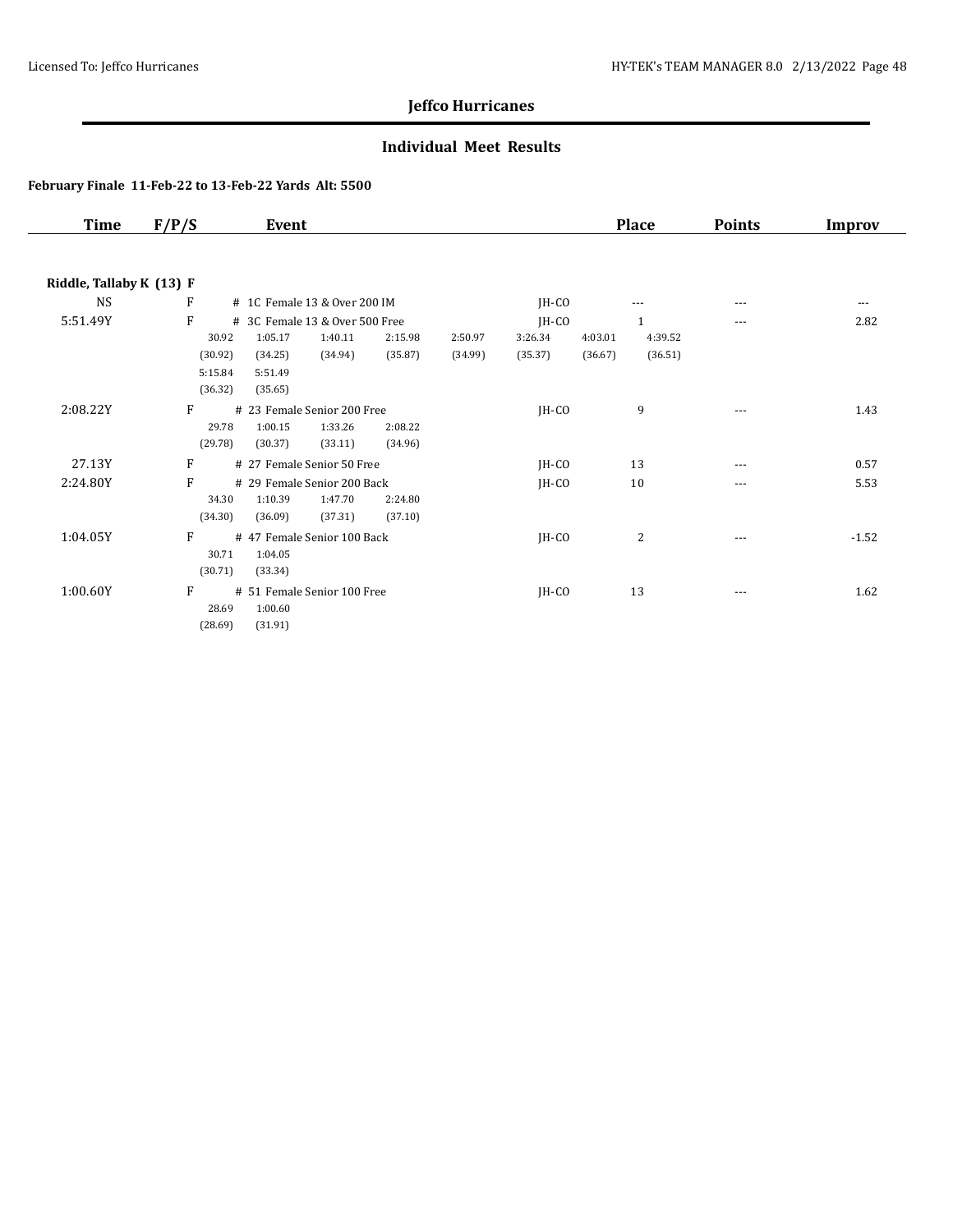**Jeffco Hurricanes**

**Individual Meet Results**

**February Finale 11-Feb-22 to 13-Feb-22 Yards Alt: 5500**

| Time | F/P/S | Event | | Place | Points | Improv |
|---|---|---|---|---|---|---|
| **Riddle, Tallaby K (13) F** | | | | | | |
| NS | F | # 1C Female 13 & Over 200 IM | JH-CO | --- | --- | --- |
| 5:51.49Y | F | # 3C Female 13 & Over 500 Free | JH-CO | 1 | --- | 2.82 |
| | | 30.92 (30.92), 1:05.17 (34.25), 1:40.11 (34.94), 2:15.98 (35.87), 2:50.97 (34.99), 3:26.34 (35.37), 4:03.01 (36.67), 4:39.52 (36.51), 5:15.84 (36.32), 5:51.49 (35.65) | | | | |
| 2:08.22Y | F | # 23 Female Senior 200 Free | JH-CO | 9 | --- | 1.43 |
| | | 29.78 (29.78), 1:00.15 (30.37), 1:33.26 (33.11), 2:08.22 (34.96) | | | | |
| 27.13Y | F | # 27 Female Senior 50 Free | JH-CO | 13 | --- | 0.57 |
| 2:24.80Y | F | # 29 Female Senior 200 Back | JH-CO | 10 | --- | 5.53 |
| | | 34.30 (34.30), 1:10.39 (36.09), 1:47.70 (37.31), 2:24.80 (37.10) | | | | |
| 1:04.05Y | F | # 47 Female Senior 100 Back | JH-CO | 2 | --- | -1.52 |
| | | 30.71 (30.71), 1:04.05 (33.34) | | | | |
| 1:00.60Y | F | # 51 Female Senior 100 Free | JH-CO | 13 | --- | 1.62 |
| | | 28.69 (28.69), 1:00.60 (31.91) | | | | |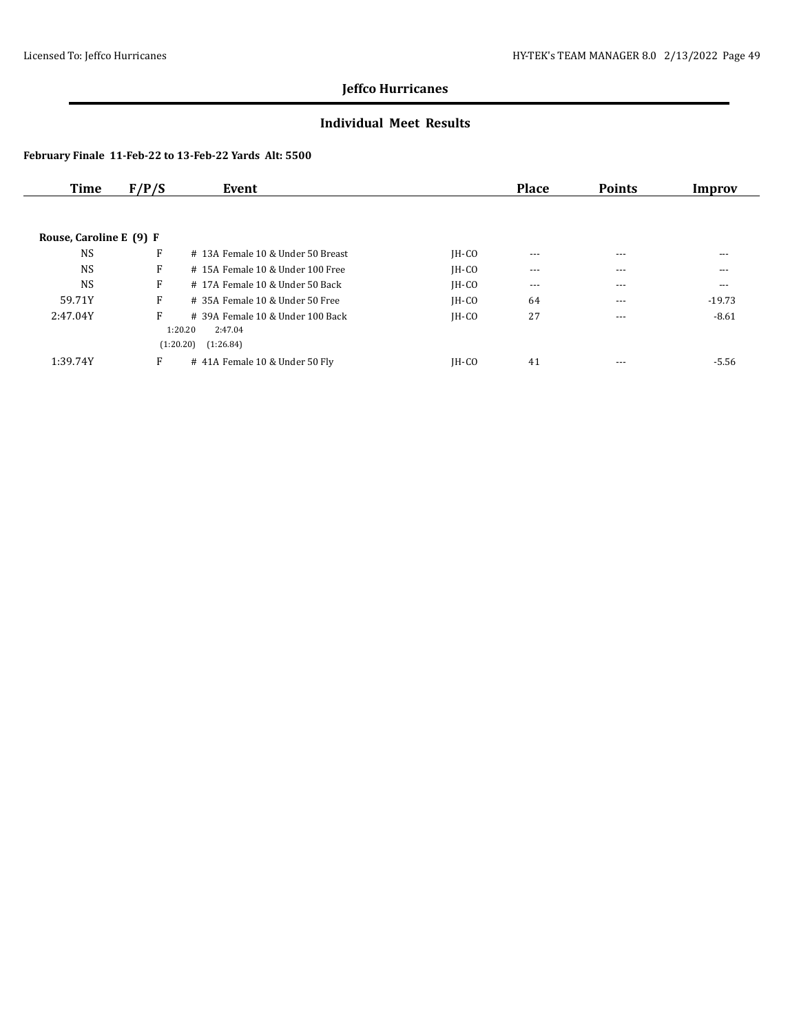## Jeffco Hurricanes

### Individual Meet Results

**February Finale 11-Feb-22 to 13-Feb-22 Yards Alt: 5500**

| Time | F/P/S | Event | | Place | Points | Improv |
|---|---|---|---|---|---|---|
| **Rouse, Caroline E (9) F** | | | | | | |
| NS | F | # 13A Female 10 & Under 50 Breast | JH-CO | --- | --- | --- |
| NS | F | # 15A Female 10 & Under 100 Free | JH-CO | --- | --- | --- |
| NS | F | # 17A Female 10 & Under 50 Back | JH-CO | --- | --- | --- |
| 59.71Y | F | # 35A Female 10 & Under 50 Free | JH-CO | 64 | --- | -19.73 |
| 2:47.04Y | F | # 39A Female 10 & Under 100 Back | JH-CO | 27 | --- | -8.61 |
| | 1:20.20 (1:20.20) | 2:47.04 (1:26.84) | | | | |
| 1:39.74Y | F | # 41A Female 10 & Under 50 Fly | JH-CO | 41 | --- | -5.56 |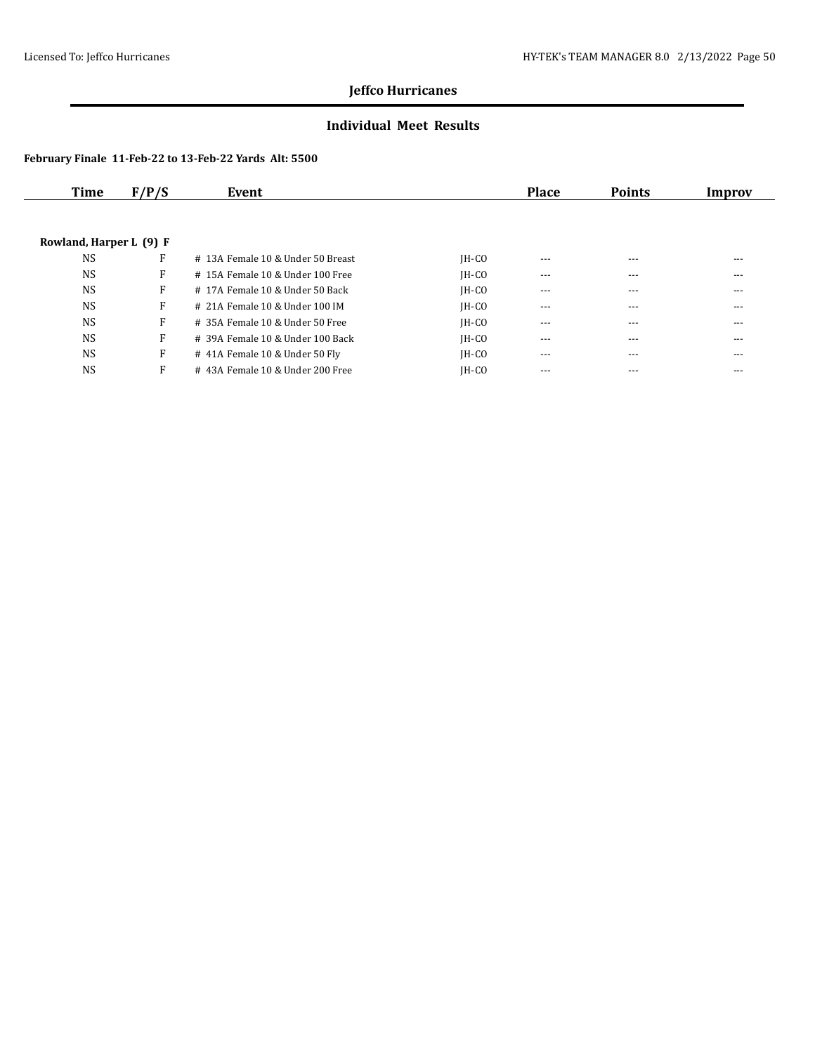## Jeffco Hurricanes

### Individual Meet Results

**February Finale 11-Feb-22 to 13-Feb-22 Yards Alt: 5500**

| Time | F/P/S | Event | | Place | Points | Improv |
|---|---|---|---|---|---|---|
| **Rowland, Harper L (9) F** | | | | | | |
| NS | F | # 13A Female 10 & Under 50 Breast | JH-CO | --- | --- | --- |
| NS | F | # 15A Female 10 & Under 100 Free | JH-CO | --- | --- | --- |
| NS | F | # 17A Female 10 & Under 50 Back | JH-CO | --- | --- | --- |
| NS | F | # 21A Female 10 & Under 100 IM | JH-CO | --- | --- | --- |
| NS | F | # 35A Female 10 & Under 50 Free | JH-CO | --- | --- | --- |
| NS | F | # 39A Female 10 & Under 100 Back | JH-CO | --- | --- | --- |
| NS | F | # 41A Female 10 & Under 50 Fly | JH-CO | --- | --- | --- |
| NS | F | # 43A Female 10 & Under 200 Free | JH-CO | --- | --- | --- |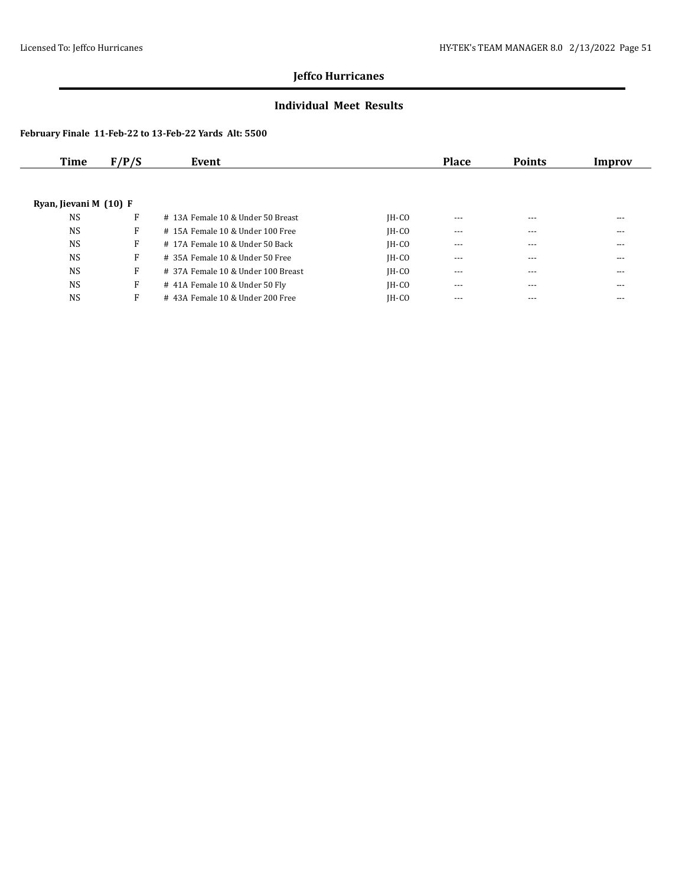## Jeffco Hurricanes

### Individual Meet Results

**February Finale 11-Feb-22 to 13-Feb-22 Yards Alt: 5500**

| Time | F/P/S | Event | | Place | Points | Improv |
|---|---|---|---|---|---|---|
| **Ryan, Jievani M (10) F** | | | | | | |
| NS | F | # 13A Female 10 & Under 50 Breast | JH-CO | --- | --- | --- |
| NS | F | # 15A Female 10 & Under 100 Free | JH-CO | --- | --- | --- |
| NS | F | # 17A Female 10 & Under 50 Back | JH-CO | --- | --- | --- |
| NS | F | # 35A Female 10 & Under 50 Free | JH-CO | --- | --- | --- |
| NS | F | # 37A Female 10 & Under 100 Breast | JH-CO | --- | --- | --- |
| NS | F | # 41A Female 10 & Under 50 Fly | JH-CO | --- | --- | --- |
| NS | F | # 43A Female 10 & Under 200 Free | JH-CO | --- | --- | --- |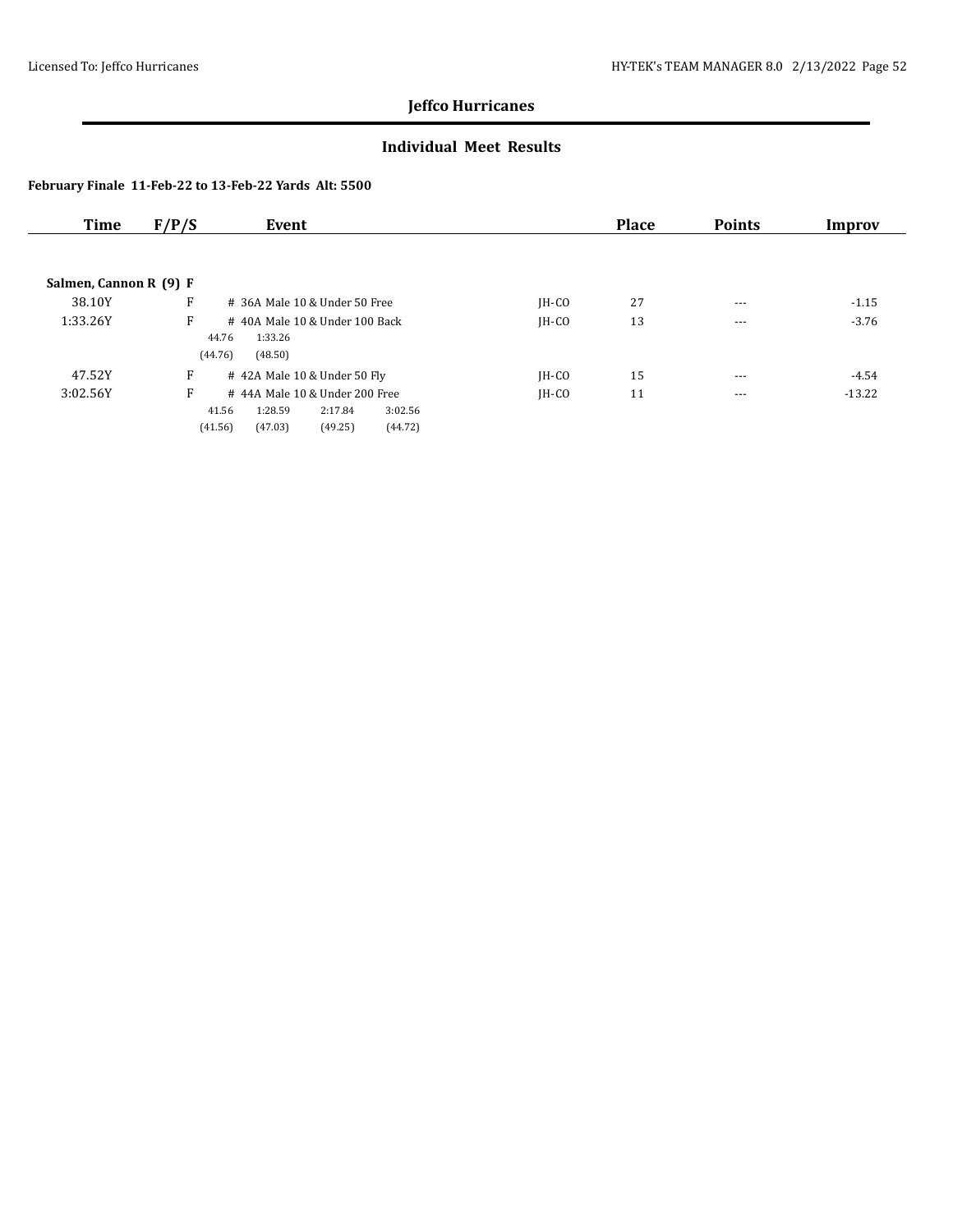## Jeffco Hurricanes

### Individual Meet Results

**February Finale 11-Feb-22 to 13-Feb-22 Yards Alt: 5500**

| Time | F/P/S | Event | | Place | Points | Improv |
|---|---|---|---|---|---|---|
| **Salmen, Cannon R (9) F** | | | | | | |
| 38.10Y | F | # 36A Male 10 & Under 50 Free | JH-CO | 27 | --- | -1.15 |
| 1:33.26Y | F | # 40A Male 10 & Under 100 Back<br>44.76 1:33.26<br>(44.76) (48.50) | JH-CO | 13 | --- | -3.76 |
| 47.52Y | F | # 42A Male 10 & Under 50 Fly | JH-CO | 15 | --- | -4.54 |
| 3:02.56Y | F | # 44A Male 10 & Under 200 Free<br>41.56 1:28.59 2:17.84 3:02.56<br>(41.56) (47.03) (49.25) (44.72) | JH-CO | 11 | --- | -13.22 |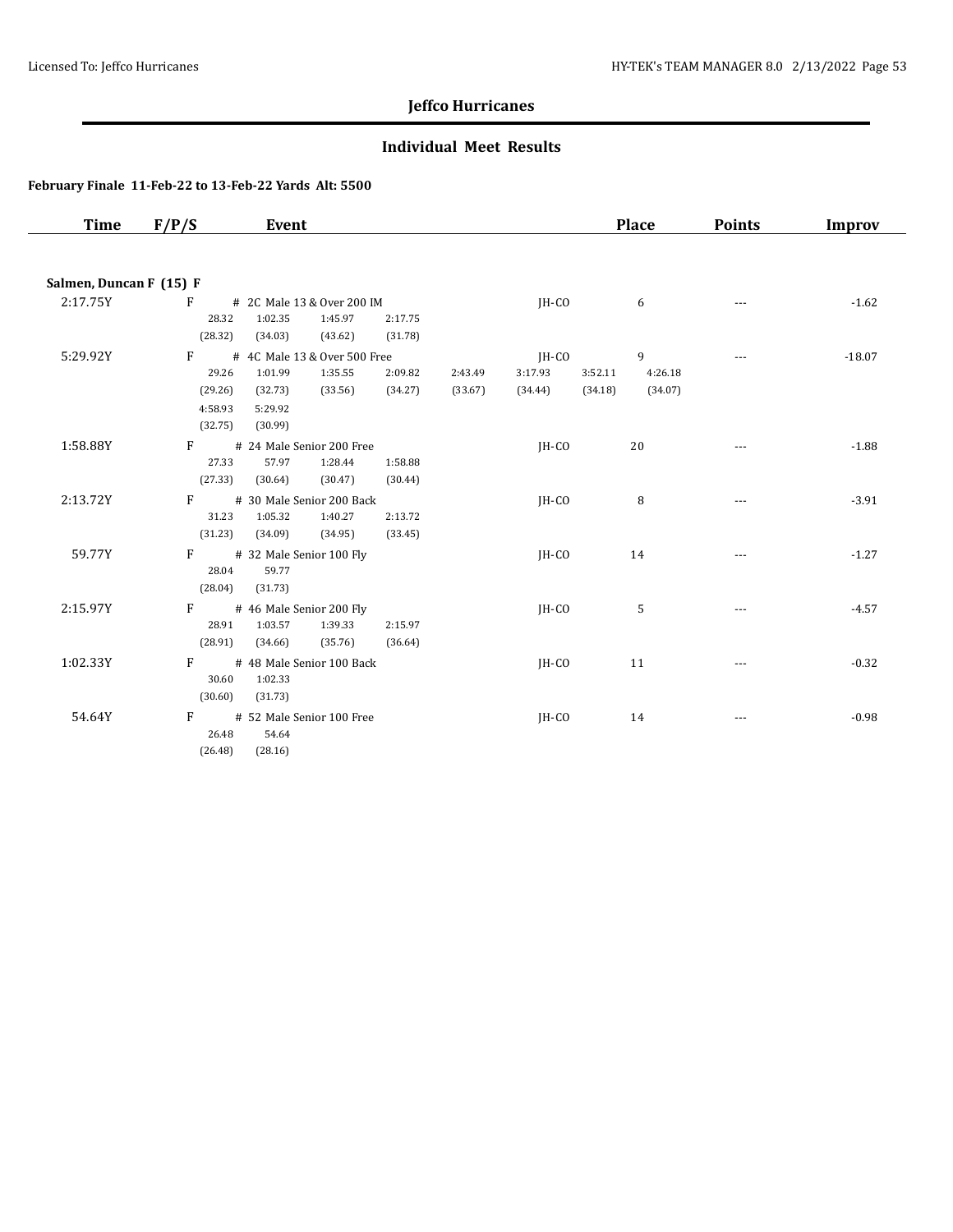# Jeffco Hurricanes

## Individual Meet Results

**February Finale 11-Feb-22 to 13-Feb-22 Yards Alt: 5500**

| Time | F/P/S | Event | | Place | Points | Improv |
|---|---|---|---|---|---|---|
| **Salmen, Duncan F (15) F** | | | | | | |
| 2:17.75Y | F | # 2C Male 13 & Over 200 IM<br>28.32 1:02.35 1:45.97 2:17.75<br>(28.32) (34.03) (43.62) (31.78) | JH-CO | 6 | --- | -1.62 |
| 5:29.92Y | F | # 4C Male 13 & Over 500 Free<br>29.26 1:01.99 1:35.55 2:09.82 2:43.49 3:17.93 3:52.11 4:26.18<br>(29.26) (32.73) (33.56) (34.27) (33.67) (34.44) (34.18) (34.07)<br>4:58.93 5:29.92<br>(32.75) (30.99) | JH-CO | 9 | --- | -18.07 |
| 1:58.88Y | F | # 24 Male Senior 200 Free<br>27.33 57.97 1:28.44 1:58.88<br>(27.33) (30.64) (30.47) (30.44) | JH-CO | 20 | --- | -1.88 |
| 2:13.72Y | F | # 30 Male Senior 200 Back<br>31.23 1:05.32 1:40.27 2:13.72<br>(31.23) (34.09) (34.95) (33.45) | JH-CO | 8 | --- | -3.91 |
| 59.77Y | F | # 32 Male Senior 100 Fly<br>28.04 59.77<br>(28.04) (31.73) | JH-CO | 14 | --- | -1.27 |
| 2:15.97Y | F | # 46 Male Senior 200 Fly<br>28.91 1:03.57 1:39.33 2:15.97<br>(28.91) (34.66) (35.76) (36.64) | JH-CO | 5 | --- | -4.57 |
| 1:02.33Y | F | # 48 Male Senior 100 Back<br>30.60 1:02.33<br>(30.60) (31.73) | JH-CO | 11 | --- | -0.32 |
| 54.64Y | F | # 52 Male Senior 100 Free<br>26.48 54.64<br>(26.48) (28.16) | JH-CO | 14 | --- | -0.98 |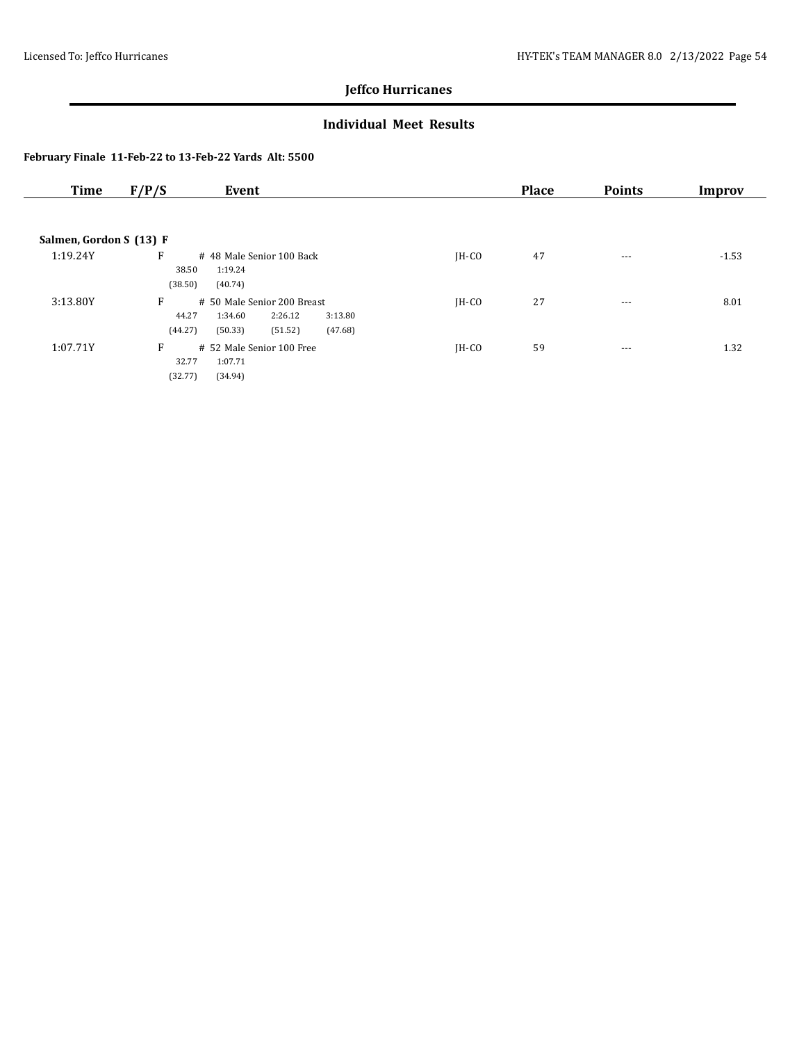## Jeffco Hurricanes

### Individual Meet Results

**February Finale 11-Feb-22 to 13-Feb-22 Yards Alt: 5500**

| Time | F/P/S | Event | | Place | Points | Improv |
|---|---|---|---|---|---|---|
| **Salmen, Gordon S (13) F** | | | | | | |
| 1:19.24Y | F | # 48 Male Senior 100 Back<br>38.50 1:19.24<br>(38.50) (40.74) | JH-CO | 47 | --- | -1.53 |
| 3:13.80Y | F | # 50 Male Senior 200 Breast<br>44.27 1:34.60 2:26.12 3:13.80<br>(44.27) (50.33) (51.52) (47.68) | JH-CO | 27 | --- | 8.01 |
| 1:07.71Y | F | # 52 Male Senior 100 Free<br>32.77 1:07.71<br>(32.77) (34.94) | JH-CO | 59 | --- | 1.32 |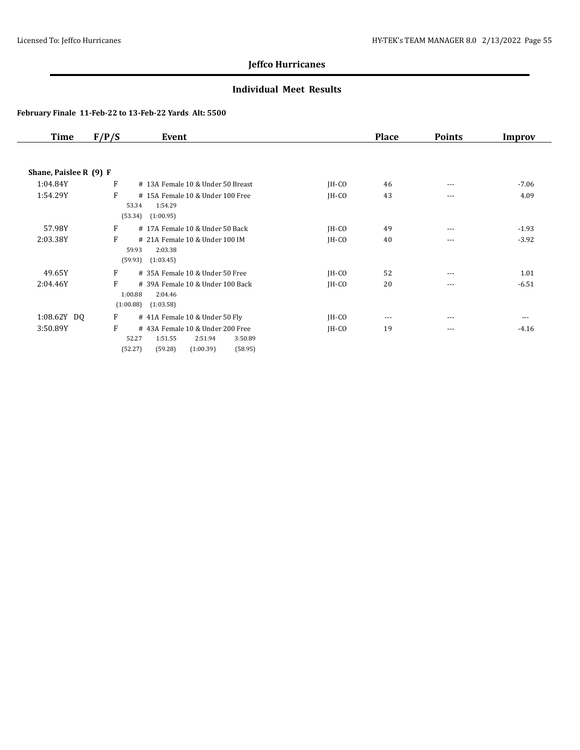## Jeffco Hurricanes

### Individual Meet Results

**February Finale 11-Feb-22 to 13-Feb-22 Yards Alt: 5500**

| Time | F/P/S | Event | | Place | Points | Improv |
|---|---|---|---|---|---|---|
| **Shane, Paislee R (9) F** | | | | | | |
| 1:04.84Y | F | # 13A Female 10 & Under 50 Breast | JH-CO | 46 | --- | -7.06 |
| 1:54.29Y | F | # 15A Female 10 & Under 100 Free<br>53.34 1:54.29<br>(53.34) (1:00.95) | JH-CO | 43 | --- | 4.09 |
| 57.98Y | F | # 17A Female 10 & Under 50 Back | JH-CO | 49 | --- | -1.93 |
| 2:03.38Y | F | # 21A Female 10 & Under 100 IM<br>59.93 2:03.38<br>(59.93) (1:03.45) | JH-CO | 40 | --- | -3.92 |
| 49.65Y | F | # 35A Female 10 & Under 50 Free | JH-CO | 52 | --- | 1.01 |
| 2:04.46Y | F | # 39A Female 10 & Under 100 Back<br>1:00.88 2:04.46<br>(1:00.88) (1:03.58) | JH-CO | 20 | --- | -6.51 |
| 1:08.62Y DQ | F | # 41A Female 10 & Under 50 Fly | JH-CO | --- | --- | --- |
| 3:50.89Y | F | # 43A Female 10 & Under 200 Free<br>52.27 1:51.55 2:51.94 3:50.89<br>(52.27) (59.28) (1:00.39) (58.95) | JH-CO | 19 | --- | -4.16 |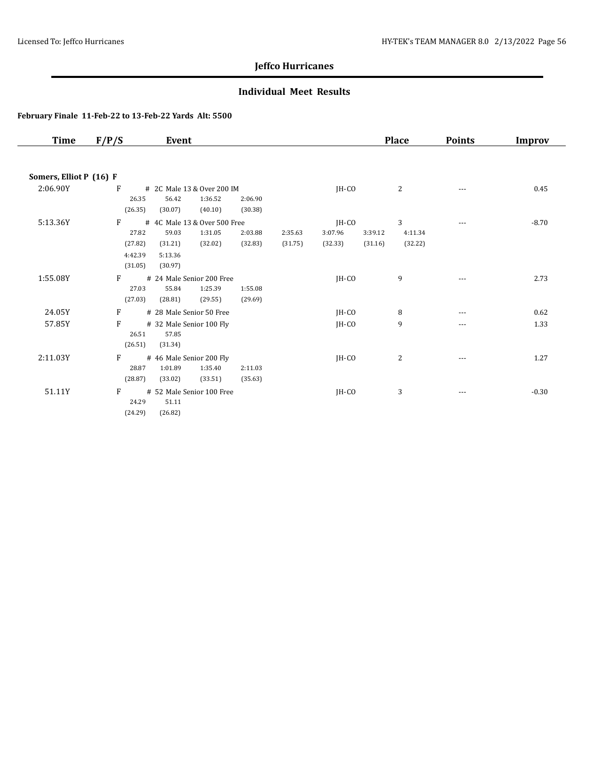## Jeffco Hurricanes

### Individual Meet Results

**February Finale 11-Feb-22 to 13-Feb-22 Yards Alt: 5500**

| Time | F/P/S | Event | | Place | Points | Improv |
|---|---|---|---|---|---|---|
| **Somers, Elliot P (16) F** | | | | | | |
| 2:06.90Y | F | # 2C Male 13 & Over 200 IM<br>26.35 56.42 1:36.52 2:06.90<br>(26.35) (30.07) (40.10) (30.38) | JH-CO | 2 | --- | 0.45 |
| 5:13.36Y | F | # 4C Male 13 & Over 500 Free<br>27.82 59.03 1:31.05 2:03.88 2:35.63 3:07.96 3:39.12 4:11.34<br>(27.82) (31.21) (32.02) (32.83) (31.75) (32.33) (31.16) (32.22)<br>4:42.39 5:13.36<br>(31.05) (30.97) | JH-CO | 3 | --- | -8.70 |
| 1:55.08Y | F | # 24 Male Senior 200 Free<br>27.03 55.84 1:25.39 1:55.08<br>(27.03) (28.81) (29.55) (29.69) | JH-CO | 9 | --- | 2.73 |
| 24.05Y | F | # 28 Male Senior 50 Free | JH-CO | 8 | --- | 0.62 |
| 57.85Y | F | # 32 Male Senior 100 Fly<br>26.51 57.85<br>(26.51) (31.34) | JH-CO | 9 | --- | 1.33 |
| 2:11.03Y | F | # 46 Male Senior 200 Fly<br>28.87 1:01.89 1:35.40 2:11.03<br>(28.87) (33.02) (33.51) (35.63) | JH-CO | 2 | --- | 1.27 |
| 51.11Y | F | # 52 Male Senior 100 Free<br>24.29 51.11<br>(24.29) (26.82) | JH-CO | 3 | --- | -0.30 |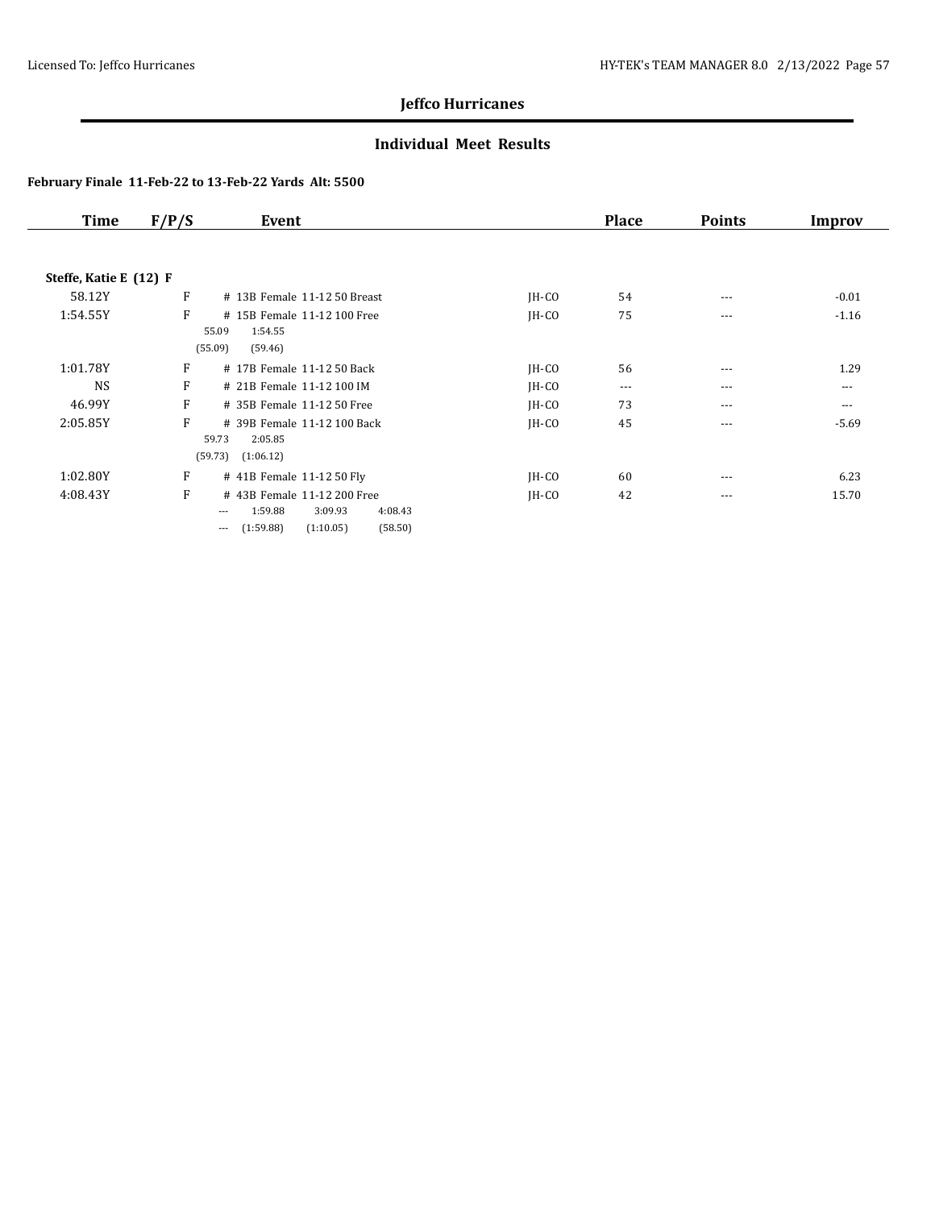## Jeffco Hurricanes

### Individual Meet Results

**February Finale 11-Feb-22 to 13-Feb-22 Yards Alt: 5500**

| Time | F/P/S | Event | | Place | Points | Improv |
|---|---|---|---|---|---|---|
| **Steffe, Katie E (12) F** | | | | | | |
| 58.12Y | F | # 13B Female 11-12 50 Breast | JH-CO | 54 | --- | -0.01 |
| 1:54.55Y | F | # 15B Female 11-12 100 Free<br>55.09 1:54.55<br>(55.09) (59.46) | JH-CO | 75 | --- | -1.16 |
| 1:01.78Y | F | # 17B Female 11-12 50 Back | JH-CO | 56 | --- | 1.29 |
| NS | F | # 21B Female 11-12 100 IM | JH-CO | --- | --- | --- |
| 46.99Y | F | # 35B Female 11-12 50 Free | JH-CO | 73 | --- | --- |
| 2:05.85Y | F | # 39B Female 11-12 100 Back<br>59.73 2:05.85<br>(59.73) (1:06.12) | JH-CO | 45 | --- | -5.69 |
| 1:02.80Y | F | # 41B Female 11-12 50 Fly | JH-CO | 60 | --- | 6.23 |
| 4:08.43Y | F | # 43B Female 11-12 200 Free<br>--- 1:59.88 3:09.93 4:08.43<br>--- (1:59.88) (1:10.05) (58.50) | JH-CO | 42 | --- | 15.70 |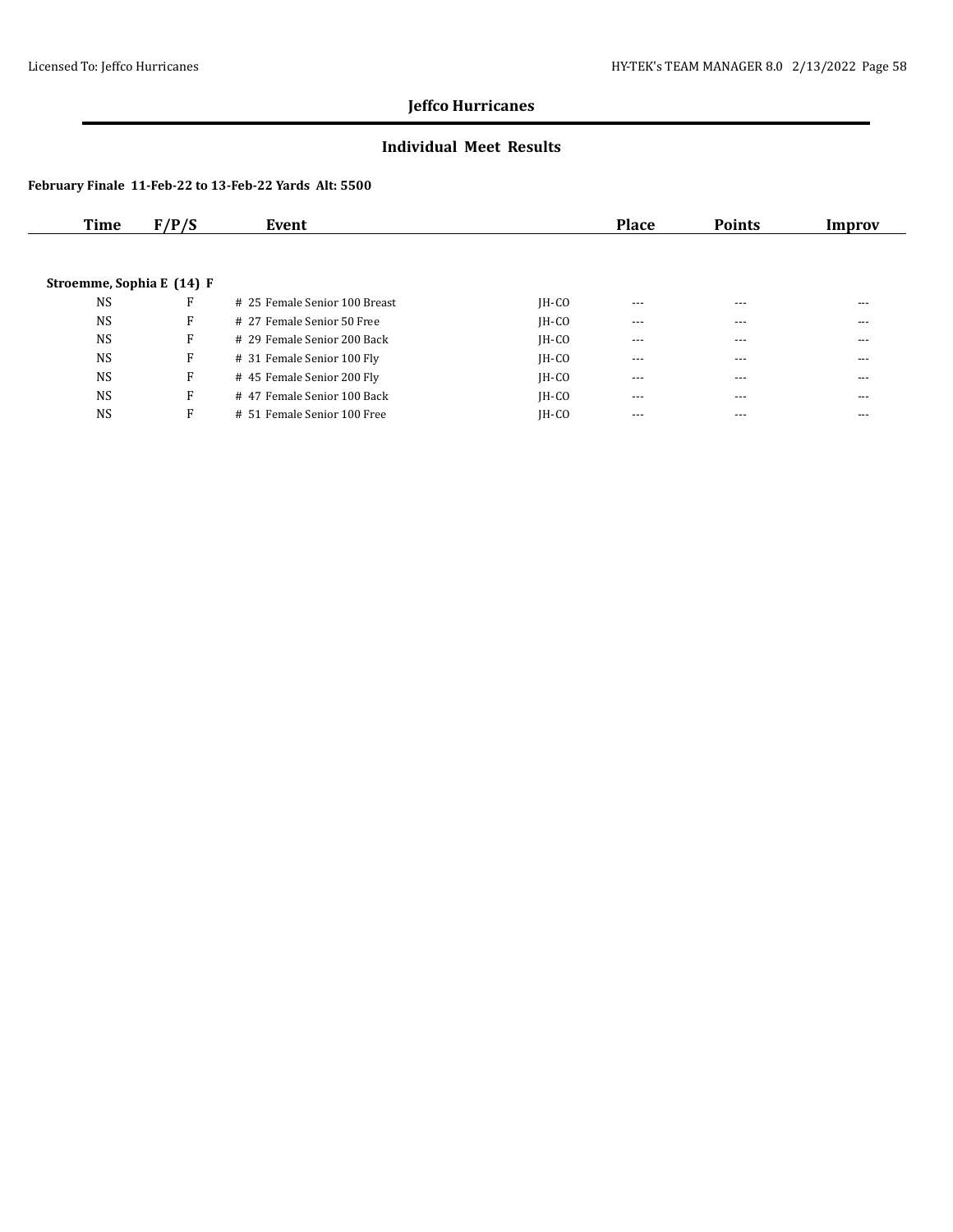## Jeffco Hurricanes

### Individual Meet Results

**February Finale 11-Feb-22 to 13-Feb-22 Yards Alt: 5500**

| Time | F/P/S | Event | | Place | Points | Improv |
|---|---|---|---|---|---|---|
| **Stroemme, Sophia E (14) F** | | | | | | |
| NS | F | # 25 Female Senior 100 Breast | JH-CO | --- | --- | --- |
| NS | F | # 27 Female Senior 50 Free | JH-CO | --- | --- | --- |
| NS | F | # 29 Female Senior 200 Back | JH-CO | --- | --- | --- |
| NS | F | # 31 Female Senior 100 Fly | JH-CO | --- | --- | --- |
| NS | F | # 45 Female Senior 200 Fly | JH-CO | --- | --- | --- |
| NS | F | # 47 Female Senior 100 Back | JH-CO | --- | --- | --- |
| NS | F | # 51 Female Senior 100 Free | JH-CO | --- | --- | --- |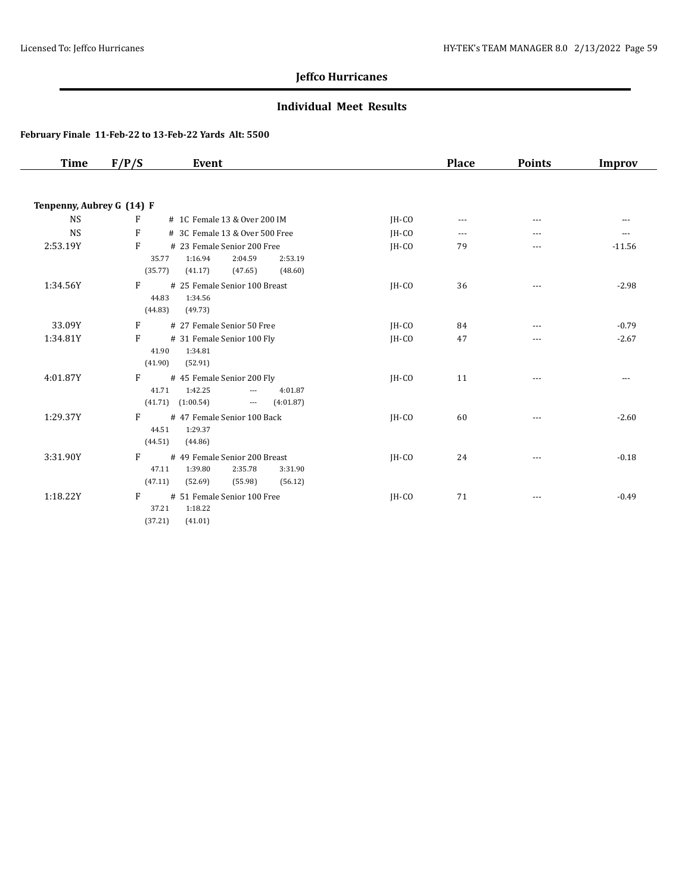## Jeffco Hurricanes

### Individual Meet Results

**February Finale 11-Feb-22 to 13-Feb-22 Yards Alt: 5500**

| Time | F/P/S | Event | | Place | Points | Improv |
|---|---|---|---|---|---|---|
| **Tenpenny, Aubrey G (14) F** | | | | | | |
| NS | F | # 1C Female 13 & Over 200 IM | JH-CO | --- | --- | --- |
| NS | F | # 3C Female 13 & Over 500 Free | JH-CO | --- | --- | --- |
| 2:53.19Y | F | # 23 Female Senior 200 Free<br>35.77 1:16.94 2:04.59 2:53.19<br>(35.77) (41.17) (47.65) (48.60) | JH-CO | 79 | --- | -11.56 |
| 1:34.56Y | F | # 25 Female Senior 100 Breast<br>44.83 1:34.56<br>(44.83) (49.73) | JH-CO | 36 | --- | -2.98 |
| 33.09Y | F | # 27 Female Senior 50 Free | JH-CO | 84 | --- | -0.79 |
| 1:34.81Y | F | # 31 Female Senior 100 Fly<br>41.90 1:34.81<br>(41.90) (52.91) | JH-CO | 47 | --- | -2.67 |
| 4:01.87Y | F | # 45 Female Senior 200 Fly<br>41.71 1:42.25 --- 4:01.87<br>(41.71) (1:00.54) --- (4:01.87) | JH-CO | 11 | --- | --- |
| 1:29.37Y | F | # 47 Female Senior 100 Back<br>44.51 1:29.37<br>(44.51) (44.86) | JH-CO | 60 | --- | -2.60 |
| 3:31.90Y | F | # 49 Female Senior 200 Breast<br>47.11 1:39.80 2:35.78 3:31.90<br>(47.11) (52.69) (55.98) (56.12) | JH-CO | 24 | --- | -0.18 |
| 1:18.22Y | F | # 51 Female Senior 100 Free<br>37.21 1:18.22<br>(37.21) (41.01) | JH-CO | 71 | --- | -0.49 |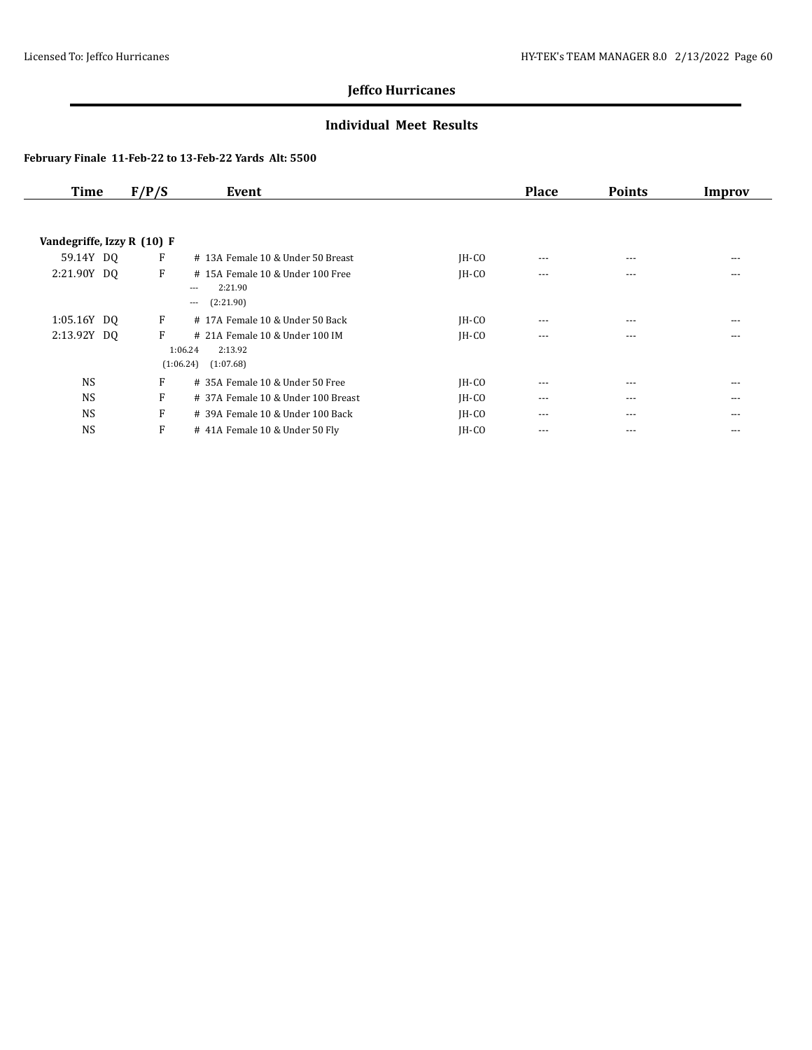**Jeffco Hurricanes**

**Individual Meet Results**

**February Finale 11-Feb-22 to 13-Feb-22 Yards Alt: 5500**

| Time | F/P/S | Event | | Place | Points | Improv |
|---|---|---|---|---|---|---|
| **Vandegriffe, Izzy R (10) F** | | | | | | |
| 59.14Y DQ | F | # 13A Female 10 & Under 50 Breast | JH-CO | --- | --- | --- |
| 2:21.90Y DQ | F | # 15A Female 10 & Under 100 Free | JH-CO | --- | --- | --- |
| | | --- 2:21.90 | | | | |
| | | --- (2:21.90) | | | | |
| 1:05.16Y DQ | F | # 17A Female 10 & Under 50 Back | JH-CO | --- | --- | --- |
| 2:13.92Y DQ | F | # 21A Female 10 & Under 100 IM | JH-CO | --- | --- | --- |
| | | 1:06.24 2:13.92 | | | | |
| | | (1:06.24) (1:07.68) | | | | |
| NS | F | # 35A Female 10 & Under 50 Free | JH-CO | --- | --- | --- |
| NS | F | # 37A Female 10 & Under 100 Breast | JH-CO | --- | --- | --- |
| NS | F | # 39A Female 10 & Under 100 Back | JH-CO | --- | --- | --- |
| NS | F | # 41A Female 10 & Under 50 Fly | JH-CO | --- | --- | --- |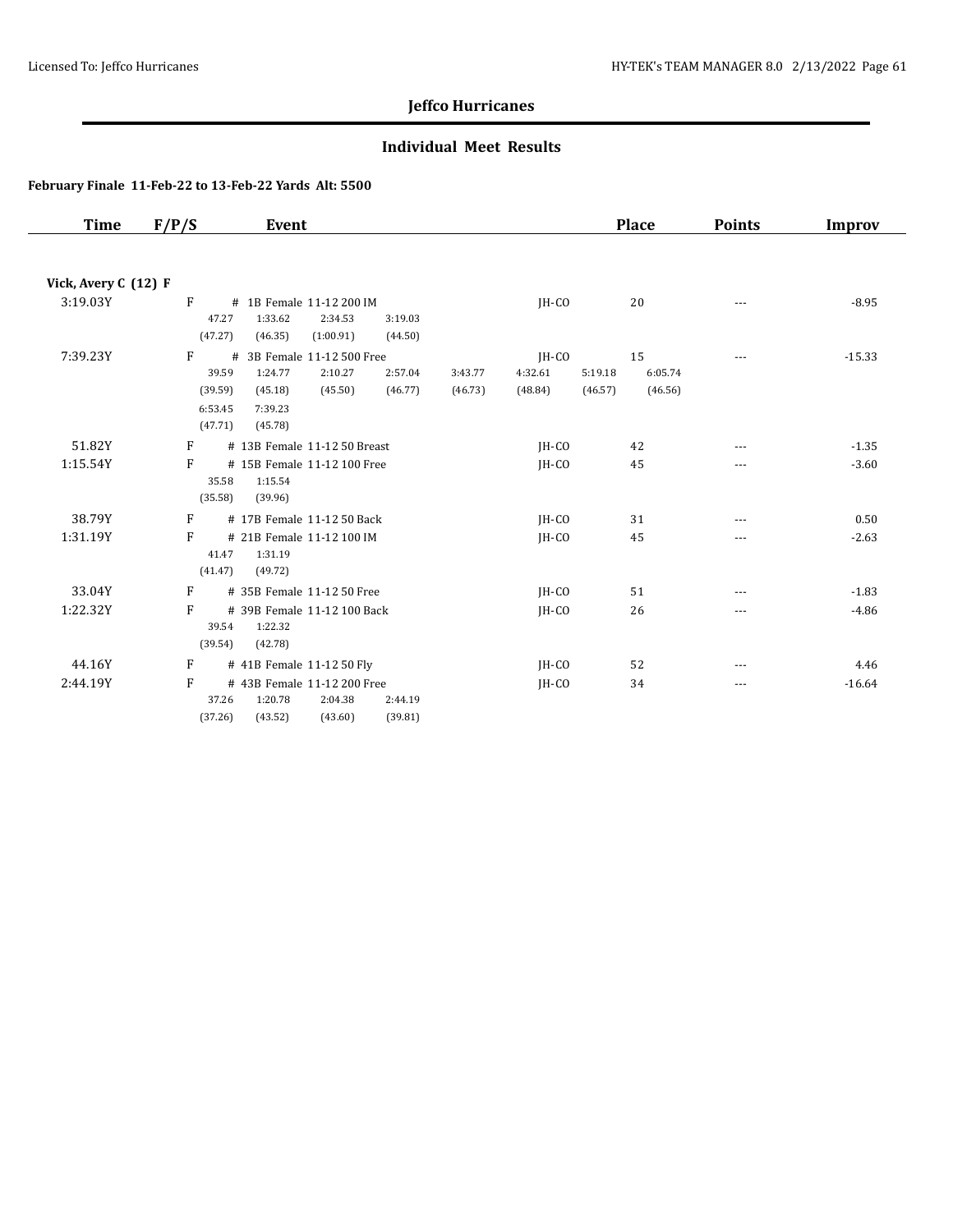# Jeffco Hurricanes

## Individual Meet Results

**February Finale 11-Feb-22 to 13-Feb-22 Yards Alt: 5500**

| Time | F/P/S | Event | | Place | Points | Improv |
|---|---|---|---|---|---|---|
| **Vick, Avery C (12) F** | | | | | | |
| 3:19.03Y | F | # 1B Female 11-12 200 IM | JH-CO | 20 | --- | -8.95 |
| | | 47.27 (47.27) 1:33.62 (46.35) 2:34.53 (1:00.91) 3:19.03 (44.50) | | | | |
| 7:39.23Y | F | # 3B Female 11-12 500 Free | JH-CO | 15 | --- | -15.33 |
| | | 39.59 (39.59) 1:24.77 (45.18) 2:10.27 (45.50) 2:57.04 (46.77) 3:43.77 (46.73) 4:32.61 (48.84) 5:19.18 (46.57) 6:05.74 (46.56) 6:53.45 (47.71) 7:39.23 (45.78) | | | | |
| 51.82Y | F | # 13B Female 11-12 50 Breast | JH-CO | 42 | --- | -1.35 |
| 1:15.54Y | F | # 15B Female 11-12 100 Free | JH-CO | 45 | --- | -3.60 |
| | | 35.58 (35.58) 1:15.54 (39.96) | | | | |
| 38.79Y | F | # 17B Female 11-12 50 Back | JH-CO | 31 | --- | 0.50 |
| 1:31.19Y | F | # 21B Female 11-12 100 IM | JH-CO | 45 | --- | -2.63 |
| | | 41.47 (41.47) 1:31.19 (49.72) | | | | |
| 33.04Y | F | # 35B Female 11-12 50 Free | JH-CO | 51 | --- | -1.83 |
| 1:22.32Y | F | # 39B Female 11-12 100 Back | JH-CO | 26 | --- | -4.86 |
| | | 39.54 (39.54) 1:22.32 (42.78) | | | | |
| 44.16Y | F | # 41B Female 11-12 50 Fly | JH-CO | 52 | --- | 4.46 |
| 2:44.19Y | F | # 43B Female 11-12 200 Free | JH-CO | 34 | --- | -16.64 |
| | | 37.26 (37.26) 1:20.78 (43.52) 2:04.38 (43.60) 2:44.19 (39.81) | | | | |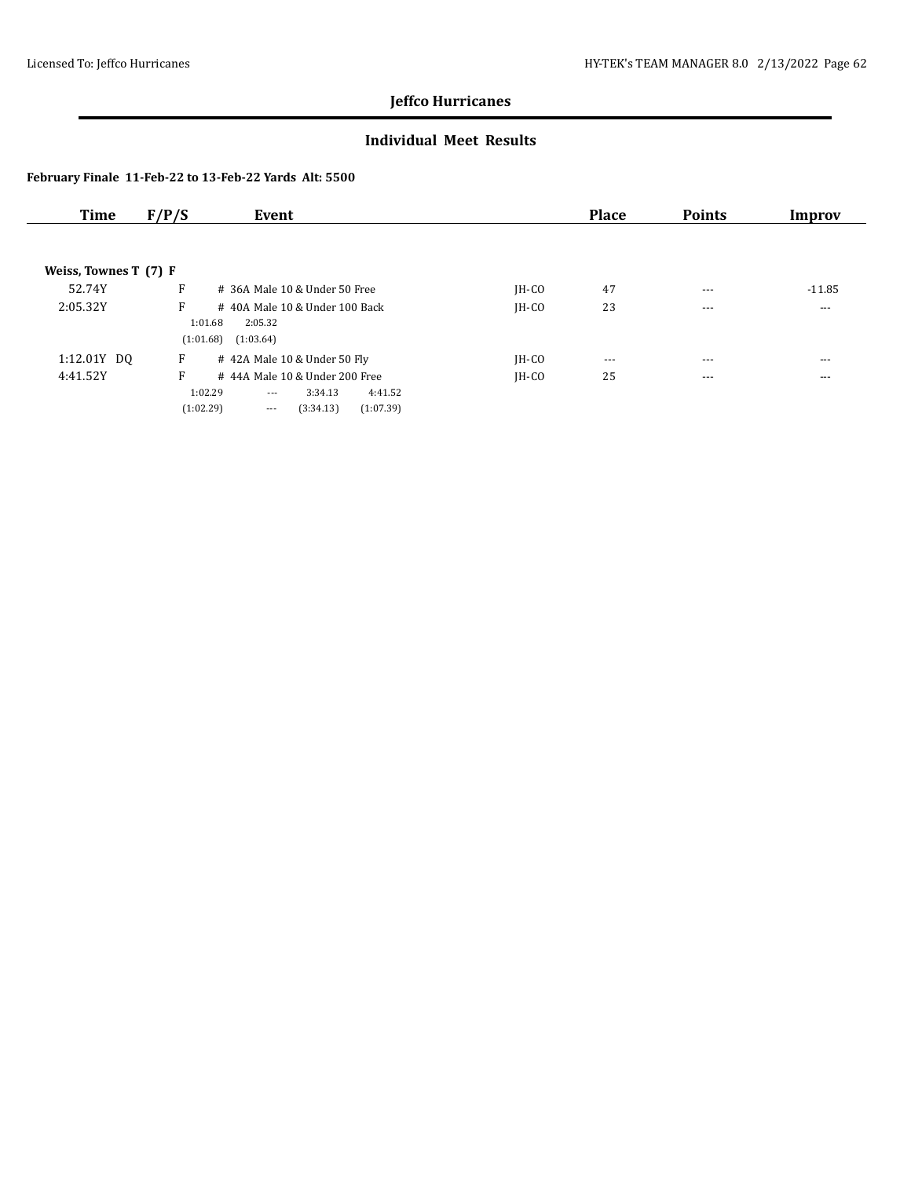## Jeffco Hurricanes

### Individual Meet Results

**February Finale 11-Feb-22 to 13-Feb-22 Yards Alt: 5500**

| Time | F/P/S | Event | | Place | Points | Improv |
|---|---|---|---|---|---|---|
| **Weiss, Townes T (7) F** | | | | | | |
| 52.74Y | F | # 36A Male 10 & Under 50 Free | JH-CO | 47 | --- | -11.85 |
| 2:05.32Y | F | # 40A Male 10 & Under 100 Back | JH-CO | 23 | --- | --- |
| | | 1:01.68 2:05.32 | | | | |
| | | (1:01.68) (1:03.64) | | | | |
| 1:12.01Y DQ | F | # 42A Male 10 & Under 50 Fly | JH-CO | --- | --- | --- |
| 4:41.52Y | F | # 44A Male 10 & Under 200 Free | JH-CO | 25 | --- | --- |
| | | 1:02.29 --- 3:34.13 4:41.52 | | | | |
| | | (1:02.29) --- (3:34.13) (1:07.39) | | | | |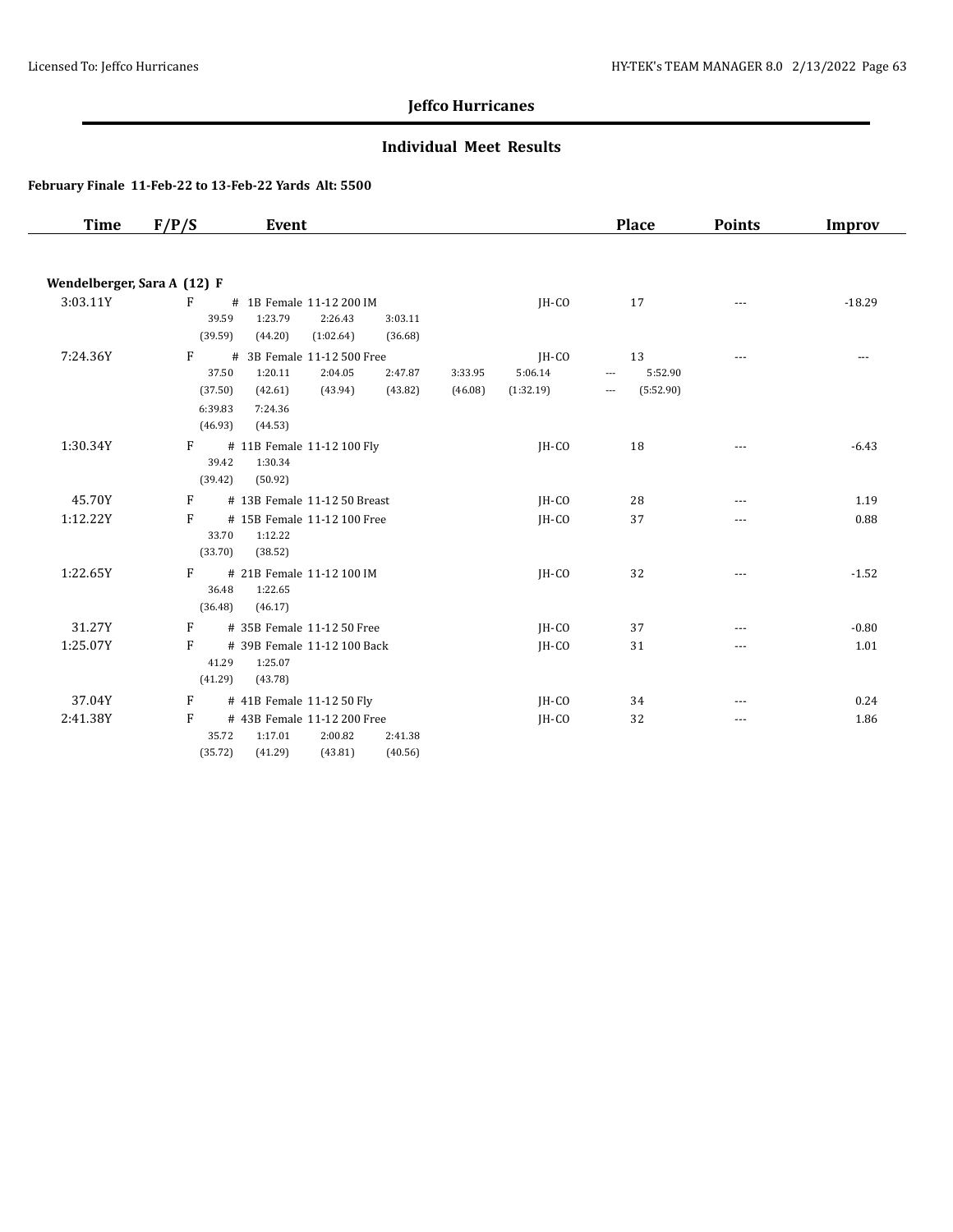## Jeffco Hurricanes

### Individual Meet Results

**February Finale 11-Feb-22 to 13-Feb-22 Yards Alt: 5500**

| Time | F/P/S | Event | | Place | Points | Improv |
|---|---|---|---|---|---|---|

**Wendelberger, Sara A (12) F**

| Time | F/P/S | Event | | Place | Points | Improv |
|---|---|---|---|---|---|---|
| 3:03.11Y | F | # 1B Female 11-12 200 IM | JH-CO | 17 | --- | -18.29 |
| | | 39.59 1:23.79 2:26.43 3:03.11 | | | | |
| | | (39.59) (44.20) (1:02.64) (36.68) | | | | |
| 7:24.36Y | F | # 3B Female 11-12 500 Free | JH-CO | 13 | --- | --- |
| | | 37.50 1:20.11 2:04.05 2:47.87 3:33.95 5:06.14 --- 5:52.90 | | | | |
| | | (37.50) (42.61) (43.94) (43.82) (46.08) (1:32.19) --- (5:52.90) | | | | |
| | | 6:39.83 7:24.36 | | | | |
| | | (46.93) (44.53) | | | | |
| 1:30.34Y | F | # 11B Female 11-12 100 Fly | JH-CO | 18 | --- | -6.43 |
| | | 39.42 1:30.34 | | | | |
| | | (39.42) (50.92) | | | | |
| 45.70Y | F | # 13B Female 11-12 50 Breast | JH-CO | 28 | --- | 1.19 |
| 1:12.22Y | F | # 15B Female 11-12 100 Free | JH-CO | 37 | --- | 0.88 |
| | | 33.70 1:12.22 | | | | |
| | | (33.70) (38.52) | | | | |
| 1:22.65Y | F | # 21B Female 11-12 100 IM | JH-CO | 32 | --- | -1.52 |
| | | 36.48 1:22.65 | | | | |
| | | (36.48) (46.17) | | | | |
| 31.27Y | F | # 35B Female 11-12 50 Free | JH-CO | 37 | --- | -0.80 |
| 1:25.07Y | F | # 39B Female 11-12 100 Back | JH-CO | 31 | --- | 1.01 |
| | | 41.29 1:25.07 | | | | |
| | | (41.29) (43.78) | | | | |
| 37.04Y | F | # 41B Female 11-12 50 Fly | JH-CO | 34 | --- | 0.24 |
| 2:41.38Y | F | # 43B Female 11-12 200 Free | JH-CO | 32 | --- | 1.86 |
| | | 35.72 1:17.01 2:00.82 2:41.38 | | | | |
| | | (35.72) (41.29) (43.81) (40.56) | | | | |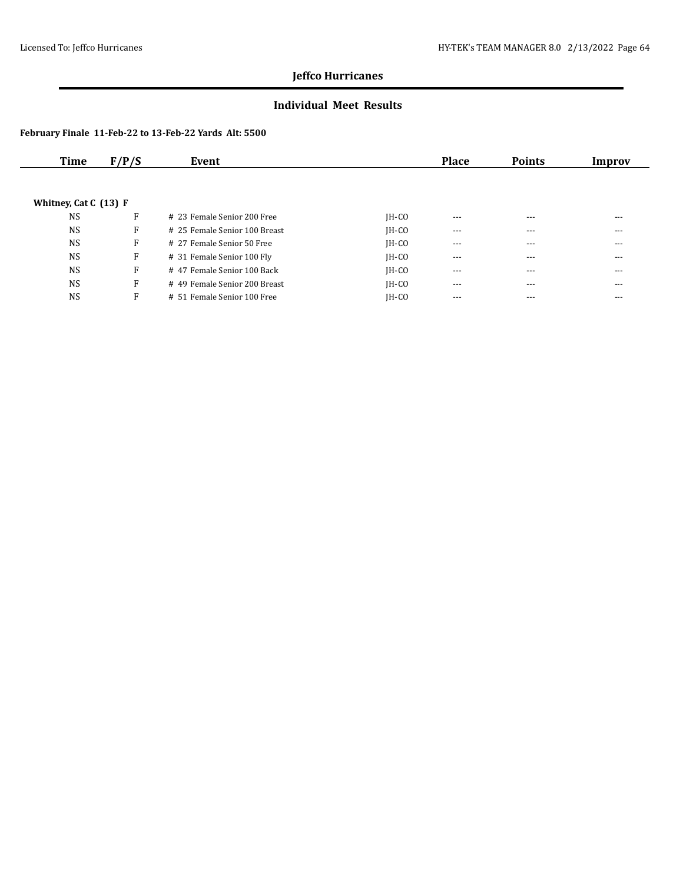## Jeffco Hurricanes

### Individual Meet Results

**February Finale 11-Feb-22 to 13-Feb-22 Yards Alt: 5500**

| Time | F/P/S | Event | | Place | Points | Improv |
|---|---|---|---|---|---|---|
| **Whitney, Cat C (13) F** | | | | | | |
| NS | F | # 23 Female Senior 200 Free | JH-CO | --- | --- | --- |
| NS | F | # 25 Female Senior 100 Breast | JH-CO | --- | --- | --- |
| NS | F | # 27 Female Senior 50 Free | JH-CO | --- | --- | --- |
| NS | F | # 31 Female Senior 100 Fly | JH-CO | --- | --- | --- |
| NS | F | # 47 Female Senior 100 Back | JH-CO | --- | --- | --- |
| NS | F | # 49 Female Senior 200 Breast | JH-CO | --- | --- | --- |
| NS | F | # 51 Female Senior 100 Free | JH-CO | --- | --- | --- |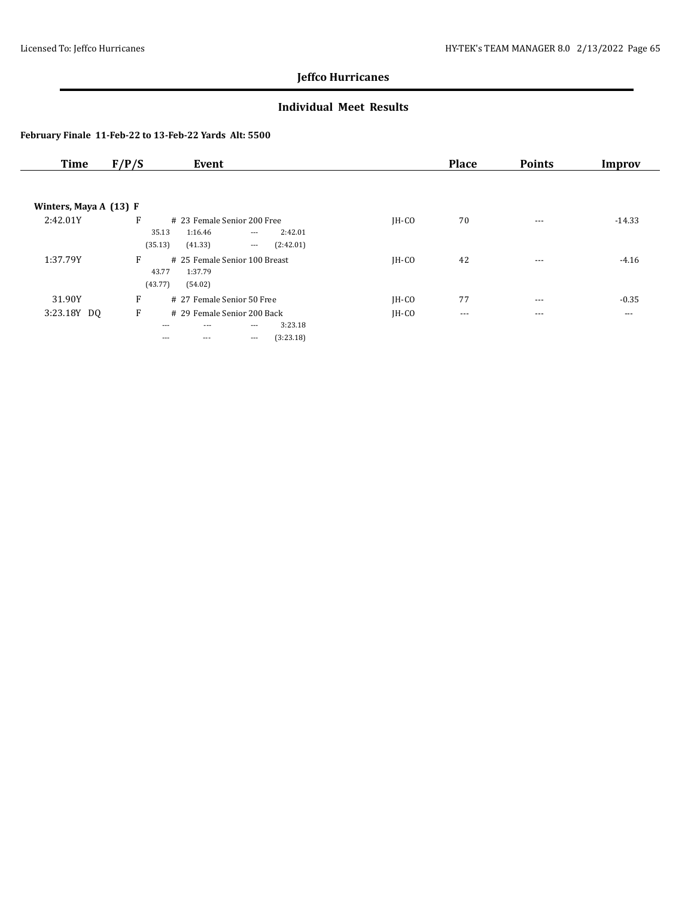## Jeffco Hurricanes

### Individual Meet Results

**February Finale 11-Feb-22 to 13-Feb-22 Yards Alt: 5500**

| Time | F/P/S | Event | | Place | Points | Improv |
|---|---|---|---|---|---|---|
| **Winters, Maya A (13) F** | | | | | | |
| 2:42.01Y | F | # 23 Female Senior 200 Free | JH-CO | 70 | --- | -14.33 |
| | | 35.13 1:16.46 --- 2:42.01 | | | | |
| | | (35.13) (41.33) --- (2:42.01) | | | | |
| 1:37.79Y | F | # 25 Female Senior 100 Breast | JH-CO | 42 | --- | -4.16 |
| | | 43.77 1:37.79 | | | | |
| | | (43.77) (54.02) | | | | |
| 31.90Y | F | # 27 Female Senior 50 Free | JH-CO | 77 | --- | -0.35 |
| 3:23.18Y DQ | F | # 29 Female Senior 200 Back | JH-CO | --- | --- | --- |
| | | --- --- --- 3:23.18 | | | | |
| | | --- --- --- (3:23.18) | | | | |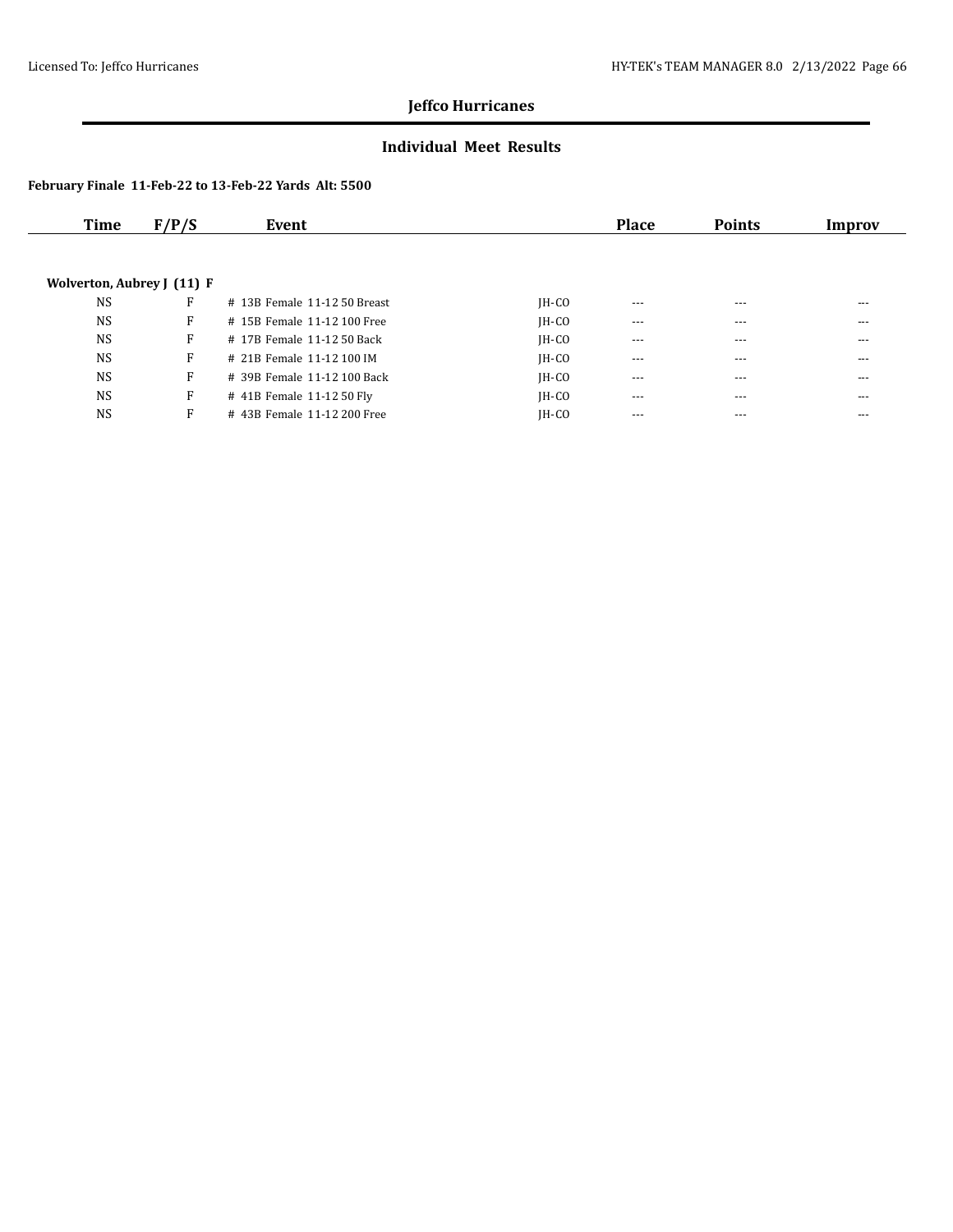**Jeffco Hurricanes**

**Individual Meet Results**

**February Finale 11-Feb-22 to 13-Feb-22 Yards Alt: 5500**

| Time | F/P/S | Event | | Place | Points | Improv |
|---|---|---|---|---|---|---|
| **Wolverton, Aubrey J (11) F** | | | | | | |
| NS | F | # 13B Female 11-12 50 Breast | JH-CO | --- | --- | --- |
| NS | F | # 15B Female 11-12 100 Free | JH-CO | --- | --- | --- |
| NS | F | # 17B Female 11-12 50 Back | JH-CO | --- | --- | --- |
| NS | F | # 21B Female 11-12 100 IM | JH-CO | --- | --- | --- |
| NS | F | # 39B Female 11-12 100 Back | JH-CO | --- | --- | --- |
| NS | F | # 41B Female 11-12 50 Fly | JH-CO | --- | --- | --- |
| NS | F | # 43B Female 11-12 200 Free | JH-CO | --- | --- | --- |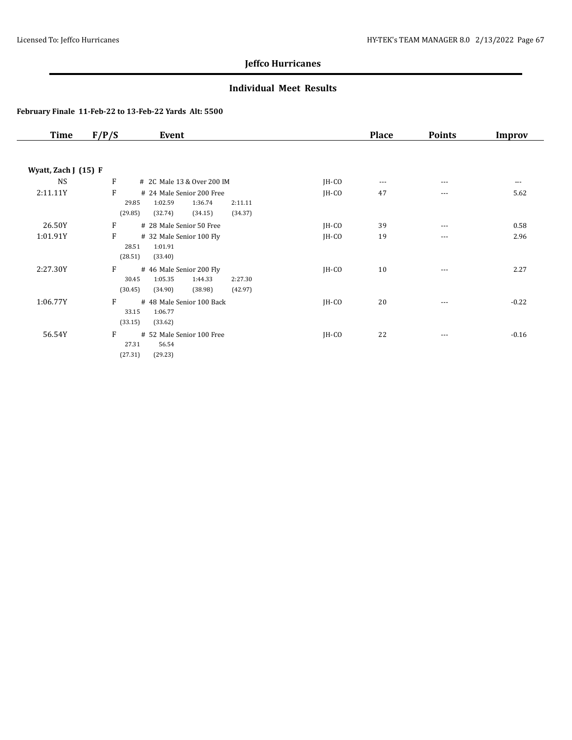## Jeffco Hurricanes

### Individual Meet Results

**February Finale 11-Feb-22 to 13-Feb-22 Yards Alt: 5500**

| Time | F/P/S | Event | | Place | Points | Improv |
|---|---|---|---|---|---|---|
| **Wyatt, Zach J (15) F** | | | | | | |
| NS | F | # 2C Male 13 & Over 200 IM | JH-CO | --- | --- | --- |
| 2:11.11Y | F | # 24 Male Senior 200 Free<br>29.85 1:02.59 1:36.74 2:11.11<br>(29.85) (32.74) (34.15) (34.37) | JH-CO | 47 | --- | 5.62 |
| 26.50Y | F | # 28 Male Senior 50 Free | JH-CO | 39 | --- | 0.58 |
| 1:01.91Y | F | # 32 Male Senior 100 Fly<br>28.51 1:01.91<br>(28.51) (33.40) | JH-CO | 19 | --- | 2.96 |
| 2:27.30Y | F | # 46 Male Senior 200 Fly<br>30.45 1:05.35 1:44.33 2:27.30<br>(30.45) (34.90) (38.98) (42.97) | JH-CO | 10 | --- | 2.27 |
| 1:06.77Y | F | # 48 Male Senior 100 Back<br>33.15 1:06.77<br>(33.15) (33.62) | JH-CO | 20 | --- | -0.22 |
| 56.54Y | F | # 52 Male Senior 100 Free<br>27.31 56.54<br>(27.31) (29.23) | JH-CO | 22 | --- | -0.16 |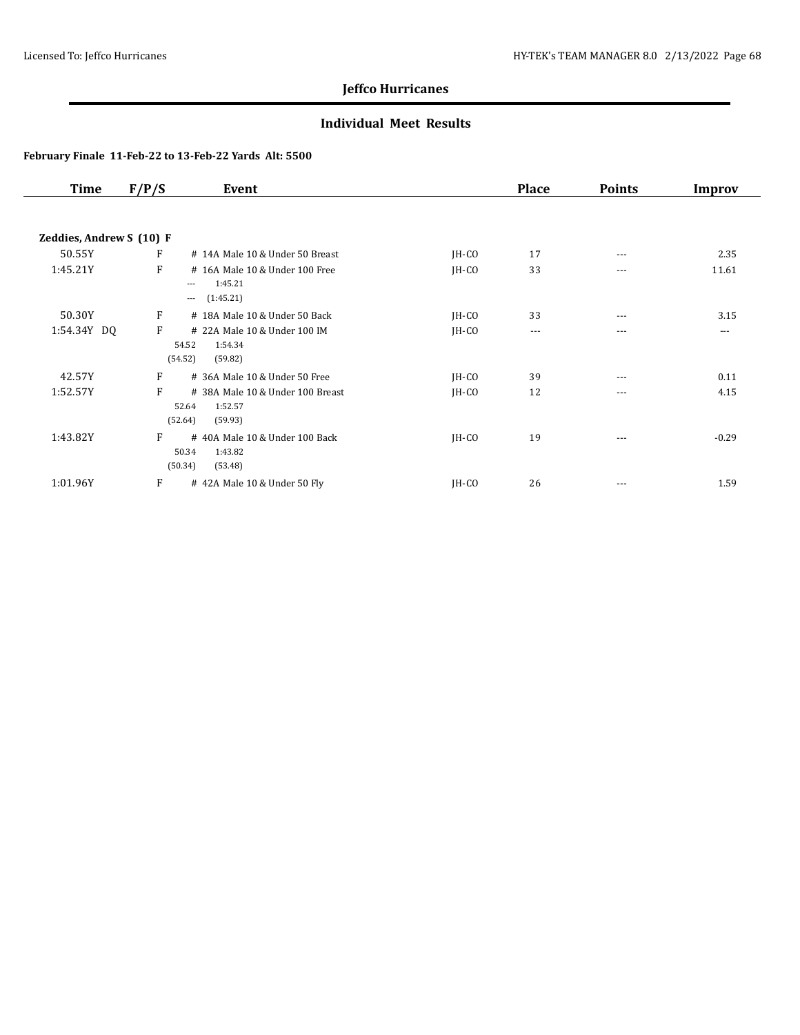# Jeffco Hurricanes

## Individual Meet Results

**February Finale 11-Feb-22 to 13-Feb-22 Yards Alt: 5500**

| Time | F/P/S | Event | | Place | Points | Improv |
|---|---|---|---|---|---|---|
| **Zeddies, Andrew S (10) F** | | | | | | |
| 50.55Y | F | # 14A Male 10 & Under 50 Breast | JH-CO | 17 | --- | 2.35 |
| 1:45.21Y | F | # 16A Male 10 & Under 100 Free<br>--- 1:45.21<br>--- (1:45.21) | JH-CO | 33 | --- | 11.61 |
| 50.30Y | F | # 18A Male 10 & Under 50 Back | JH-CO | 33 | --- | 3.15 |
| 1:54.34Y DQ | F | # 22A Male 10 & Under 100 IM<br>54.52 1:54.34<br>(54.52) (59.82) | JH-CO | --- | --- | --- |
| 42.57Y | F | # 36A Male 10 & Under 50 Free | JH-CO | 39 | --- | 0.11 |
| 1:52.57Y | F | # 38A Male 10 & Under 100 Breast<br>52.64 1:52.57<br>(52.64) (59.93) | JH-CO | 12 | --- | 4.15 |
| 1:43.82Y | F | # 40A Male 10 & Under 100 Back<br>50.34 1:43.82<br>(50.34) (53.48) | JH-CO | 19 | --- | -0.29 |
| 1:01.96Y | F | # 42A Male 10 & Under 50 Fly | JH-CO | 26 | --- | 1.59 |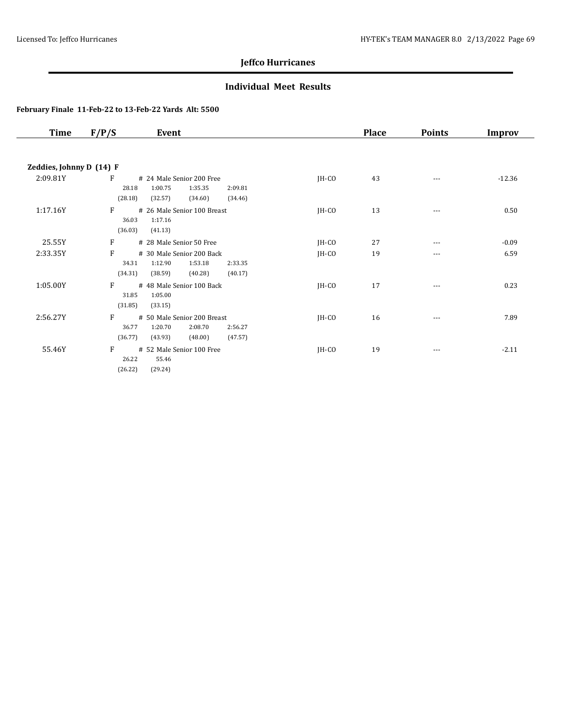## Jeffco Hurricanes

### Individual Meet Results

**February Finale 11-Feb-22 to 13-Feb-22 Yards Alt: 5500**

| Time | F/P/S | Event | | Place | Points | Improv |
|---|---|---|---|---|---|---|
| **Zeddies, Johnny D (14) F** | | | | | | |
| 2:09.81Y | F | # 24 Male Senior 200 Free<br>28.18 1:00.75 1:35.35 2:09.81<br>(28.18) (32.57) (34.60) (34.46) | JH-CO | 43 | --- | -12.36 |
| 1:17.16Y | F | # 26 Male Senior 100 Breast<br>36.03 1:17.16<br>(36.03) (41.13) | JH-CO | 13 | --- | 0.50 |
| 25.55Y | F | # 28 Male Senior 50 Free | JH-CO | 27 | --- | -0.09 |
| 2:33.35Y | F | # 30 Male Senior 200 Back<br>34.31 1:12.90 1:53.18 2:33.35<br>(34.31) (38.59) (40.28) (40.17) | JH-CO | 19 | --- | 6.59 |
| 1:05.00Y | F | # 48 Male Senior 100 Back<br>31.85 1:05.00<br>(31.85) (33.15) | JH-CO | 17 | --- | 0.23 |
| 2:56.27Y | F | # 50 Male Senior 200 Breast<br>36.77 1:20.70 2:08.70 2:56.27<br>(36.77) (43.93) (48.00) (47.57) | JH-CO | 16 | --- | 7.89 |
| 55.46Y | F | # 52 Male Senior 100 Free<br>26.22 55.46<br>(26.22) (29.24) | JH-CO | 19 | --- | -2.11 |